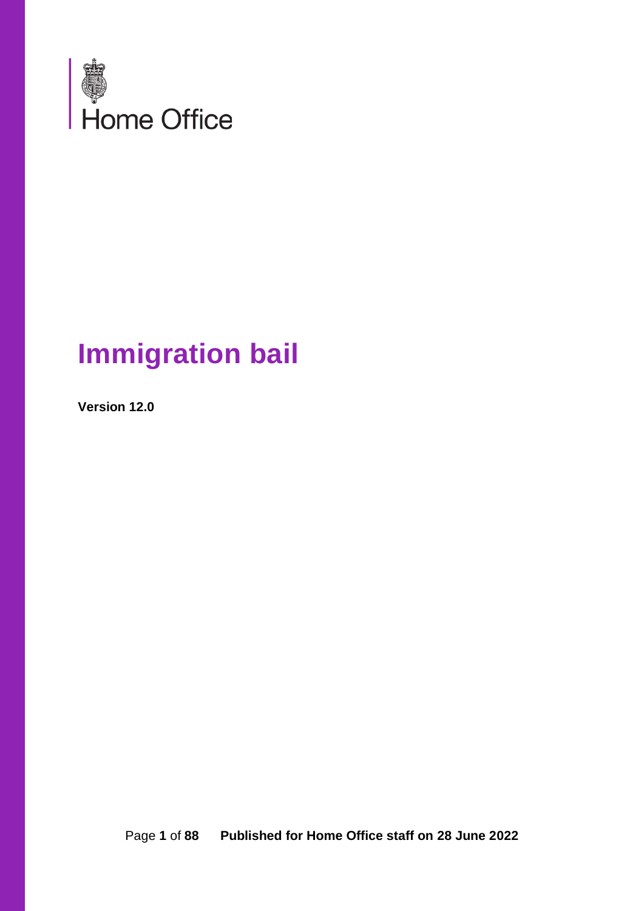Home Office

# Immigration bail

**Version 12.0**

Published for Home Office staff on 28 June 2022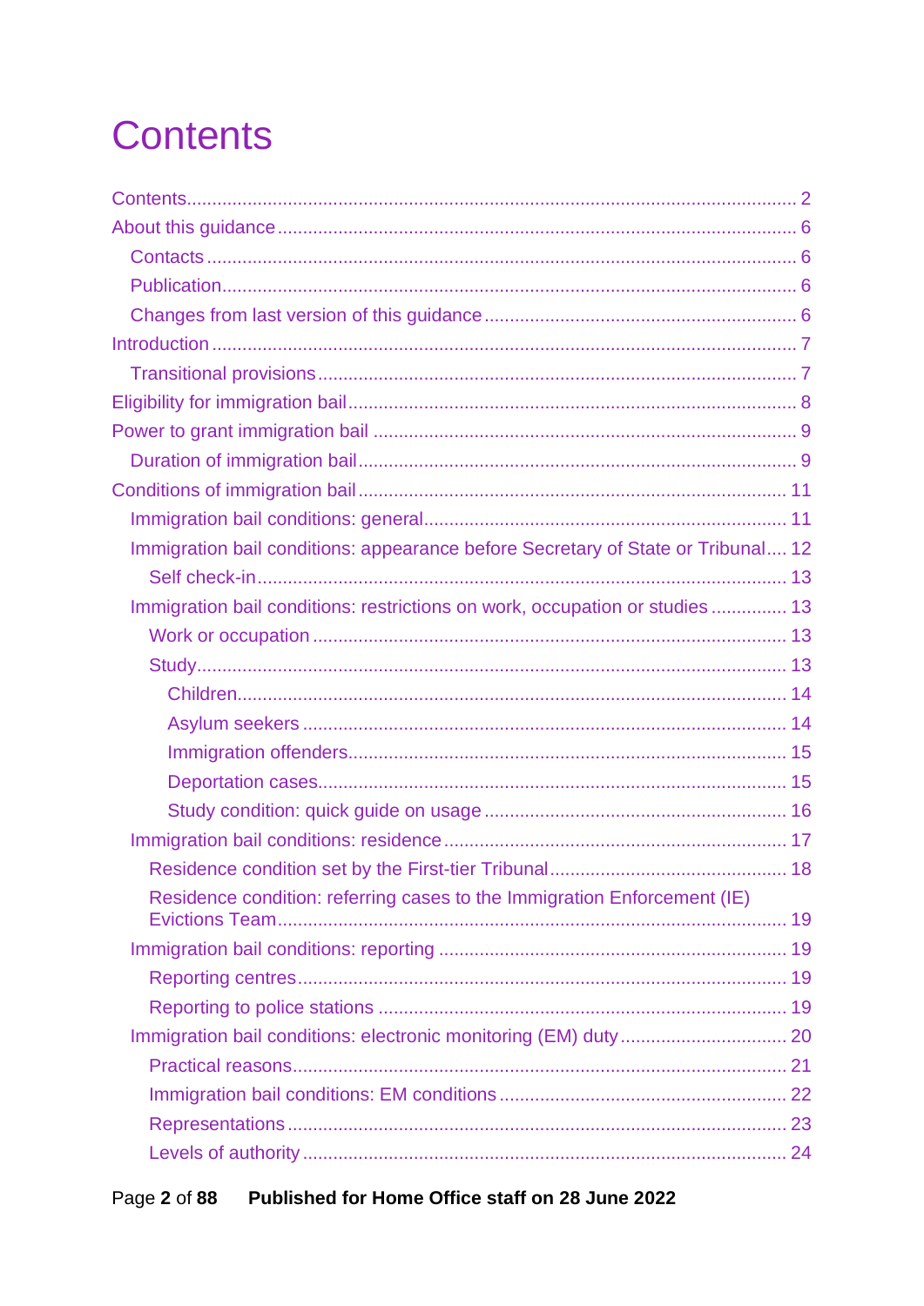# Contents

- Contents ..... 2
- About this guidance ..... 6
  - Contacts ..... 6
  - Publication ..... 6
  - Changes from last version of this guidance ..... 6
- Introduction ..... 7
  - Transitional provisions ..... 7
- Eligibility for immigration bail ..... 8
- Power to grant immigration bail ..... 9
  - Duration of immigration bail ..... 9
- Conditions of immigration bail ..... 11
  - Immigration bail conditions: general ..... 11
  - Immigration bail conditions: appearance before Secretary of State or Tribunal ..... 12
    - Self check-in ..... 13
  - Immigration bail conditions: restrictions on work, occupation or studies ..... 13
    - Work or occupation ..... 13
    - Study ..... 13
      - Children ..... 14
      - Asylum seekers ..... 14
      - Immigration offenders ..... 15
      - Deportation cases ..... 15
      - Study condition: quick guide on usage ..... 16
  - Immigration bail conditions: residence ..... 17
    - Residence condition set by the First-tier Tribunal ..... 18
    - Residence condition: referring cases to the Immigration Enforcement (IE) Evictions Team ..... 19
  - Immigration bail conditions: reporting ..... 19
    - Reporting centres ..... 19
    - Reporting to police stations ..... 19
  - Immigration bail conditions: electronic monitoring (EM) duty ..... 20
    - Practical reasons ..... 21
    - Immigration bail conditions: EM conditions ..... 22
    - Representations ..... 23
    - Levels of authority ..... 24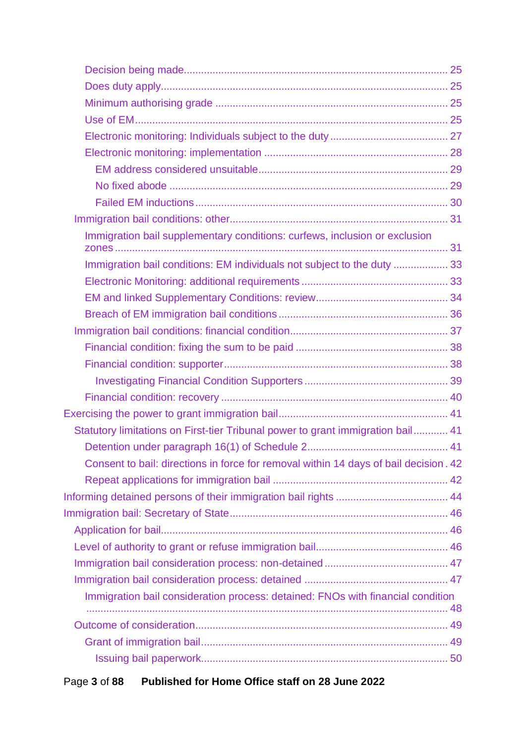- Decision being made ... 25
- Does duty apply ... 25
- Minimum authorising grade ... 25
- Use of EM ... 25
- Electronic monitoring: Individuals subject to the duty ... 27
- Electronic monitoring: implementation ... 28
  - EM address considered unsuitable ... 29
  - No fixed abode ... 29
  - Failed EM inductions ... 30
- Immigration bail conditions: other ... 31
  - Immigration bail supplementary conditions: curfews, inclusion or exclusion zones ... 31
  - Immigration bail conditions: EM individuals not subject to the duty ... 33
  - Electronic Monitoring: additional requirements ... 33
  - EM and linked Supplementary Conditions: review ... 34
  - Breach of EM immigration bail conditions ... 36
- Immigration bail conditions: financial condition ... 37
  - Financial condition: fixing the sum to be paid ... 38
  - Financial condition: supporter ... 38
    - Investigating Financial Condition Supporters ... 39
  - Financial condition: recovery ... 40
- Exercising the power to grant immigration bail ... 41
  - Statutory limitations on First-tier Tribunal power to grant immigration bail ... 41
    - Detention under paragraph 16(1) of Schedule 2 ... 41
    - Consent to bail: directions in force for removal within 14 days of bail decision ... 42
    - Repeat applications for immigration bail ... 42
- Informing detained persons of their immigration bail rights ... 44
- Immigration bail: Secretary of State ... 46
  - Application for bail ... 46
  - Level of authority to grant or refuse immigration bail ... 46
  - Immigration bail consideration process: non-detained ... 47
  - Immigration bail consideration process: detained ... 47
    - Immigration bail consideration process: detained: FNOs with financial condition ... 48
  - Outcome of consideration ... 49
    - Grant of immigration bail ... 49
      - Issuing bail paperwork ... 50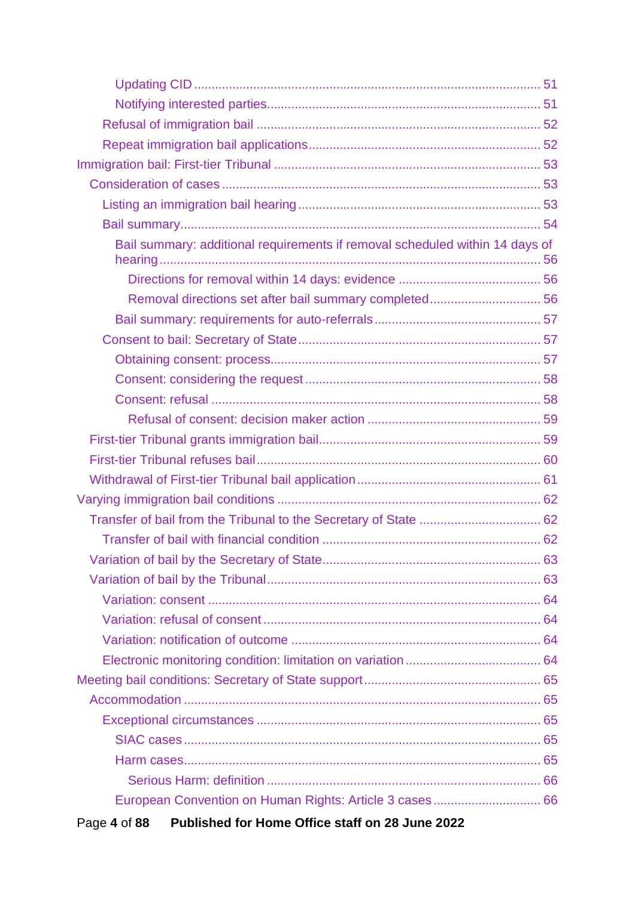- Updating CID ... 51
- Notifying interested parties ... 51
- Refusal of immigration bail ... 52
- Repeat immigration bail applications ... 52

Immigration bail: First-tier Tribunal ... 53

- Consideration of cases ... 53
  - Listing an immigration bail hearing ... 53
  - Bail summary ... 54
    - Bail summary: additional requirements if removal scheduled within 14 days of hearing ... 56
      - Directions for removal within 14 days: evidence ... 56
      - Removal directions set after bail summary completed ... 56
    - Bail summary: requirements for auto-referrals ... 57
  - Consent to bail: Secretary of State ... 57
    - Obtaining consent: process ... 57
    - Consent: considering the request ... 58
    - Consent: refusal ... 58
      - Refusal of consent: decision maker action ... 59
- First-tier Tribunal grants immigration bail ... 59
- First-tier Tribunal refuses bail ... 60
- Withdrawal of First-tier Tribunal bail application ... 61

Varying immigration bail conditions ... 62

- Transfer of bail from the Tribunal to the Secretary of State ... 62
  - Transfer of bail with financial condition ... 62
- Variation of bail by the Secretary of State ... 63
- Variation of bail by the Tribunal ... 63
  - Variation: consent ... 64
  - Variation: refusal of consent ... 64
  - Variation: notification of outcome ... 64
  - Electronic monitoring condition: limitation on variation ... 64

Meeting bail conditions: Secretary of State support ... 65

- Accommodation ... 65
  - Exceptional circumstances ... 65
    - SIAC cases ... 65
    - Harm cases ... 65
      - Serious Harm: definition ... 66
    - European Convention on Human Rights: Article 3 cases ... 66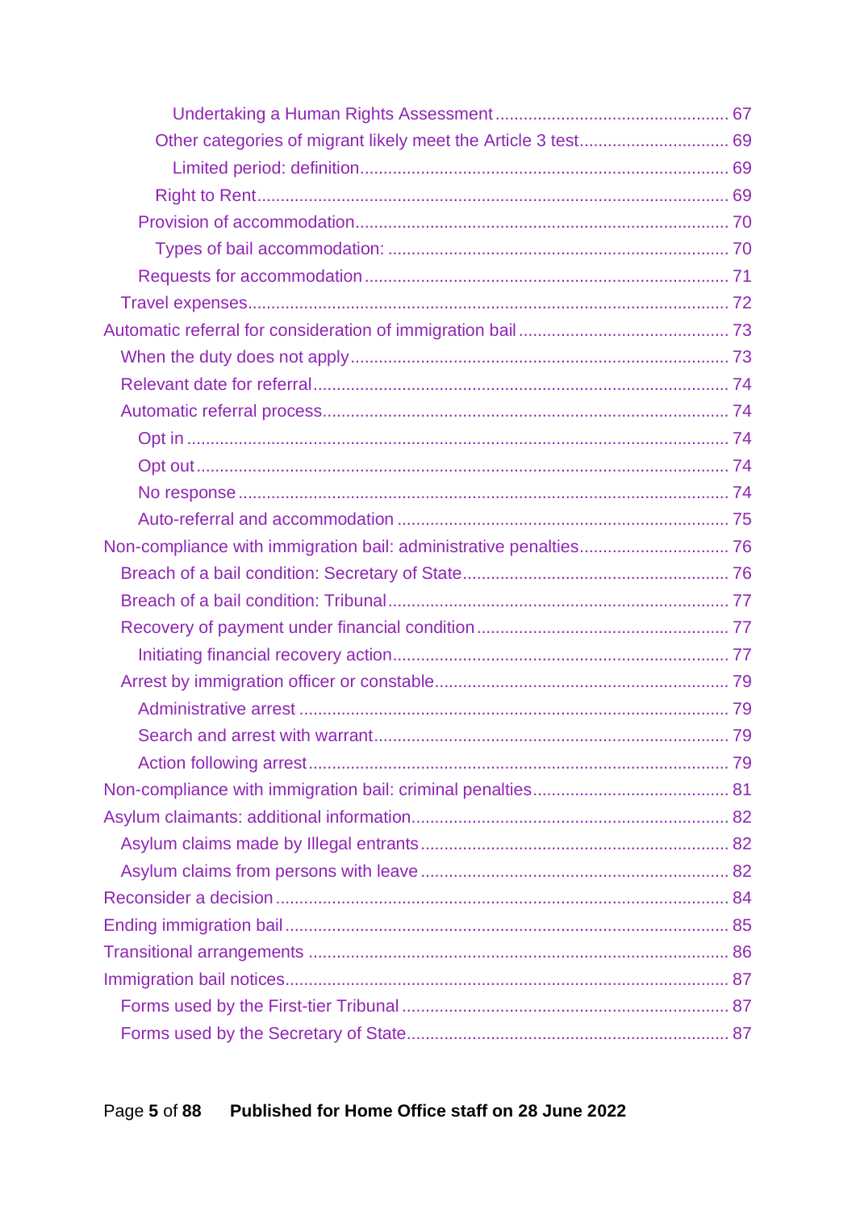- Undertaking a Human Rights Assessment ..... 67
- Other categories of migrant likely meet the Article 3 test ..... 69
- Limited period: definition ..... 69
- Right to Rent ..... 69
- Provision of accommodation ..... 70
- Types of bail accommodation: ..... 70
- Requests for accommodation ..... 71
- Travel expenses ..... 72
- Automatic referral for consideration of immigration bail ..... 73
- When the duty does not apply ..... 73
- Relevant date for referral ..... 74
- Automatic referral process ..... 74
- Opt in ..... 74
- Opt out ..... 74
- No response ..... 74
- Auto-referral and accommodation ..... 75
- Non-compliance with immigration bail: administrative penalties ..... 76
- Breach of a bail condition: Secretary of State ..... 76
- Breach of a bail condition: Tribunal ..... 77
- Recovery of payment under financial condition ..... 77
- Initiating financial recovery action ..... 77
- Arrest by immigration officer or constable ..... 79
- Administrative arrest ..... 79
- Search and arrest with warrant ..... 79
- Action following arrest ..... 79
- Non-compliance with immigration bail: criminal penalties ..... 81
- Asylum claimants: additional information ..... 82
- Asylum claims made by Illegal entrants ..... 82
- Asylum claims from persons with leave ..... 82
- Reconsider a decision ..... 84
- Ending immigration bail ..... 85
- Transitional arrangements ..... 86
- Immigration bail notices ..... 87
- Forms used by the First-tier Tribunal ..... 87
- Forms used by the Secretary of State ..... 87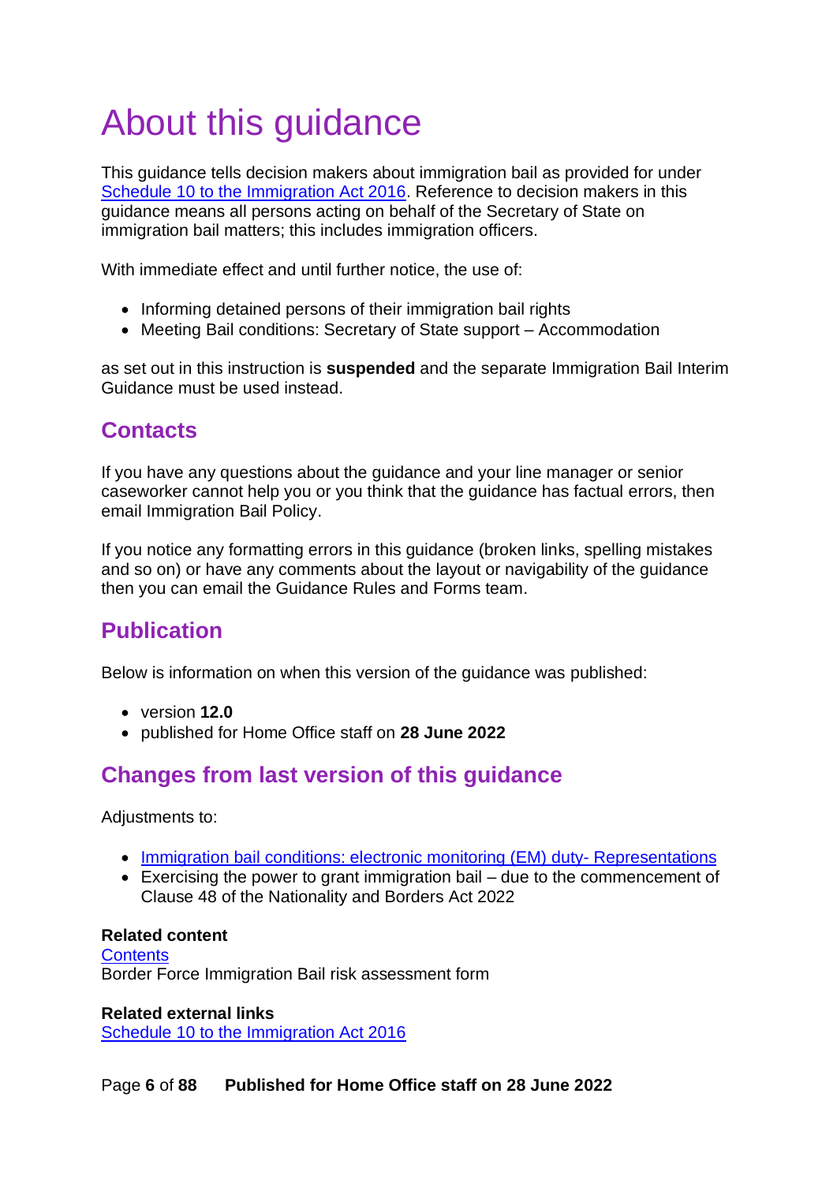# About this guidance

This guidance tells decision makers about immigration bail as provided for under [Schedule 10 to the Immigration Act 2016](). Reference to decision makers in this guidance means all persons acting on behalf of the Secretary of State on immigration bail matters; this includes immigration officers.

With immediate effect and until further notice, the use of:

- Informing detained persons of their immigration bail rights
- Meeting Bail conditions: Secretary of State support – Accommodation

as set out in this instruction is **suspended** and the separate Immigration Bail Interim Guidance must be used instead.

## Contacts

If you have any questions about the guidance and your line manager or senior caseworker cannot help you or you think that the guidance has factual errors, then email Immigration Bail Policy.

If you notice any formatting errors in this guidance (broken links, spelling mistakes and so on) or have any comments about the layout or navigability of the guidance then you can email the Guidance Rules and Forms team.

## Publication

Below is information on when this version of the guidance was published:

- version **12.0**
- published for Home Office staff on **28 June 2022**

## Changes from last version of this guidance

Adjustments to:

- [Immigration bail conditions: electronic monitoring (EM) duty- Representations]()
- Exercising the power to grant immigration bail – due to the commencement of Clause 48 of the Nationality and Borders Act 2022

**Related content**
[Contents]()
Border Force Immigration Bail risk assessment form

**Related external links**
[Schedule 10 to the Immigration Act 2016]()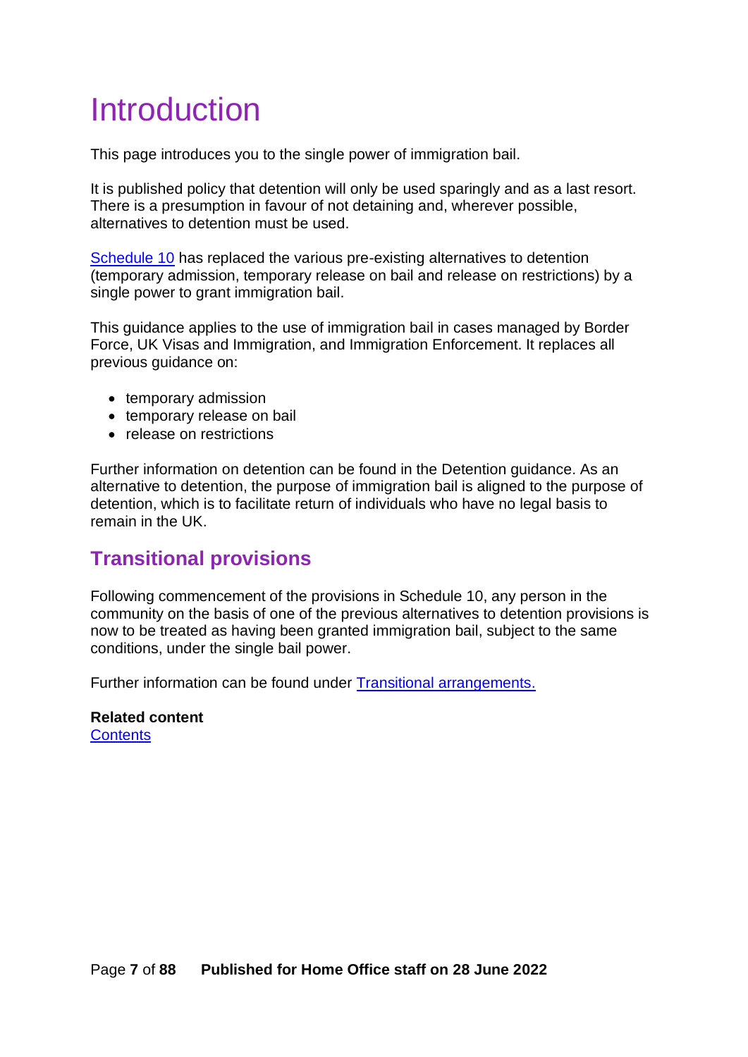# Introduction

This page introduces you to the single power of immigration bail.

It is published policy that detention will only be used sparingly and as a last resort. There is a presumption in favour of not detaining and, wherever possible, alternatives to detention must be used.

Schedule 10 has replaced the various pre-existing alternatives to detention (temporary admission, temporary release on bail and release on restrictions) by a single power to grant immigration bail.

This guidance applies to the use of immigration bail in cases managed by Border Force, UK Visas and Immigration, and Immigration Enforcement. It replaces all previous guidance on:

- temporary admission
- temporary release on bail
- release on restrictions

Further information on detention can be found in the Detention guidance. As an alternative to detention, the purpose of immigration bail is aligned to the purpose of detention, which is to facilitate return of individuals who have no legal basis to remain in the UK.

## Transitional provisions

Following commencement of the provisions in Schedule 10, any person in the community on the basis of one of the previous alternatives to detention provisions is now to be treated as having been granted immigration bail, subject to the same conditions, under the single bail power.

Further information can be found under Transitional arrangements.

**Related content**
Contents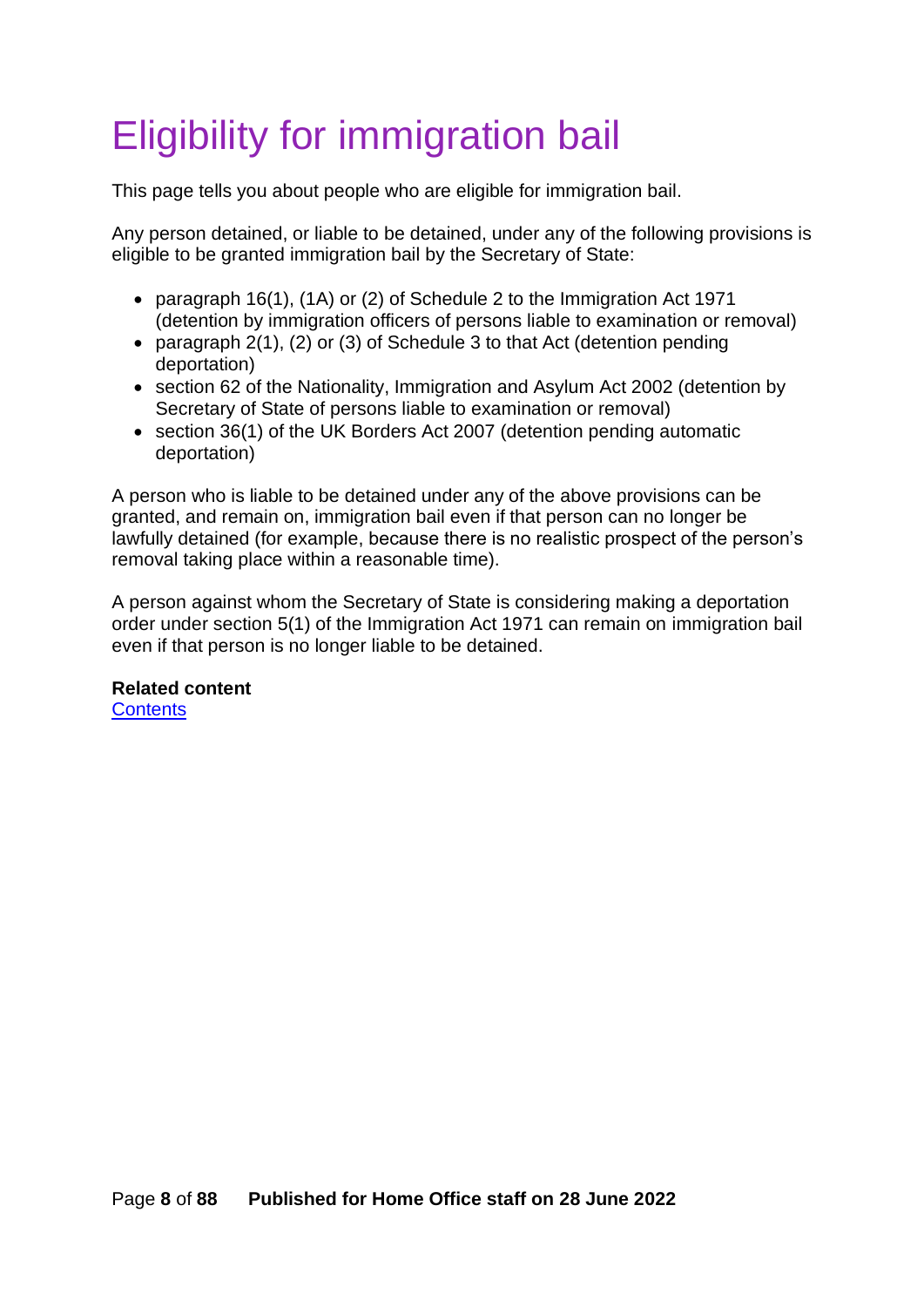# Eligibility for immigration bail

This page tells you about people who are eligible for immigration bail.

Any person detained, or liable to be detained, under any of the following provisions is eligible to be granted immigration bail by the Secretary of State:

- paragraph 16(1), (1A) or (2) of Schedule 2 to the Immigration Act 1971 (detention by immigration officers of persons liable to examination or removal)
- paragraph 2(1), (2) or (3) of Schedule 3 to that Act (detention pending deportation)
- section 62 of the Nationality, Immigration and Asylum Act 2002 (detention by Secretary of State of persons liable to examination or removal)
- section 36(1) of the UK Borders Act 2007 (detention pending automatic deportation)

A person who is liable to be detained under any of the above provisions can be granted, and remain on, immigration bail even if that person can no longer be lawfully detained (for example, because there is no realistic prospect of the person's removal taking place within a reasonable time).

A person against whom the Secretary of State is considering making a deportation order under section 5(1) of the Immigration Act 1971 can remain on immigration bail even if that person is no longer liable to be detained.

**Related content**
Contents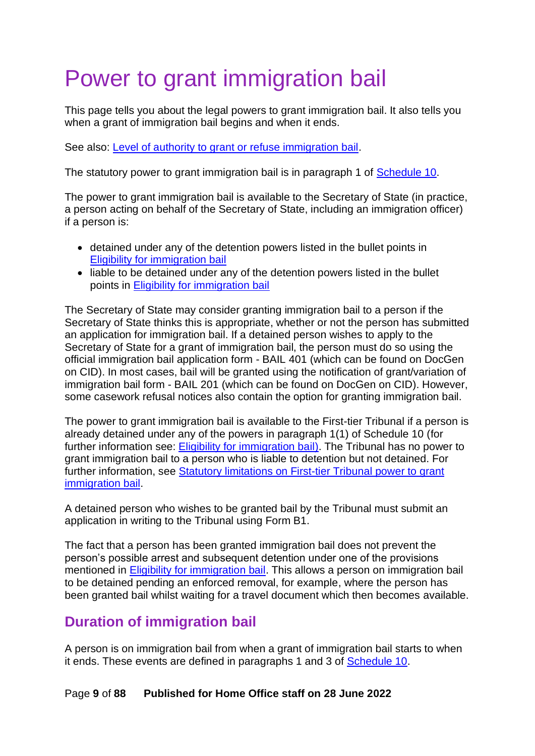# Power to grant immigration bail

This page tells you about the legal powers to grant immigration bail. It also tells you when a grant of immigration bail begins and when it ends.

See also: Level of authority to grant or refuse immigration bail.

The statutory power to grant immigration bail is in paragraph 1 of Schedule 10.

The power to grant immigration bail is available to the Secretary of State (in practice, a person acting on behalf of the Secretary of State, including an immigration officer) if a person is:

- detained under any of the detention powers listed in the bullet points in Eligibility for immigration bail
- liable to be detained under any of the detention powers listed in the bullet points in Eligibility for immigration bail

The Secretary of State may consider granting immigration bail to a person if the Secretary of State thinks this is appropriate, whether or not the person has submitted an application for immigration bail. If a detained person wishes to apply to the Secretary of State for a grant of immigration bail, the person must do so using the official immigration bail application form - BAIL 401 (which can be found on DocGen on CID). In most cases, bail will be granted using the notification of grant/variation of immigration bail form - BAIL 201 (which can be found on DocGen on CID). However, some casework refusal notices also contain the option for granting immigration bail.

The power to grant immigration bail is available to the First-tier Tribunal if a person is already detained under any of the powers in paragraph 1(1) of Schedule 10 (for further information see: Eligibility for immigration bail). The Tribunal has no power to grant immigration bail to a person who is liable to detention but not detained. For further information, see Statutory limitations on First-tier Tribunal power to grant immigration bail.

A detained person who wishes to be granted bail by the Tribunal must submit an application in writing to the Tribunal using Form B1.

The fact that a person has been granted immigration bail does not prevent the person's possible arrest and subsequent detention under one of the provisions mentioned in Eligibility for immigration bail. This allows a person on immigration bail to be detained pending an enforced removal, for example, where the person has been granted bail whilst waiting for a travel document which then becomes available.

## Duration of immigration bail

A person is on immigration bail from when a grant of immigration bail starts to when it ends. These events are defined in paragraphs 1 and 3 of Schedule 10.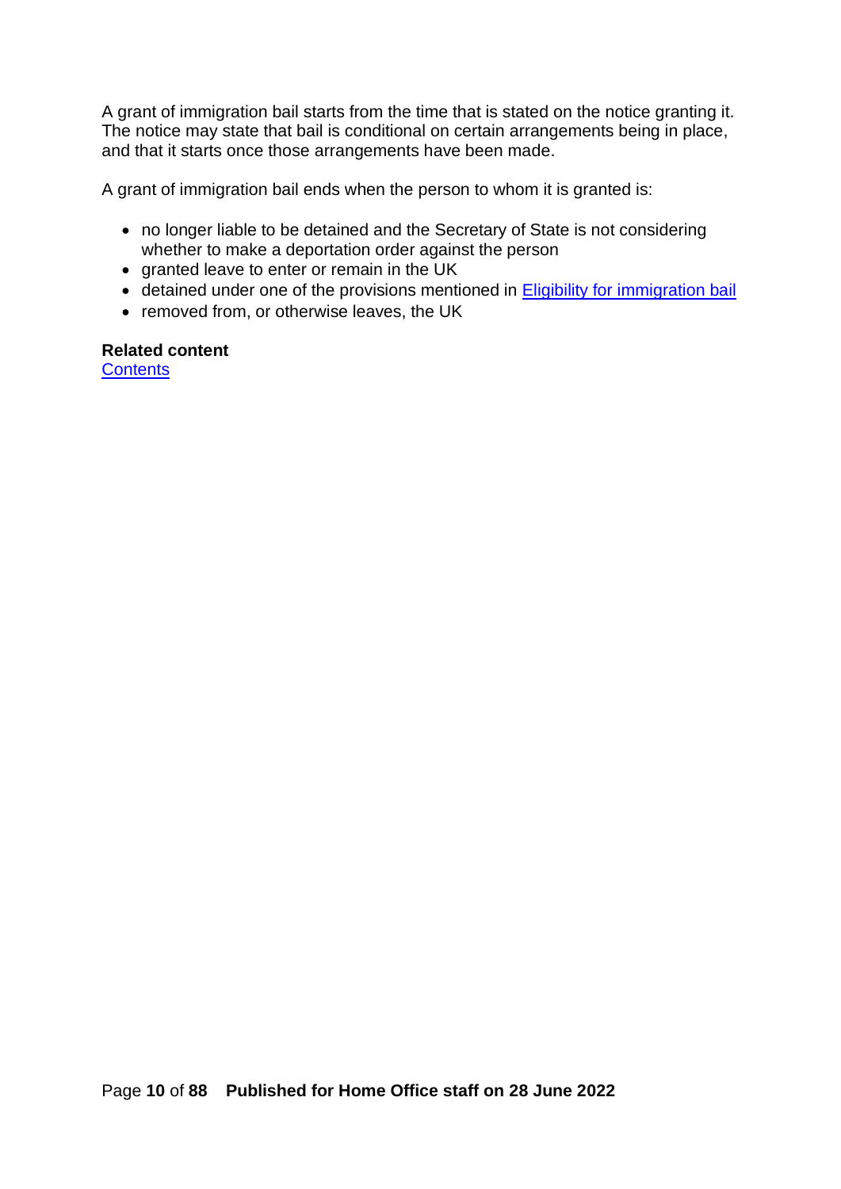A grant of immigration bail starts from the time that is stated on the notice granting it. The notice may state that bail is conditional on certain arrangements being in place, and that it starts once those arrangements have been made.

A grant of immigration bail ends when the person to whom it is granted is:

- no longer liable to be detained and the Secretary of State is not considering whether to make a deportation order against the person
- granted leave to enter or remain in the UK
- detained under one of the provisions mentioned in Eligibility for immigration bail
- removed from, or otherwise leaves, the UK

**Related content**
Contents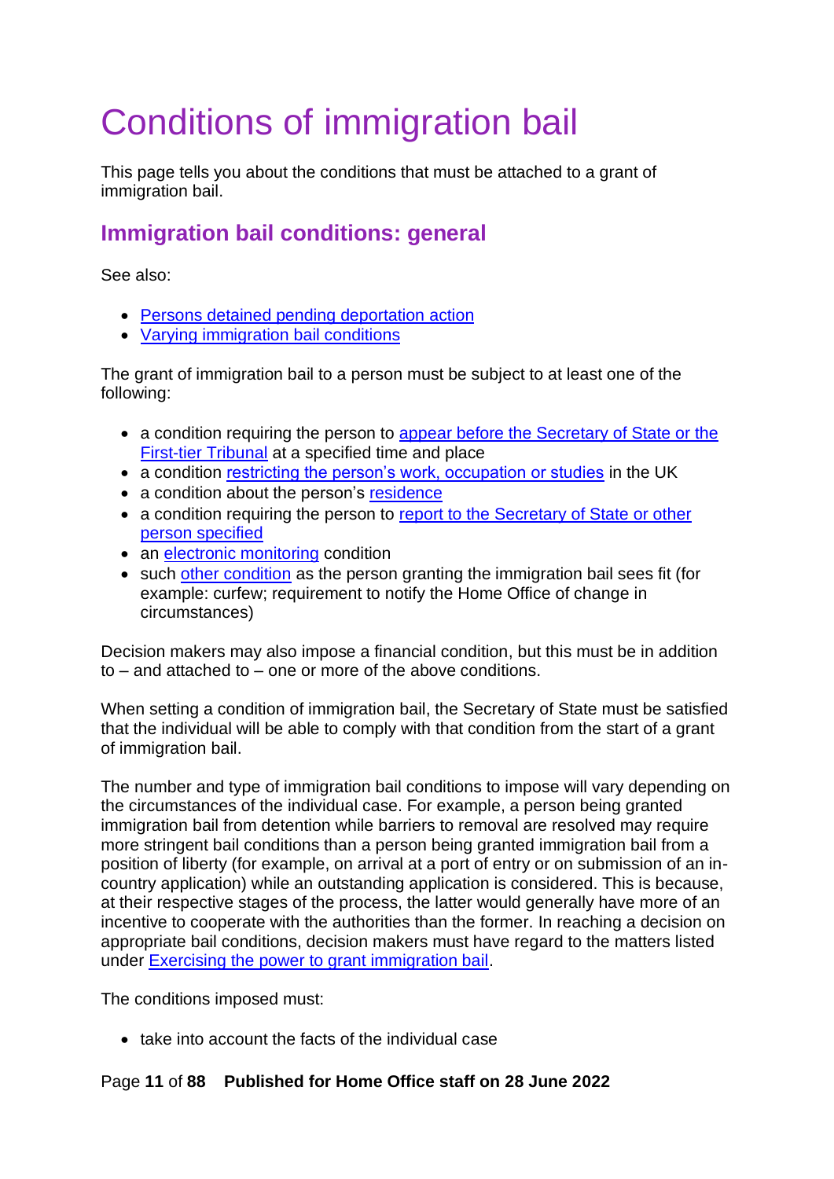# Conditions of immigration bail

This page tells you about the conditions that must be attached to a grant of immigration bail.

## Immigration bail conditions: general

See also:

- Persons detained pending deportation action
- Varying immigration bail conditions

The grant of immigration bail to a person must be subject to at least one of the following:

- a condition requiring the person to appear before the Secretary of State or the First-tier Tribunal at a specified time and place
- a condition restricting the person's work, occupation or studies in the UK
- a condition about the person's residence
- a condition requiring the person to report to the Secretary of State or other person specified
- an electronic monitoring condition
- such other condition as the person granting the immigration bail sees fit (for example: curfew; requirement to notify the Home Office of change in circumstances)

Decision makers may also impose a financial condition, but this must be in addition to – and attached to – one or more of the above conditions.

When setting a condition of immigration bail, the Secretary of State must be satisfied that the individual will be able to comply with that condition from the start of a grant of immigration bail.

The number and type of immigration bail conditions to impose will vary depending on the circumstances of the individual case. For example, a person being granted immigration bail from detention while barriers to removal are resolved may require more stringent bail conditions than a person being granted immigration bail from a position of liberty (for example, on arrival at a port of entry or on submission of an in-country application) while an outstanding application is considered. This is because, at their respective stages of the process, the latter would generally have more of an incentive to cooperate with the authorities than the former. In reaching a decision on appropriate bail conditions, decision makers must have regard to the matters listed under Exercising the power to grant immigration bail.

The conditions imposed must:

- take into account the facts of the individual case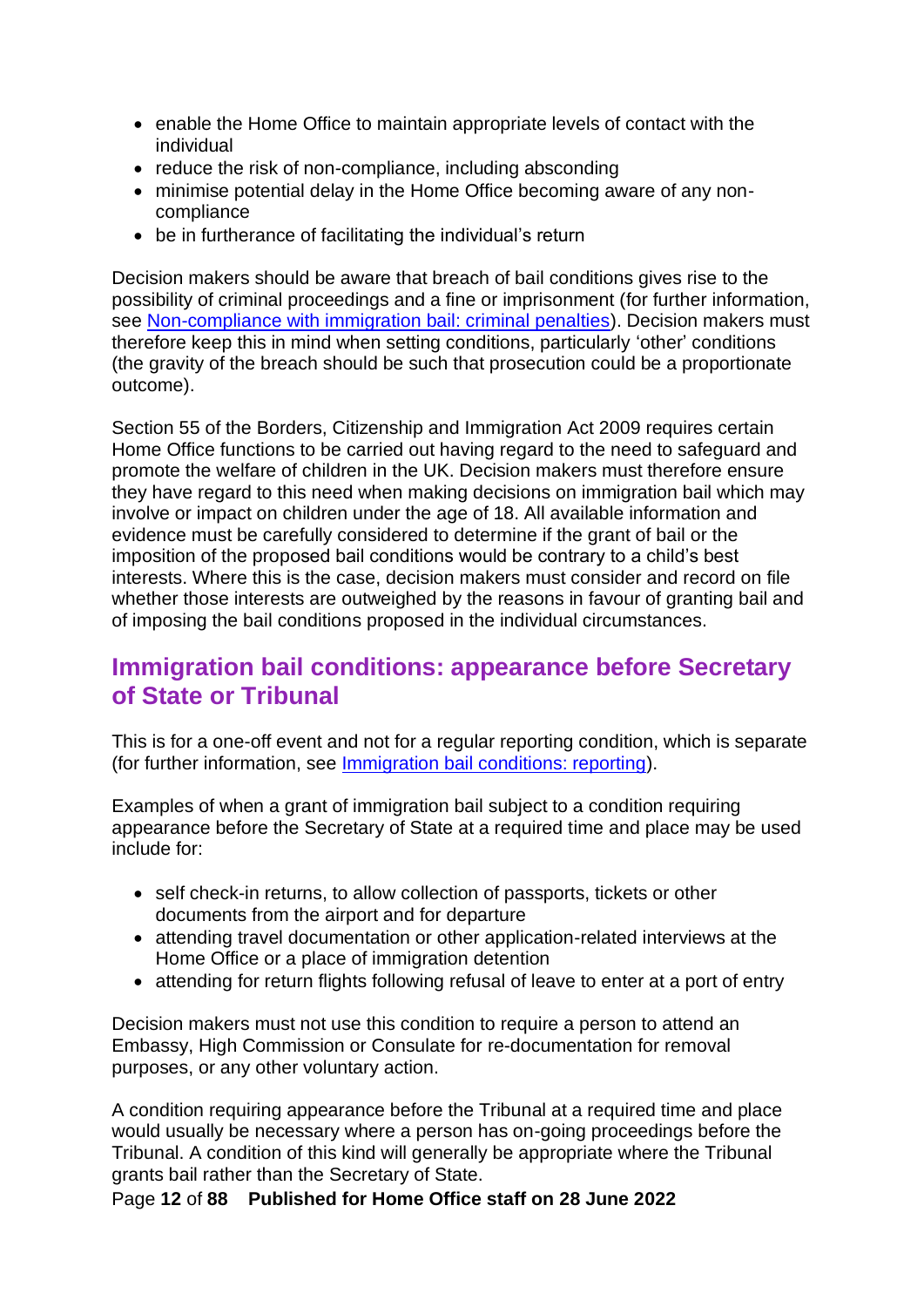- enable the Home Office to maintain appropriate levels of contact with the individual
- reduce the risk of non-compliance, including absconding
- minimise potential delay in the Home Office becoming aware of any non-compliance
- be in furtherance of facilitating the individual's return

Decision makers should be aware that breach of bail conditions gives rise to the possibility of criminal proceedings and a fine or imprisonment (for further information, see [Non-compliance with immigration bail: criminal penalties]). Decision makers must therefore keep this in mind when setting conditions, particularly 'other' conditions (the gravity of the breach should be such that prosecution could be a proportionate outcome).

Section 55 of the Borders, Citizenship and Immigration Act 2009 requires certain Home Office functions to be carried out having regard to the need to safeguard and promote the welfare of children in the UK. Decision makers must therefore ensure they have regard to this need when making decisions on immigration bail which may involve or impact on children under the age of 18. All available information and evidence must be carefully considered to determine if the grant of bail or the imposition of the proposed bail conditions would be contrary to a child's best interests. Where this is the case, decision makers must consider and record on file whether those interests are outweighed by the reasons in favour of granting bail and of imposing the bail conditions proposed in the individual circumstances.

## Immigration bail conditions: appearance before Secretary of State or Tribunal

This is for a one-off event and not for a regular reporting condition, which is separate (for further information, see [Immigration bail conditions: reporting]).

Examples of when a grant of immigration bail subject to a condition requiring appearance before the Secretary of State at a required time and place may be used include for:

- self check-in returns, to allow collection of passports, tickets or other documents from the airport and for departure
- attending travel documentation or other application-related interviews at the Home Office or a place of immigration detention
- attending for return flights following refusal of leave to enter at a port of entry

Decision makers must not use this condition to require a person to attend an Embassy, High Commission or Consulate for re-documentation for removal purposes, or any other voluntary action.

A condition requiring appearance before the Tribunal at a required time and place would usually be necessary where a person has on-going proceedings before the Tribunal. A condition of this kind will generally be appropriate where the Tribunal grants bail rather than the Secretary of State.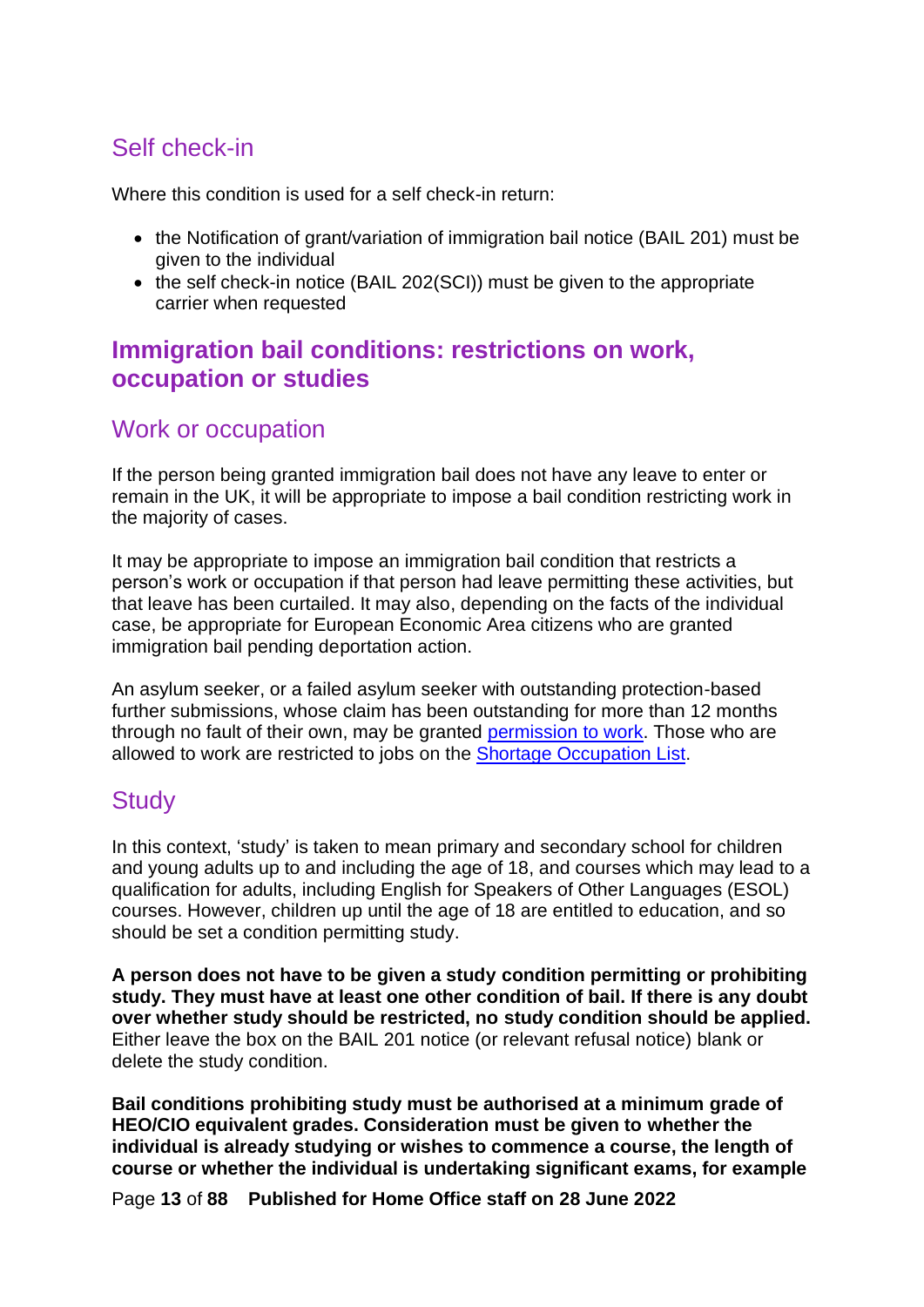### Self check-in

Where this condition is used for a self check-in return:

- the Notification of grant/variation of immigration bail notice (BAIL 201) must be given to the individual
- the self check-in notice (BAIL 202(SCI)) must be given to the appropriate carrier when requested

## Immigration bail conditions: restrictions on work, occupation or studies

### Work or occupation

If the person being granted immigration bail does not have any leave to enter or remain in the UK, it will be appropriate to impose a bail condition restricting work in the majority of cases.

It may be appropriate to impose an immigration bail condition that restricts a person's work or occupation if that person had leave permitting these activities, but that leave has been curtailed. It may also, depending on the facts of the individual case, be appropriate for European Economic Area citizens who are granted immigration bail pending deportation action.

An asylum seeker, or a failed asylum seeker with outstanding protection-based further submissions, whose claim has been outstanding for more than 12 months through no fault of their own, may be granted permission to work. Those who are allowed to work are restricted to jobs on the Shortage Occupation List.

### Study

In this context, 'study' is taken to mean primary and secondary school for children and young adults up to and including the age of 18, and courses which may lead to a qualification for adults, including English for Speakers of Other Languages (ESOL) courses. However, children up until the age of 18 are entitled to education, and so should be set a condition permitting study.

**A person does not have to be given a study condition permitting or prohibiting study. They must have at least one other condition of bail. If there is any doubt over whether study should be restricted, no study condition should be applied.** Either leave the box on the BAIL 201 notice (or relevant refusal notice) blank or delete the study condition.

**Bail conditions prohibiting study must be authorised at a minimum grade of HEO/CIO equivalent grades. Consideration must be given to whether the individual is already studying or wishes to commence a course, the length of course or whether the individual is undertaking significant exams, for example**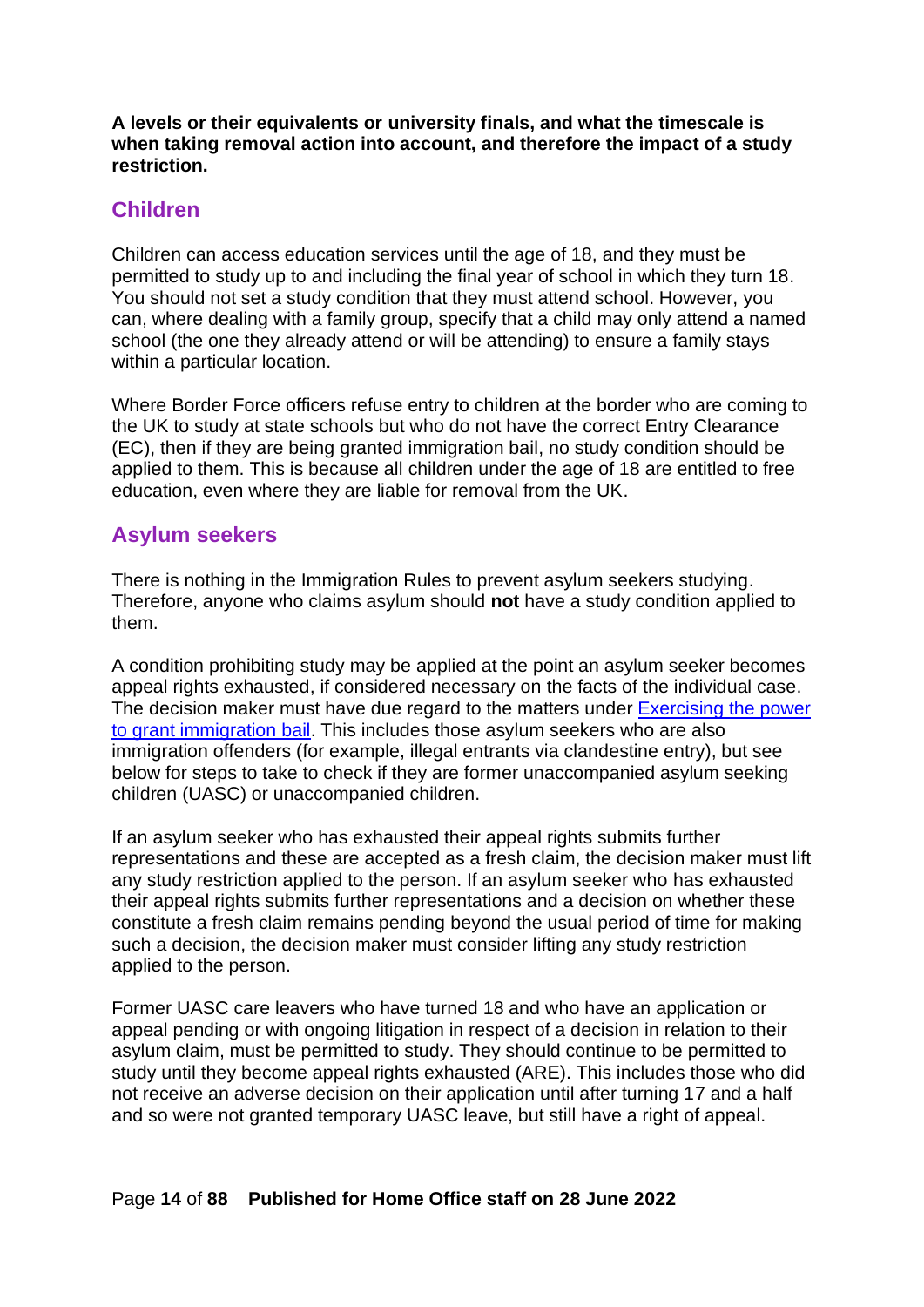**A levels or their equivalents or university finals, and what the timescale is when taking removal action into account, and therefore the impact of a study restriction.**

## Children

Children can access education services until the age of 18, and they must be permitted to study up to and including the final year of school in which they turn 18. You should not set a study condition that they must attend school. However, you can, where dealing with a family group, specify that a child may only attend a named school (the one they already attend or will be attending) to ensure a family stays within a particular location.

Where Border Force officers refuse entry to children at the border who are coming to the UK to study at state schools but who do not have the correct Entry Clearance (EC), then if they are being granted immigration bail, no study condition should be applied to them. This is because all children under the age of 18 are entitled to free education, even where they are liable for removal from the UK.

## Asylum seekers

There is nothing in the Immigration Rules to prevent asylum seekers studying. Therefore, anyone who claims asylum should **not** have a study condition applied to them.

A condition prohibiting study may be applied at the point an asylum seeker becomes appeal rights exhausted, if considered necessary on the facts of the individual case. The decision maker must have due regard to the matters under [Exercising the power to grant immigration bail](). This includes those asylum seekers who are also immigration offenders (for example, illegal entrants via clandestine entry), but see below for steps to take to check if they are former unaccompanied asylum seeking children (UASC) or unaccompanied children.

If an asylum seeker who has exhausted their appeal rights submits further representations and these are accepted as a fresh claim, the decision maker must lift any study restriction applied to the person. If an asylum seeker who has exhausted their appeal rights submits further representations and a decision on whether these constitute a fresh claim remains pending beyond the usual period of time for making such a decision, the decision maker must consider lifting any study restriction applied to the person.

Former UASC care leavers who have turned 18 and who have an application or appeal pending or with ongoing litigation in respect of a decision in relation to their asylum claim, must be permitted to study. They should continue to be permitted to study until they become appeal rights exhausted (ARE). This includes those who did not receive an adverse decision on their application until after turning 17 and a half and so were not granted temporary UASC leave, but still have a right of appeal.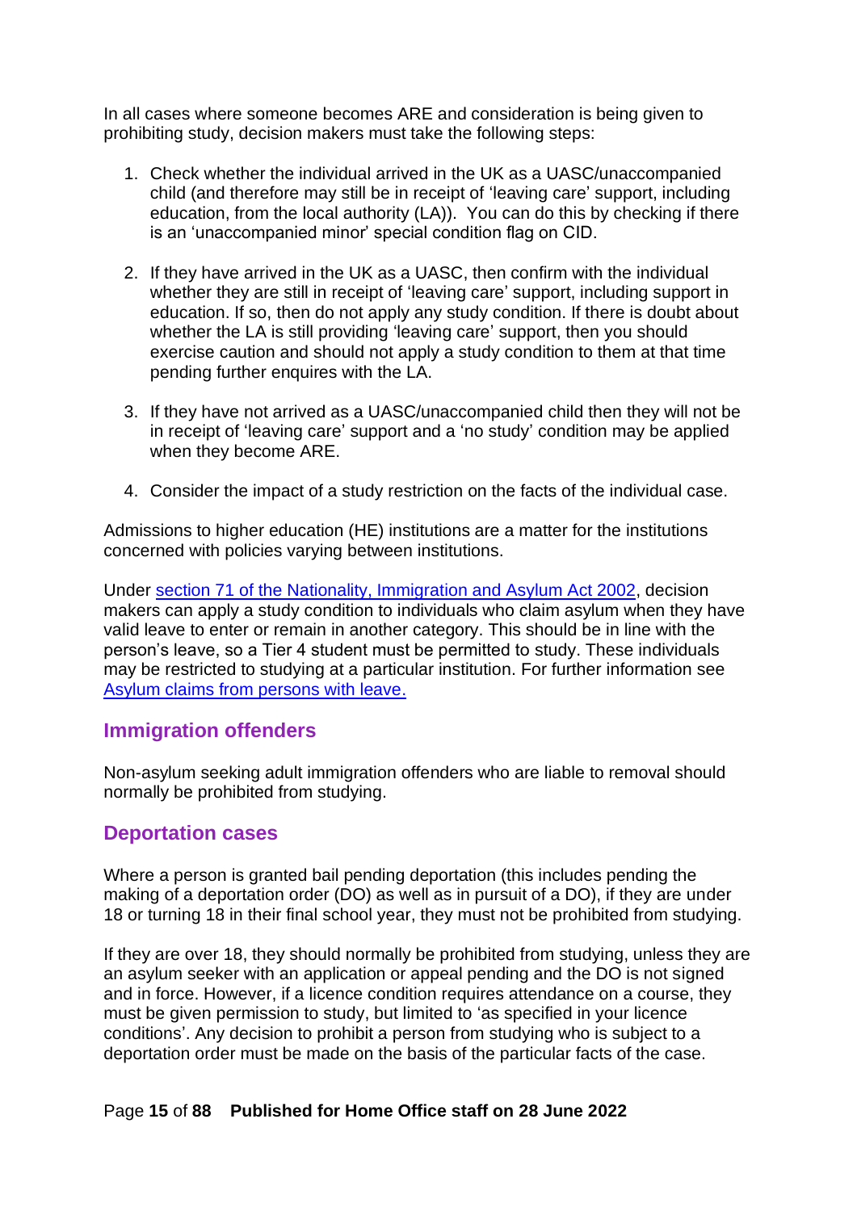In all cases where someone becomes ARE and consideration is being given to prohibiting study, decision makers must take the following steps:

1. Check whether the individual arrived in the UK as a UASC/unaccompanied child (and therefore may still be in receipt of 'leaving care' support, including education, from the local authority (LA)). You can do this by checking if there is an 'unaccompanied minor' special condition flag on CID.

2. If they have arrived in the UK as a UASC, then confirm with the individual whether they are still in receipt of 'leaving care' support, including support in education. If so, then do not apply any study condition. If there is doubt about whether the LA is still providing 'leaving care' support, then you should exercise caution and should not apply a study condition to them at that time pending further enquires with the LA.

3. If they have not arrived as a UASC/unaccompanied child then they will not be in receipt of 'leaving care' support and a 'no study' condition may be applied when they become ARE.

4. Consider the impact of a study restriction on the facts of the individual case.

Admissions to higher education (HE) institutions are a matter for the institutions concerned with policies varying between institutions.

Under [section 71 of the Nationality, Immigration and Asylum Act 2002](), decision makers can apply a study condition to individuals who claim asylum when they have valid leave to enter or remain in another category. This should be in line with the person's leave, so a Tier 4 student must be permitted to study. These individuals may be restricted to studying at a particular institution. For further information see [Asylum claims from persons with leave.]()

## Immigration offenders

Non-asylum seeking adult immigration offenders who are liable to removal should normally be prohibited from studying.

## Deportation cases

Where a person is granted bail pending deportation (this includes pending the making of a deportation order (DO) as well as in pursuit of a DO), if they are under 18 or turning 18 in their final school year, they must not be prohibited from studying.

If they are over 18, they should normally be prohibited from studying, unless they are an asylum seeker with an application or appeal pending and the DO is not signed and in force. However, if a licence condition requires attendance on a course, they must be given permission to study, but limited to 'as specified in your licence conditions'. Any decision to prohibit a person from studying who is subject to a deportation order must be made on the basis of the particular facts of the case.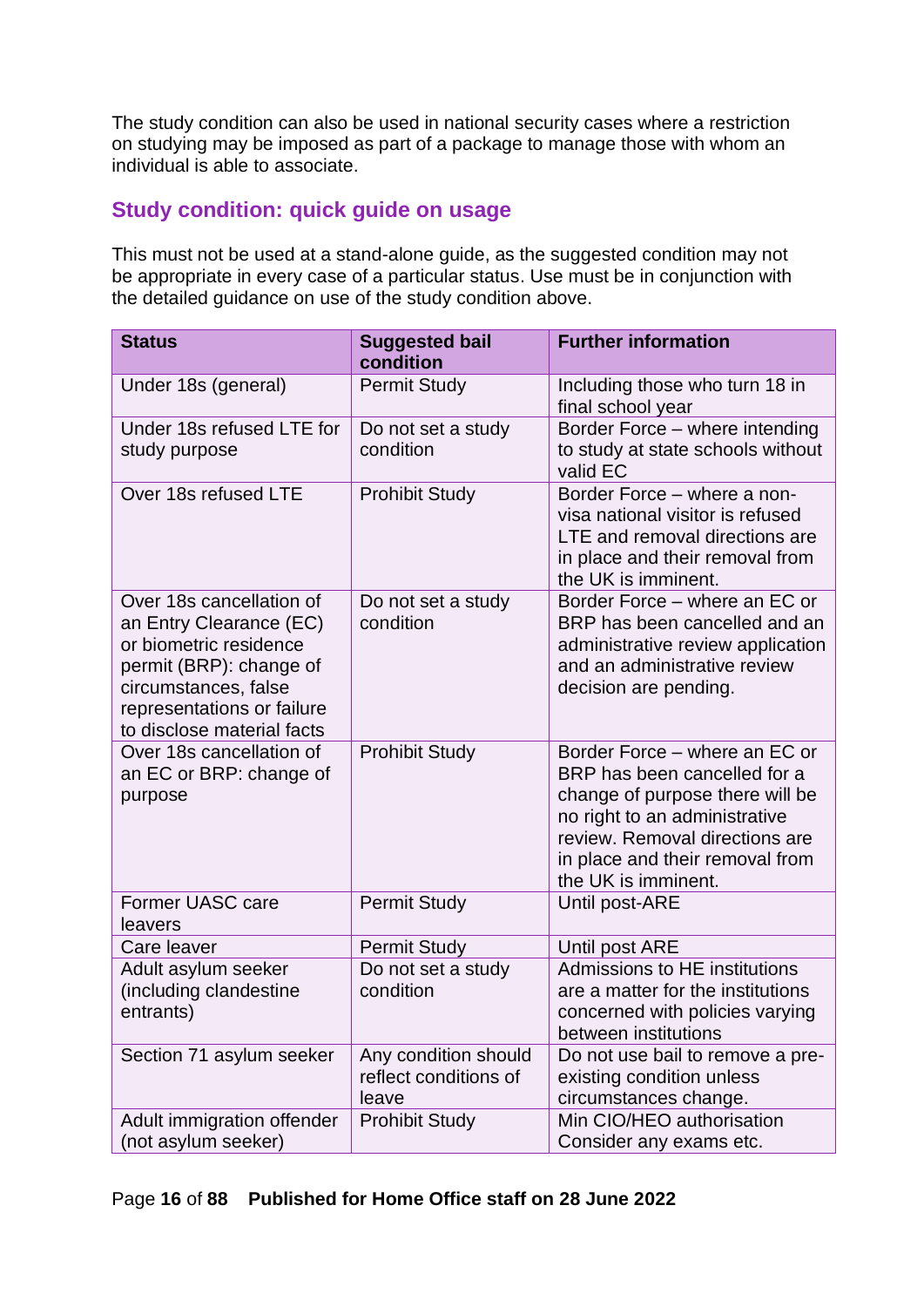The study condition can also be used in national security cases where a restriction on studying may be imposed as part of a package to manage those with whom an individual is able to associate.

## Study condition: quick guide on usage

This must not be used at a stand-alone guide, as the suggested condition may not be appropriate in every case of a particular status. Use must be in conjunction with the detailed guidance on use of the study condition above.

| Status | Suggested bail condition | Further information |
|---|---|---|
| Under 18s (general) | Permit Study | Including those who turn 18 in final school year |
| Under 18s refused LTE for study purpose | Do not set a study condition | Border Force – where intending to study at state schools without valid EC |
| Over 18s refused LTE | Prohibit Study | Border Force – where a non-visa national visitor is refused LTE and removal directions are in place and their removal from the UK is imminent. |
| Over 18s cancellation of an Entry Clearance (EC) or biometric residence permit (BRP): change of circumstances, false representations or failure to disclose material facts | Do not set a study condition | Border Force – where an EC or BRP has been cancelled and an administrative review application and an administrative review decision are pending. |
| Over 18s cancellation of an EC or BRP: change of purpose | Prohibit Study | Border Force – where an EC or BRP has been cancelled for a change of purpose there will be no right to an administrative review. Removal directions are in place and their removal from the UK is imminent. |
| Former UASC care leavers | Permit Study | Until post-ARE |
| Care leaver | Permit Study | Until post ARE |
| Adult asylum seeker (including clandestine entrants) | Do not set a study condition | Admissions to HE institutions are a matter for the institutions concerned with policies varying between institutions |
| Section 71 asylum seeker | Any condition should reflect conditions of leave | Do not use bail to remove a pre-existing condition unless circumstances change. |
| Adult immigration offender (not asylum seeker) | Prohibit Study | Min CIO/HEO authorisation Consider any exams etc. |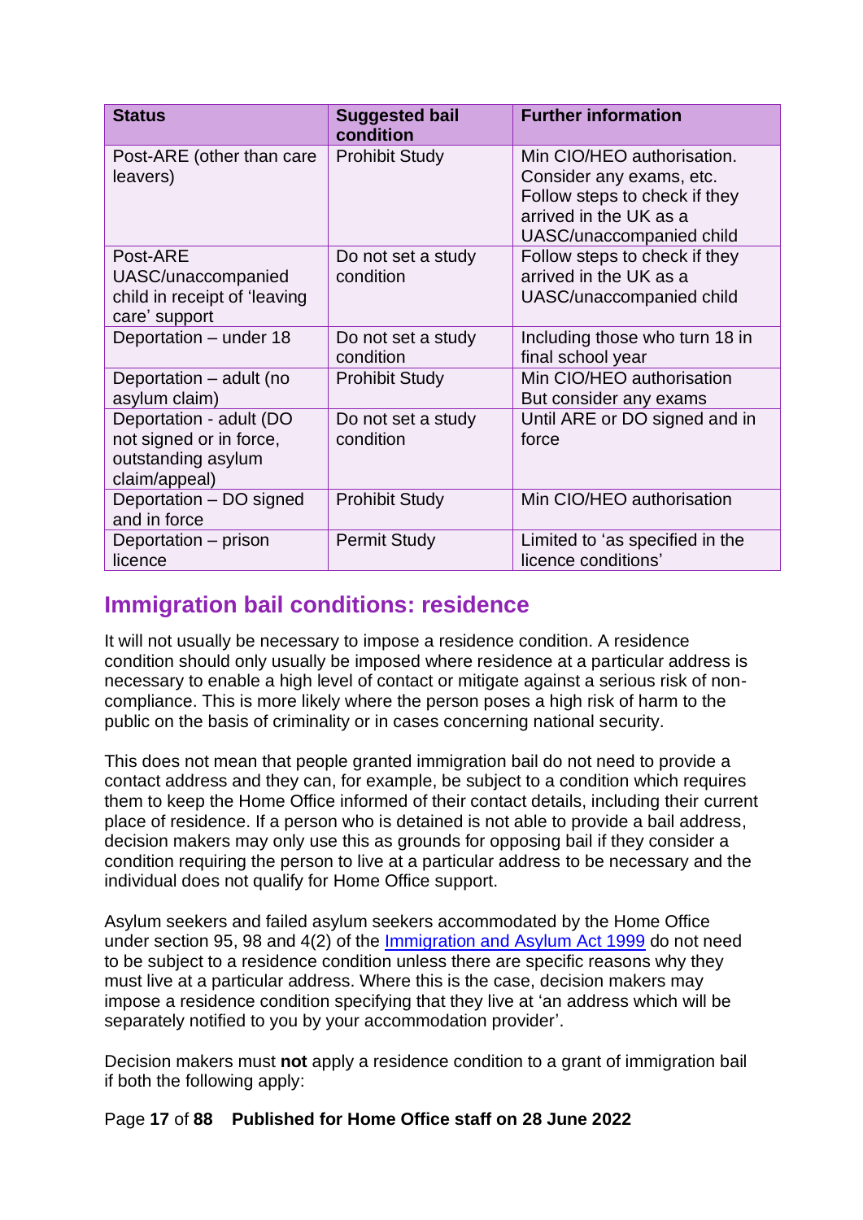| Status | Suggested bail condition | Further information |
| --- | --- | --- |
| Post-ARE (other than care leavers) | Prohibit Study | Min CIO/HEO authorisation. Consider any exams, etc. Follow steps to check if they arrived in the UK as a UASC/unaccompanied child |
| Post-ARE UASC/unaccompanied child in receipt of 'leaving care' support | Do not set a study condition | Follow steps to check if they arrived in the UK as a UASC/unaccompanied child |
| Deportation – under 18 | Do not set a study condition | Including those who turn 18 in final school year |
| Deportation – adult (no asylum claim) | Prohibit Study | Min CIO/HEO authorisation But consider any exams |
| Deportation - adult (DO not signed or in force, outstanding asylum claim/appeal) | Do not set a study condition | Until ARE or DO signed and in force |
| Deportation – DO signed and in force | Prohibit Study | Min CIO/HEO authorisation |
| Deportation – prison licence | Permit Study | Limited to 'as specified in the licence conditions' |

## Immigration bail conditions: residence

It will not usually be necessary to impose a residence condition. A residence condition should only usually be imposed where residence at a particular address is necessary to enable a high level of contact or mitigate against a serious risk of non-compliance. This is more likely where the person poses a high risk of harm to the public on the basis of criminality or in cases concerning national security.

This does not mean that people granted immigration bail do not need to provide a contact address and they can, for example, be subject to a condition which requires them to keep the Home Office informed of their contact details, including their current place of residence. If a person who is detained is not able to provide a bail address, decision makers may only use this as grounds for opposing bail if they consider a condition requiring the person to live at a particular address to be necessary and the individual does not qualify for Home Office support.

Asylum seekers and failed asylum seekers accommodated by the Home Office under section 95, 98 and 4(2) of the [Immigration and Asylum Act 1999] do not need to be subject to a residence condition unless there are specific reasons why they must live at a particular address. Where this is the case, decision makers may impose a residence condition specifying that they live at 'an address which will be separately notified to you by your accommodation provider'.

Decision makers must **not** apply a residence condition to a grant of immigration bail if both the following apply: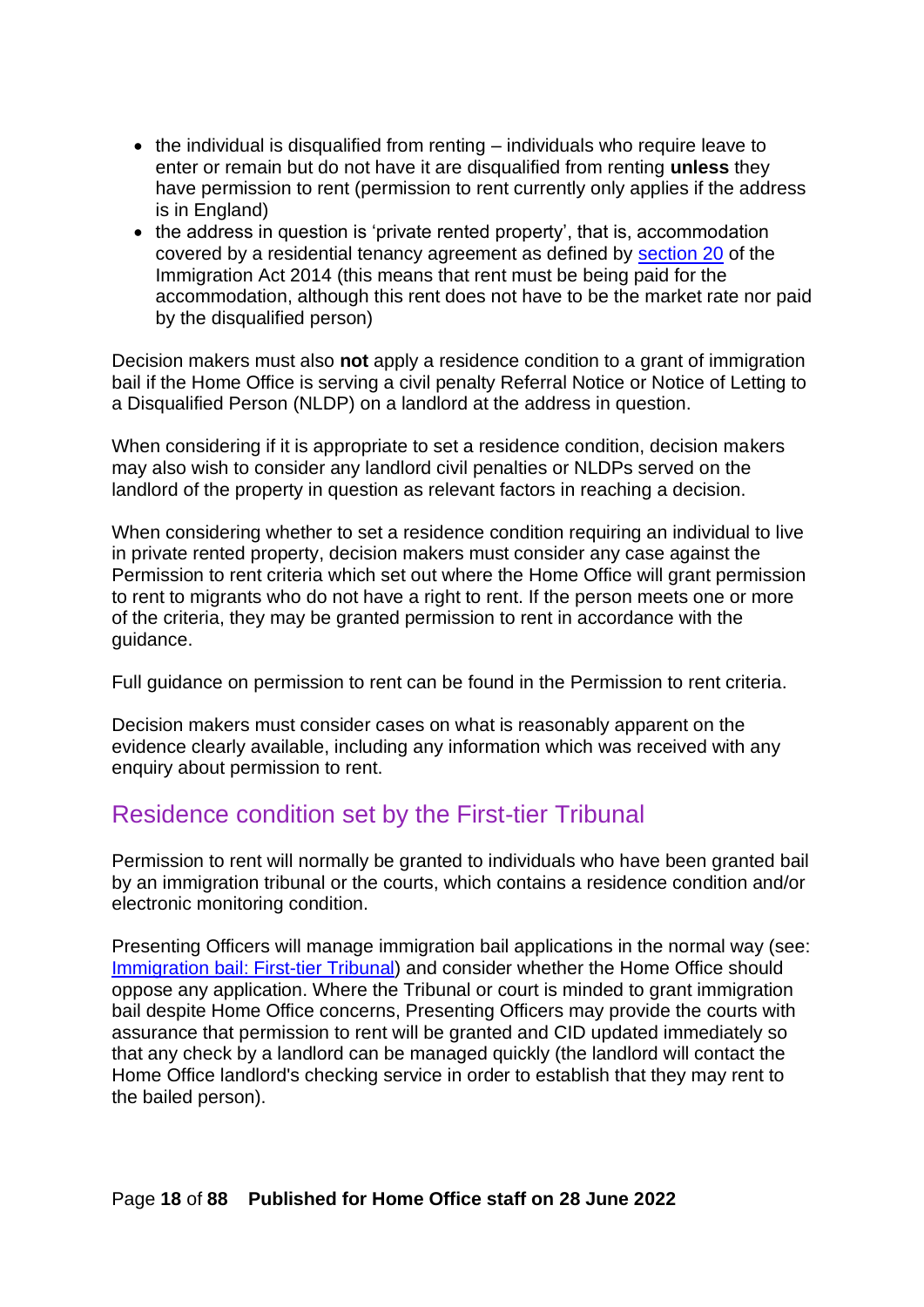- the individual is disqualified from renting – individuals who require leave to enter or remain but do not have it are disqualified from renting **unless** they have permission to rent (permission to rent currently only applies if the address is in England)
- the address in question is 'private rented property', that is, accommodation covered by a residential tenancy agreement as defined by [section 20](#) of the Immigration Act 2014 (this means that rent must be being paid for the accommodation, although this rent does not have to be the market rate nor paid by the disqualified person)

Decision makers must also **not** apply a residence condition to a grant of immigration bail if the Home Office is serving a civil penalty Referral Notice or Notice of Letting to a Disqualified Person (NLDP) on a landlord at the address in question.

When considering if it is appropriate to set a residence condition, decision makers may also wish to consider any landlord civil penalties or NLDPs served on the landlord of the property in question as relevant factors in reaching a decision.

When considering whether to set a residence condition requiring an individual to live in private rented property, decision makers must consider any case against the Permission to rent criteria which set out where the Home Office will grant permission to rent to migrants who do not have a right to rent. If the person meets one or more of the criteria, they may be granted permission to rent in accordance with the guidance.

Full guidance on permission to rent can be found in the Permission to rent criteria.

Decision makers must consider cases on what is reasonably apparent on the evidence clearly available, including any information which was received with any enquiry about permission to rent.

## Residence condition set by the First-tier Tribunal

Permission to rent will normally be granted to individuals who have been granted bail by an immigration tribunal or the courts, which contains a residence condition and/or electronic monitoring condition.

Presenting Officers will manage immigration bail applications in the normal way (see: [Immigration bail: First-tier Tribunal](#)) and consider whether the Home Office should oppose any application. Where the Tribunal or court is minded to grant immigration bail despite Home Office concerns, Presenting Officers may provide the courts with assurance that permission to rent will be granted and CID updated immediately so that any check by a landlord can be managed quickly (the landlord will contact the Home Office landlord's checking service in order to establish that they may rent to the bailed person).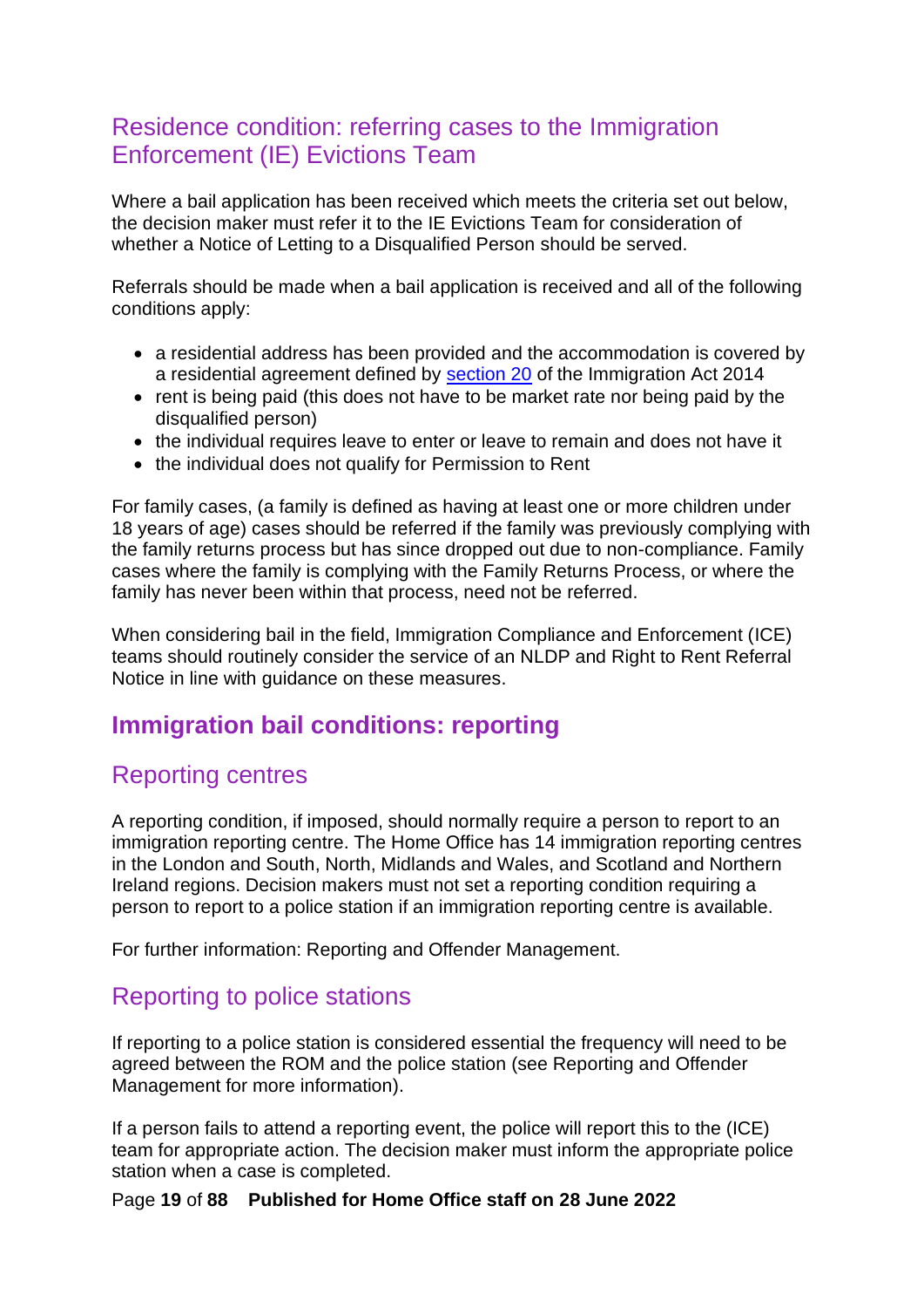## Residence condition: referring cases to the Immigration Enforcement (IE) Evictions Team

Where a bail application has been received which meets the criteria set out below, the decision maker must refer it to the IE Evictions Team for consideration of whether a Notice of Letting to a Disqualified Person should be served.

Referrals should be made when a bail application is received and all of the following conditions apply:

- a residential address has been provided and the accommodation is covered by a residential agreement defined by section 20 of the Immigration Act 2014
- rent is being paid (this does not have to be market rate nor being paid by the disqualified person)
- the individual requires leave to enter or leave to remain and does not have it
- the individual does not qualify for Permission to Rent

For family cases, (a family is defined as having at least one or more children under 18 years of age) cases should be referred if the family was previously complying with the family returns process but has since dropped out due to non-compliance. Family cases where the family is complying with the Family Returns Process, or where the family has never been within that process, need not be referred.

When considering bail in the field, Immigration Compliance and Enforcement (ICE) teams should routinely consider the service of an NLDP and Right to Rent Referral Notice in line with guidance on these measures.

# Immigration bail conditions: reporting

## Reporting centres

A reporting condition, if imposed, should normally require a person to report to an immigration reporting centre. The Home Office has 14 immigration reporting centres in the London and South, North, Midlands and Wales, and Scotland and Northern Ireland regions. Decision makers must not set a reporting condition requiring a person to report to a police station if an immigration reporting centre is available.

For further information: Reporting and Offender Management.

## Reporting to police stations

If reporting to a police station is considered essential the frequency will need to be agreed between the ROM and the police station (see Reporting and Offender Management for more information).

If a person fails to attend a reporting event, the police will report this to the (ICE) team for appropriate action. The decision maker must inform the appropriate police station when a case is completed.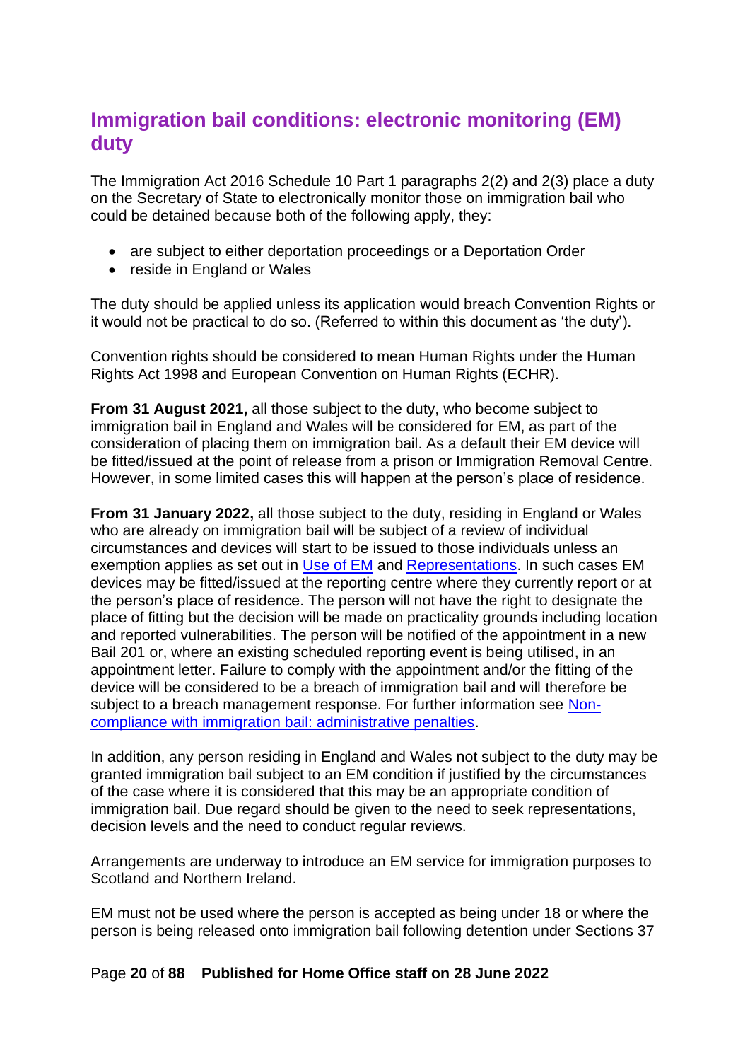## Immigration bail conditions: electronic monitoring (EM) duty

The Immigration Act 2016 Schedule 10 Part 1 paragraphs 2(2) and 2(3) place a duty on the Secretary of State to electronically monitor those on immigration bail who could be detained because both of the following apply, they:

- are subject to either deportation proceedings or a Deportation Order
- reside in England or Wales

The duty should be applied unless its application would breach Convention Rights or it would not be practical to do so. (Referred to within this document as 'the duty').

Convention rights should be considered to mean Human Rights under the Human Rights Act 1998 and European Convention on Human Rights (ECHR).

**From 31 August 2021,** all those subject to the duty, who become subject to immigration bail in England and Wales will be considered for EM, as part of the consideration of placing them on immigration bail. As a default their EM device will be fitted/issued at the point of release from a prison or Immigration Removal Centre. However, in some limited cases this will happen at the person's place of residence.

**From 31 January 2022,** all those subject to the duty, residing in England or Wales who are already on immigration bail will be subject of a review of individual circumstances and devices will start to be issued to those individuals unless an exemption applies as set out in Use of EM and Representations. In such cases EM devices may be fitted/issued at the reporting centre where they currently report or at the person's place of residence. The person will not have the right to designate the place of fitting but the decision will be made on practicality grounds including location and reported vulnerabilities. The person will be notified of the appointment in a new Bail 201 or, where an existing scheduled reporting event is being utilised, in an appointment letter. Failure to comply with the appointment and/or the fitting of the device will be considered to be a breach of immigration bail and will therefore be subject to a breach management response. For further information see Non-compliance with immigration bail: administrative penalties.

In addition, any person residing in England and Wales not subject to the duty may be granted immigration bail subject to an EM condition if justified by the circumstances of the case where it is considered that this may be an appropriate condition of immigration bail. Due regard should be given to the need to seek representations, decision levels and the need to conduct regular reviews.

Arrangements are underway to introduce an EM service for immigration purposes to Scotland and Northern Ireland.

EM must not be used where the person is accepted as being under 18 or where the person is being released onto immigration bail following detention under Sections 37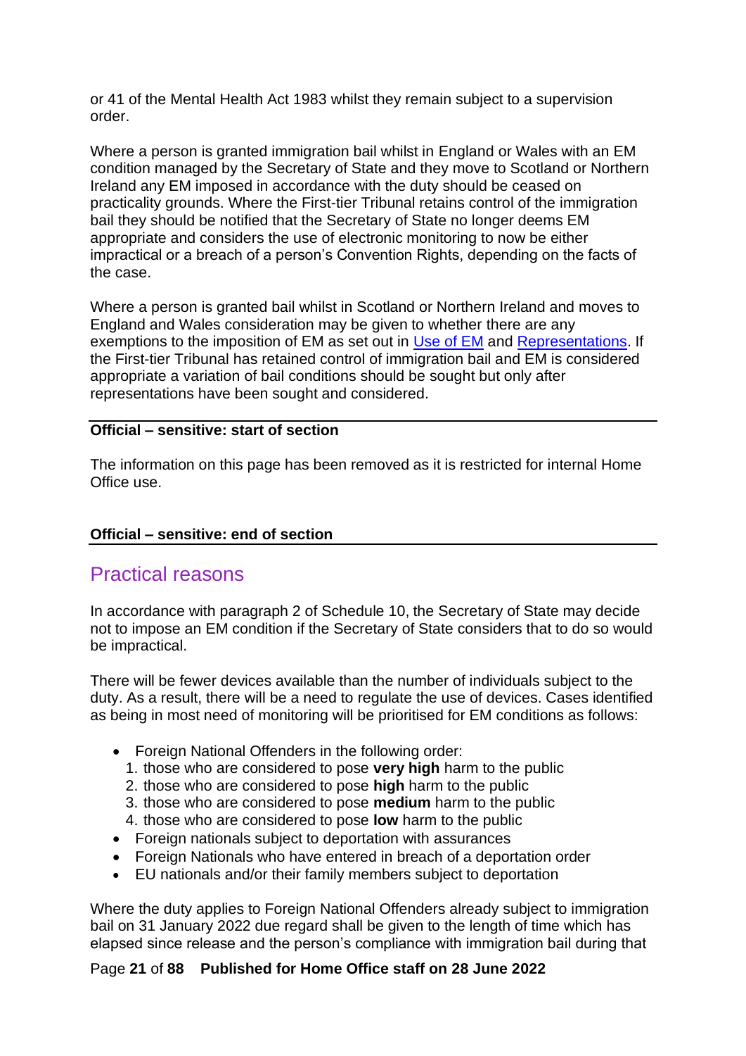or 41 of the Mental Health Act 1983 whilst they remain subject to a supervision order.

Where a person is granted immigration bail whilst in England or Wales with an EM condition managed by the Secretary of State and they move to Scotland or Northern Ireland any EM imposed in accordance with the duty should be ceased on practicality grounds. Where the First-tier Tribunal retains control of the immigration bail they should be notified that the Secretary of State no longer deems EM appropriate and considers the use of electronic monitoring to now be either impractical or a breach of a person's Convention Rights, depending on the facts of the case.

Where a person is granted bail whilst in Scotland or Northern Ireland and moves to England and Wales consideration may be given to whether there are any exemptions to the imposition of EM as set out in Use of EM and Representations. If the First-tier Tribunal has retained control of immigration bail and EM is considered appropriate a variation of bail conditions should be sought but only after representations have been sought and considered.

---

**Official – sensitive: start of section**

The information on this page has been removed as it is restricted for internal Home Office use.

**Official – sensitive: end of section**

---

## Practical reasons

In accordance with paragraph 2 of Schedule 10, the Secretary of State may decide not to impose an EM condition if the Secretary of State considers that to do so would be impractical.

There will be fewer devices available than the number of individuals subject to the duty. As a result, there will be a need to regulate the use of devices. Cases identified as being in most need of monitoring will be prioritised for EM conditions as follows:

- Foreign National Offenders in the following order:
  1. those who are considered to pose **very high** harm to the public
  2. those who are considered to pose **high** harm to the public
  3. those who are considered to pose **medium** harm to the public
  4. those who are considered to pose **low** harm to the public
- Foreign nationals subject to deportation with assurances
- Foreign Nationals who have entered in breach of a deportation order
- EU nationals and/or their family members subject to deportation

Where the duty applies to Foreign National Offenders already subject to immigration bail on 31 January 2022 due regard shall be given to the length of time which has elapsed since release and the person's compliance with immigration bail during that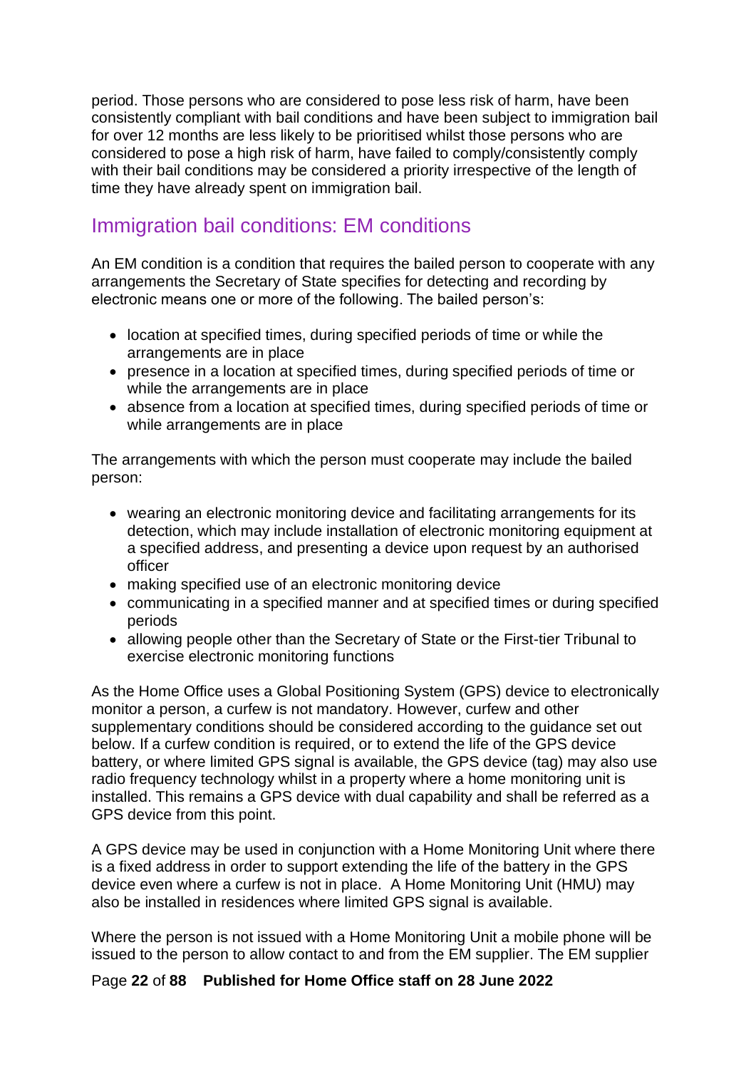period. Those persons who are considered to pose less risk of harm, have been consistently compliant with bail conditions and have been subject to immigration bail for over 12 months are less likely to be prioritised whilst those persons who are considered to pose a high risk of harm, have failed to comply/consistently comply with their bail conditions may be considered a priority irrespective of the length of time they have already spent on immigration bail.

## Immigration bail conditions: EM conditions

An EM condition is a condition that requires the bailed person to cooperate with any arrangements the Secretary of State specifies for detecting and recording by electronic means one or more of the following. The bailed person's:

- location at specified times, during specified periods of time or while the arrangements are in place
- presence in a location at specified times, during specified periods of time or while the arrangements are in place
- absence from a location at specified times, during specified periods of time or while arrangements are in place

The arrangements with which the person must cooperate may include the bailed person:

- wearing an electronic monitoring device and facilitating arrangements for its detection, which may include installation of electronic monitoring equipment at a specified address, and presenting a device upon request by an authorised officer
- making specified use of an electronic monitoring device
- communicating in a specified manner and at specified times or during specified periods
- allowing people other than the Secretary of State or the First-tier Tribunal to exercise electronic monitoring functions

As the Home Office uses a Global Positioning System (GPS) device to electronically monitor a person, a curfew is not mandatory. However, curfew and other supplementary conditions should be considered according to the guidance set out below. If a curfew condition is required, or to extend the life of the GPS device battery, or where limited GPS signal is available, the GPS device (tag) may also use radio frequency technology whilst in a property where a home monitoring unit is installed. This remains a GPS device with dual capability and shall be referred as a GPS device from this point.

A GPS device may be used in conjunction with a Home Monitoring Unit where there is a fixed address in order to support extending the life of the battery in the GPS device even where a curfew is not in place. A Home Monitoring Unit (HMU) may also be installed in residences where limited GPS signal is available.

Where the person is not issued with a Home Monitoring Unit a mobile phone will be issued to the person to allow contact to and from the EM supplier. The EM supplier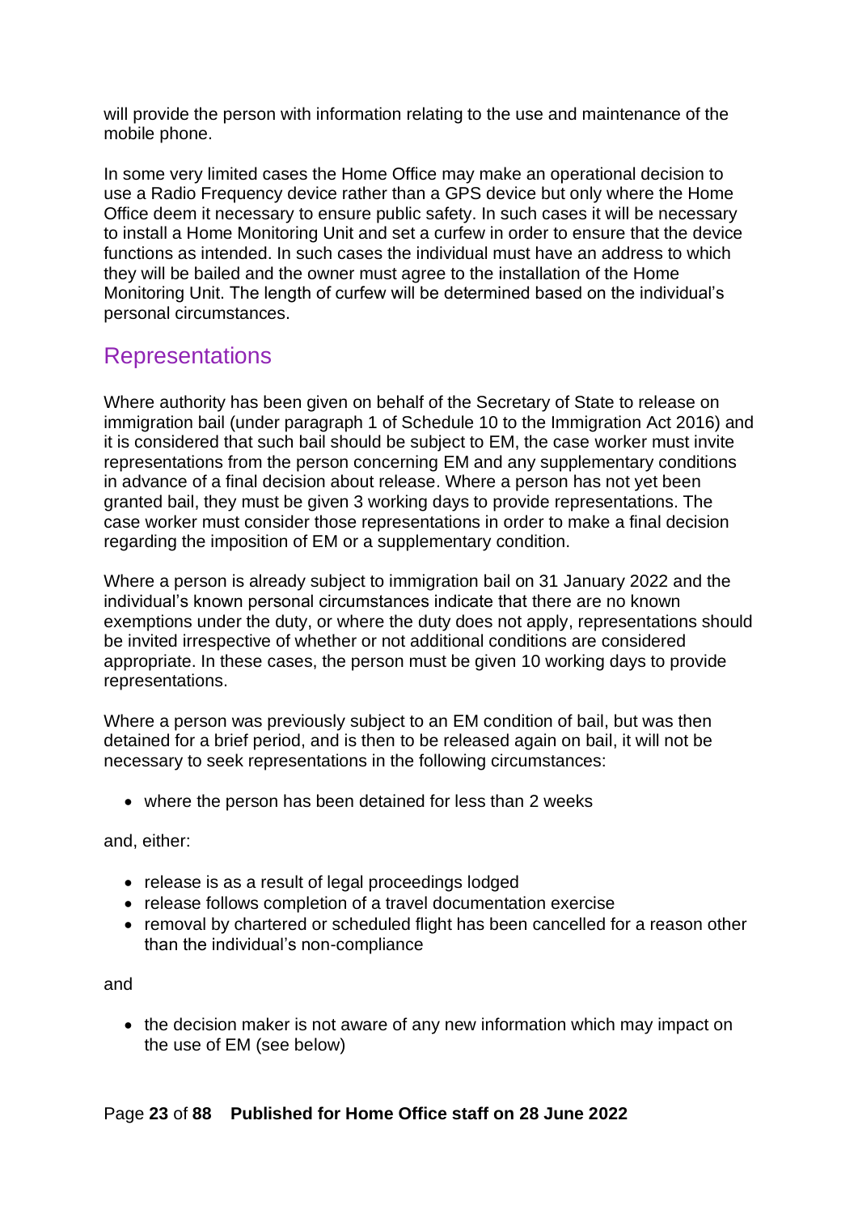will provide the person with information relating to the use and maintenance of the mobile phone.

In some very limited cases the Home Office may make an operational decision to use a Radio Frequency device rather than a GPS device but only where the Home Office deem it necessary to ensure public safety. In such cases it will be necessary to install a Home Monitoring Unit and set a curfew in order to ensure that the device functions as intended. In such cases the individual must have an address to which they will be bailed and the owner must agree to the installation of the Home Monitoring Unit. The length of curfew will be determined based on the individual's personal circumstances.

## Representations

Where authority has been given on behalf of the Secretary of State to release on immigration bail (under paragraph 1 of Schedule 10 to the Immigration Act 2016) and it is considered that such bail should be subject to EM, the case worker must invite representations from the person concerning EM and any supplementary conditions in advance of a final decision about release. Where a person has not yet been granted bail, they must be given 3 working days to provide representations. The case worker must consider those representations in order to make a final decision regarding the imposition of EM or a supplementary condition.

Where a person is already subject to immigration bail on 31 January 2022 and the individual's known personal circumstances indicate that there are no known exemptions under the duty, or where the duty does not apply, representations should be invited irrespective of whether or not additional conditions are considered appropriate. In these cases, the person must be given 10 working days to provide representations.

Where a person was previously subject to an EM condition of bail, but was then detained for a brief period, and is then to be released again on bail, it will not be necessary to seek representations in the following circumstances:

- where the person has been detained for less than 2 weeks

and, either:

- release is as a result of legal proceedings lodged
- release follows completion of a travel documentation exercise
- removal by chartered or scheduled flight has been cancelled for a reason other than the individual's non-compliance

and

- the decision maker is not aware of any new information which may impact on the use of EM (see below)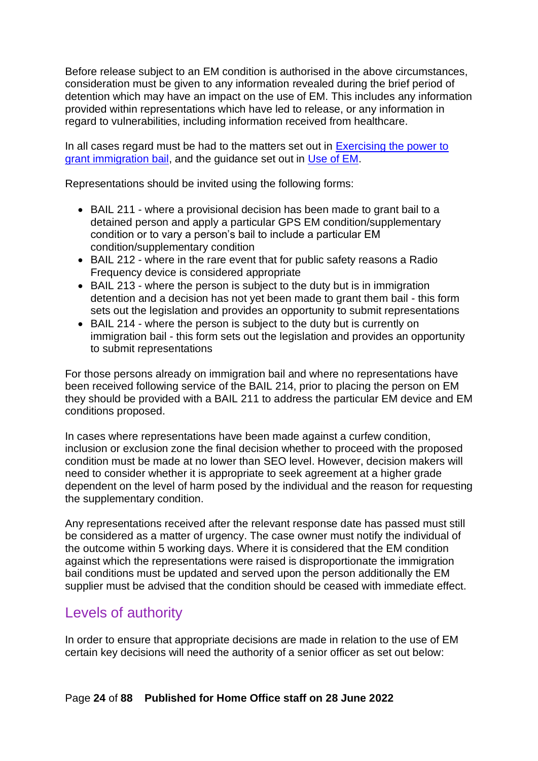Before release subject to an EM condition is authorised in the above circumstances, consideration must be given to any information revealed during the brief period of detention which may have an impact on the use of EM. This includes any information provided within representations which have led to release, or any information in regard to vulnerabilities, including information received from healthcare.

In all cases regard must be had to the matters set out in [Exercising the power to grant immigration bail](), and the guidance set out in [Use of EM]().

Representations should be invited using the following forms:

- BAIL 211 - where a provisional decision has been made to grant bail to a detained person and apply a particular GPS EM condition/supplementary condition or to vary a person's bail to include a particular EM condition/supplementary condition
- BAIL 212 - where in the rare event that for public safety reasons a Radio Frequency device is considered appropriate
- BAIL 213 - where the person is subject to the duty but is in immigration detention and a decision has not yet been made to grant them bail - this form sets out the legislation and provides an opportunity to submit representations
- BAIL 214 - where the person is subject to the duty but is currently on immigration bail - this form sets out the legislation and provides an opportunity to submit representations

For those persons already on immigration bail and where no representations have been received following service of the BAIL 214, prior to placing the person on EM they should be provided with a BAIL 211 to address the particular EM device and EM conditions proposed.

In cases where representations have been made against a curfew condition, inclusion or exclusion zone the final decision whether to proceed with the proposed condition must be made at no lower than SEO level. However, decision makers will need to consider whether it is appropriate to seek agreement at a higher grade dependent on the level of harm posed by the individual and the reason for requesting the supplementary condition.

Any representations received after the relevant response date has passed must still be considered as a matter of urgency. The case owner must notify the individual of the outcome within 5 working days. Where it is considered that the EM condition against which the representations were raised is disproportionate the immigration bail conditions must be updated and served upon the person additionally the EM supplier must be advised that the condition should be ceased with immediate effect.

## Levels of authority

In order to ensure that appropriate decisions are made in relation to the use of EM certain key decisions will need the authority of a senior officer as set out below: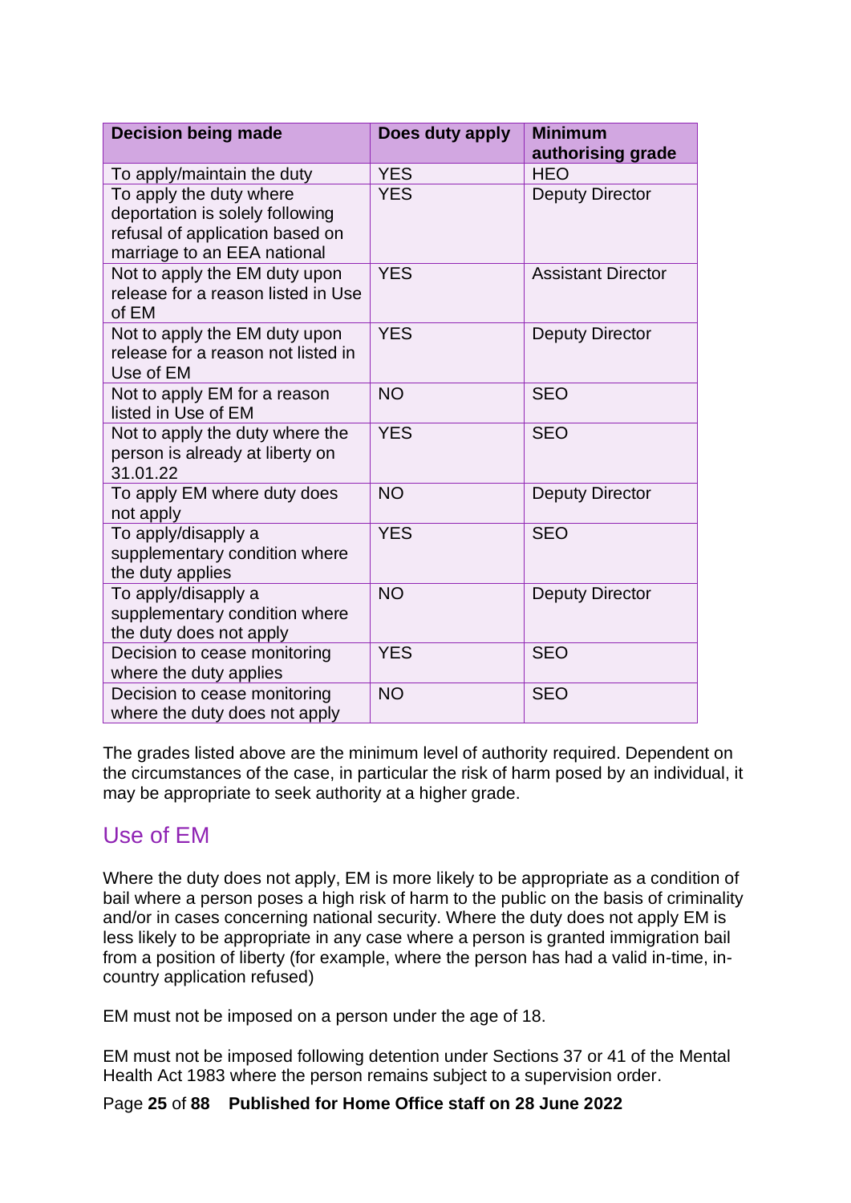| Decision being made | Does duty apply | Minimum authorising grade |
|---|---|---|
| To apply/maintain the duty | YES | HEO |
| To apply the duty where deportation is solely following refusal of application based on marriage to an EEA national | YES | Deputy Director |
| Not to apply the EM duty upon release for a reason listed in Use of EM | YES | Assistant Director |
| Not to apply the EM duty upon release for a reason not listed in Use of EM | YES | Deputy Director |
| Not to apply EM for a reason listed in Use of EM | NO | SEO |
| Not to apply the duty where the person is already at liberty on 31.01.22 | YES | SEO |
| To apply EM where duty does not apply | NO | Deputy Director |
| To apply/disapply a supplementary condition where the duty applies | YES | SEO |
| To apply/disapply a supplementary condition where the duty does not apply | NO | Deputy Director |
| Decision to cease monitoring where the duty applies | YES | SEO |
| Decision to cease monitoring where the duty does not apply | NO | SEO |

The grades listed above are the minimum level of authority required. Dependent on the circumstances of the case, in particular the risk of harm posed by an individual, it may be appropriate to seek authority at a higher grade.

## Use of EM

Where the duty does not apply, EM is more likely to be appropriate as a condition of bail where a person poses a high risk of harm to the public on the basis of criminality and/or in cases concerning national security. Where the duty does not apply EM is less likely to be appropriate in any case where a person is granted immigration bail from a position of liberty (for example, where the person has had a valid in-time, in-country application refused)

EM must not be imposed on a person under the age of 18.

EM must not be imposed following detention under Sections 37 or 41 of the Mental Health Act 1983 where the person remains subject to a supervision order.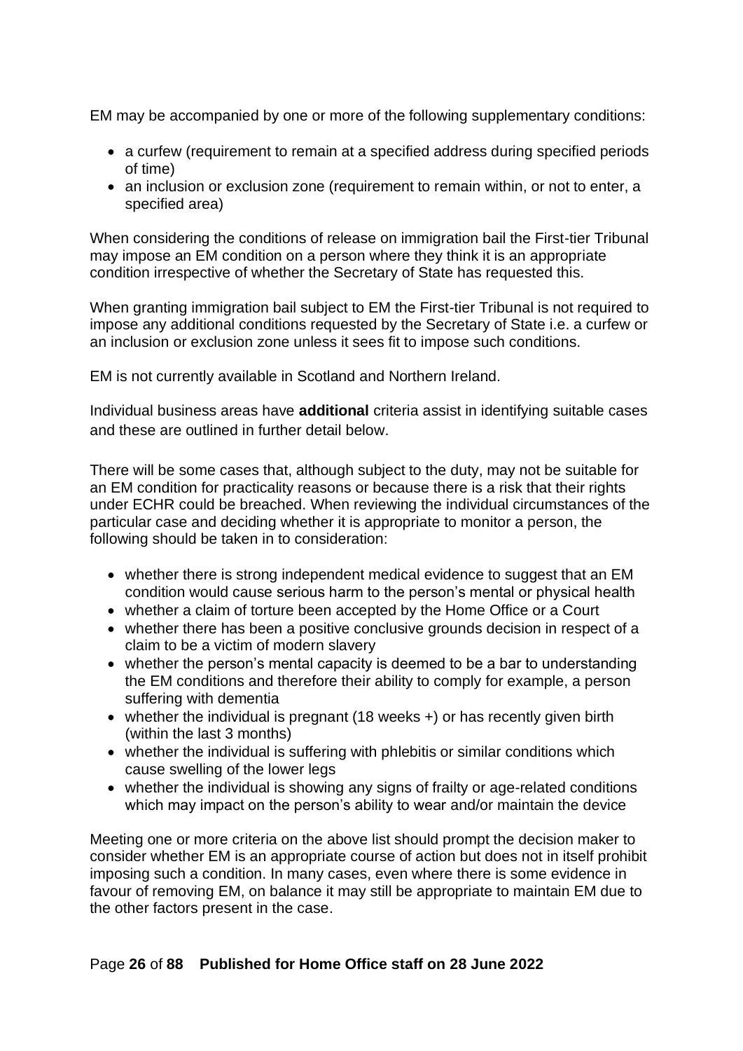EM may be accompanied by one or more of the following supplementary conditions:

- a curfew (requirement to remain at a specified address during specified periods of time)
- an inclusion or exclusion zone (requirement to remain within, or not to enter, a specified area)

When considering the conditions of release on immigration bail the First-tier Tribunal may impose an EM condition on a person where they think it is an appropriate condition irrespective of whether the Secretary of State has requested this.

When granting immigration bail subject to EM the First-tier Tribunal is not required to impose any additional conditions requested by the Secretary of State i.e. a curfew or an inclusion or exclusion zone unless it sees fit to impose such conditions.

EM is not currently available in Scotland and Northern Ireland.

Individual business areas have **additional** criteria assist in identifying suitable cases and these are outlined in further detail below.

There will be some cases that, although subject to the duty, may not be suitable for an EM condition for practicality reasons or because there is a risk that their rights under ECHR could be breached. When reviewing the individual circumstances of the particular case and deciding whether it is appropriate to monitor a person, the following should be taken in to consideration:

- whether there is strong independent medical evidence to suggest that an EM condition would cause serious harm to the person's mental or physical health
- whether a claim of torture been accepted by the Home Office or a Court
- whether there has been a positive conclusive grounds decision in respect of a claim to be a victim of modern slavery
- whether the person's mental capacity is deemed to be a bar to understanding the EM conditions and therefore their ability to comply for example, a person suffering with dementia
- whether the individual is pregnant (18 weeks +) or has recently given birth (within the last 3 months)
- whether the individual is suffering with phlebitis or similar conditions which cause swelling of the lower legs
- whether the individual is showing any signs of frailty or age-related conditions which may impact on the person's ability to wear and/or maintain the device

Meeting one or more criteria on the above list should prompt the decision maker to consider whether EM is an appropriate course of action but does not in itself prohibit imposing such a condition. In many cases, even where there is some evidence in favour of removing EM, on balance it may still be appropriate to maintain EM due to the other factors present in the case.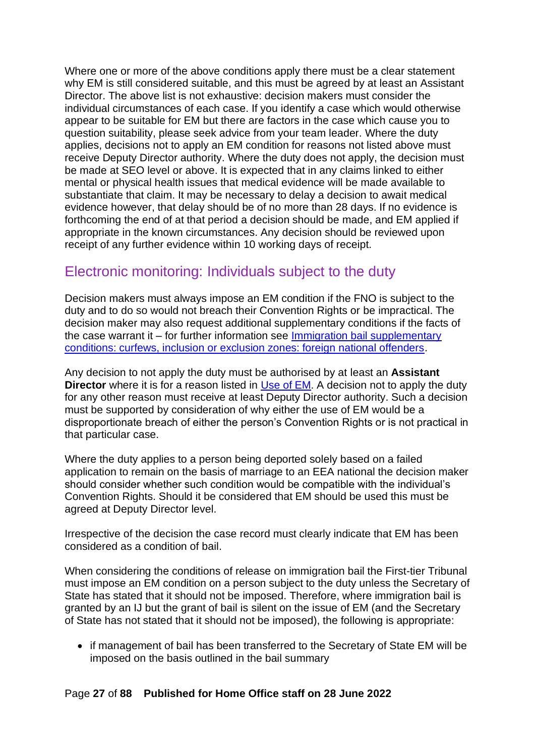Where one or more of the above conditions apply there must be a clear statement why EM is still considered suitable, and this must be agreed by at least an Assistant Director. The above list is not exhaustive: decision makers must consider the individual circumstances of each case. If you identify a case which would otherwise appear to be suitable for EM but there are factors in the case which cause you to question suitability, please seek advice from your team leader. Where the duty applies, decisions not to apply an EM condition for reasons not listed above must receive Deputy Director authority. Where the duty does not apply, the decision must be made at SEO level or above. It is expected that in any claims linked to either mental or physical health issues that medical evidence will be made available to substantiate that claim. It may be necessary to delay a decision to await medical evidence however, that delay should be of no more than 28 days. If no evidence is forthcoming the end of at that period a decision should be made, and EM applied if appropriate in the known circumstances. Any decision should be reviewed upon receipt of any further evidence within 10 working days of receipt.

## Electronic monitoring: Individuals subject to the duty

Decision makers must always impose an EM condition if the FNO is subject to the duty and to do so would not breach their Convention Rights or be impractical. The decision maker may also request additional supplementary conditions if the facts of the case warrant it – for further information see [Immigration bail supplementary conditions: curfews, inclusion or exclusion zones: foreign national offenders](#).

Any decision to not apply the duty must be authorised by at least an **Assistant Director** where it is for a reason listed in [Use of EM](#). A decision not to apply the duty for any other reason must receive at least Deputy Director authority. Such a decision must be supported by consideration of why either the use of EM would be a disproportionate breach of either the person's Convention Rights or is not practical in that particular case.

Where the duty applies to a person being deported solely based on a failed application to remain on the basis of marriage to an EEA national the decision maker should consider whether such condition would be compatible with the individual's Convention Rights. Should it be considered that EM should be used this must be agreed at Deputy Director level.

Irrespective of the decision the case record must clearly indicate that EM has been considered as a condition of bail.

When considering the conditions of release on immigration bail the First-tier Tribunal must impose an EM condition on a person subject to the duty unless the Secretary of State has stated that it should not be imposed. Therefore, where immigration bail is granted by an IJ but the grant of bail is silent on the issue of EM (and the Secretary of State has not stated that it should not be imposed), the following is appropriate:

- if management of bail has been transferred to the Secretary of State EM will be imposed on the basis outlined in the bail summary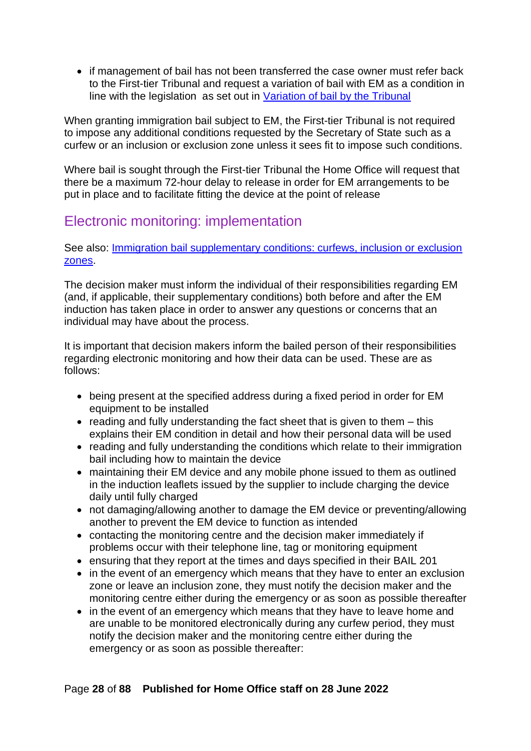- if management of bail has not been transferred the case owner must refer back to the First-tier Tribunal and request a variation of bail with EM as a condition in line with the legislation as set out in [Variation of bail by the Tribunal]

When granting immigration bail subject to EM, the First-tier Tribunal is not required to impose any additional conditions requested by the Secretary of State such as a curfew or an inclusion or exclusion zone unless it sees fit to impose such conditions.

Where bail is sought through the First-tier Tribunal the Home Office will request that there be a maximum 72-hour delay to release in order for EM arrangements to be put in place and to facilitate fitting the device at the point of release

## Electronic monitoring: implementation

See also: [Immigration bail supplementary conditions: curfews, inclusion or exclusion zones].

The decision maker must inform the individual of their responsibilities regarding EM (and, if applicable, their supplementary conditions) both before and after the EM induction has taken place in order to answer any questions or concerns that an individual may have about the process.

It is important that decision makers inform the bailed person of their responsibilities regarding electronic monitoring and how their data can be used. These are as follows:

- being present at the specified address during a fixed period in order for EM equipment to be installed
- reading and fully understanding the fact sheet that is given to them – this explains their EM condition in detail and how their personal data will be used
- reading and fully understanding the conditions which relate to their immigration bail including how to maintain the device
- maintaining their EM device and any mobile phone issued to them as outlined in the induction leaflets issued by the supplier to include charging the device daily until fully charged
- not damaging/allowing another to damage the EM device or preventing/allowing another to prevent the EM device to function as intended
- contacting the monitoring centre and the decision maker immediately if problems occur with their telephone line, tag or monitoring equipment
- ensuring that they report at the times and days specified in their BAIL 201
- in the event of an emergency which means that they have to enter an exclusion zone or leave an inclusion zone, they must notify the decision maker and the monitoring centre either during the emergency or as soon as possible thereafter
- in the event of an emergency which means that they have to leave home and are unable to be monitored electronically during any curfew period, they must notify the decision maker and the monitoring centre either during the emergency or as soon as possible thereafter: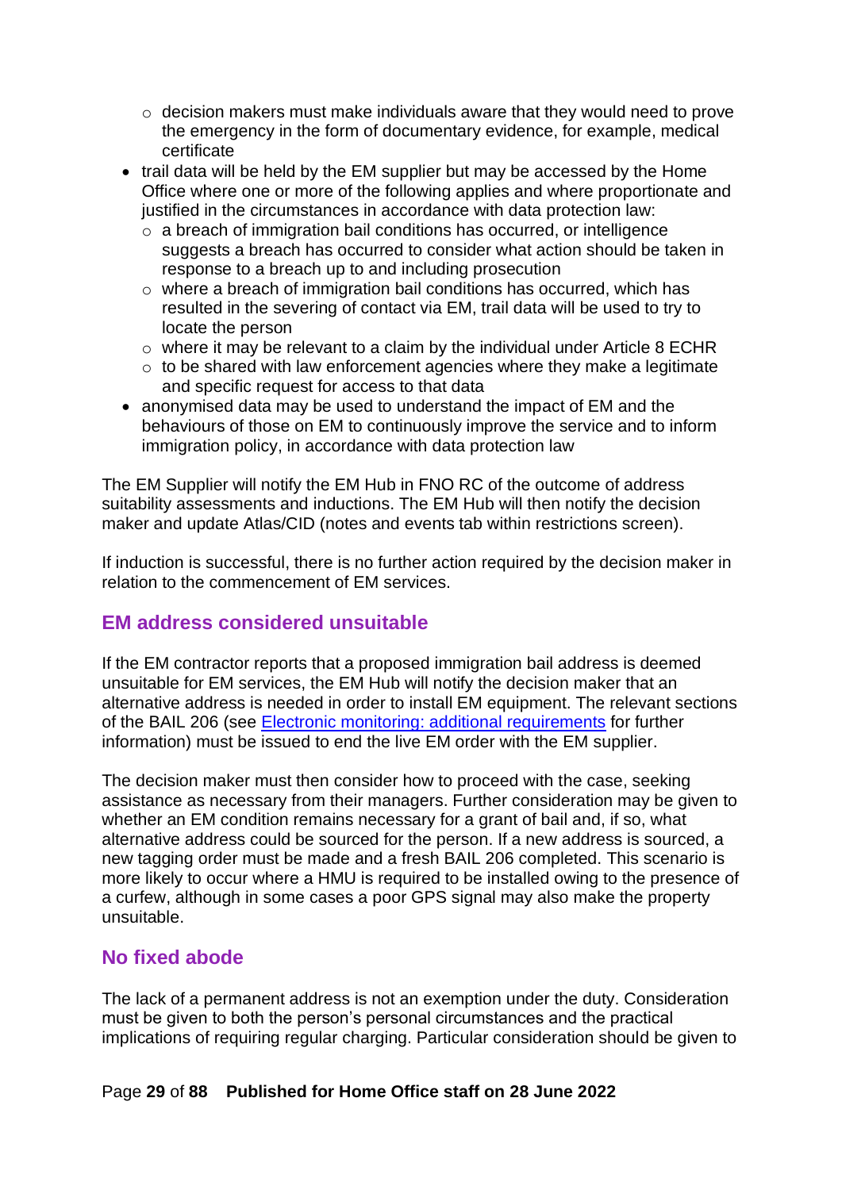- decision makers must make individuals aware that they would need to prove the emergency in the form of documentary evidence, for example, medical certificate
- trail data will be held by the EM supplier but may be accessed by the Home Office where one or more of the following applies and where proportionate and justified in the circumstances in accordance with data protection law:
  - a breach of immigration bail conditions has occurred, or intelligence suggests a breach has occurred to consider what action should be taken in response to a breach up to and including prosecution
  - where a breach of immigration bail conditions has occurred, which has resulted in the severing of contact via EM, trail data will be used to try to locate the person
  - where it may be relevant to a claim by the individual under Article 8 ECHR
  - to be shared with law enforcement agencies where they make a legitimate and specific request for access to that data
- anonymised data may be used to understand the impact of EM and the behaviours of those on EM to continuously improve the service and to inform immigration policy, in accordance with data protection law

The EM Supplier will notify the EM Hub in FNO RC of the outcome of address suitability assessments and inductions. The EM Hub will then notify the decision maker and update Atlas/CID (notes and events tab within restrictions screen).

If induction is successful, there is no further action required by the decision maker in relation to the commencement of EM services.

## EM address considered unsuitable

If the EM contractor reports that a proposed immigration bail address is deemed unsuitable for EM services, the EM Hub will notify the decision maker that an alternative address is needed in order to install EM equipment. The relevant sections of the BAIL 206 (see Electronic monitoring: additional requirements for further information) must be issued to end the live EM order with the EM supplier.

The decision maker must then consider how to proceed with the case, seeking assistance as necessary from their managers. Further consideration may be given to whether an EM condition remains necessary for a grant of bail and, if so, what alternative address could be sourced for the person. If a new address is sourced, a new tagging order must be made and a fresh BAIL 206 completed. This scenario is more likely to occur where a HMU is required to be installed owing to the presence of a curfew, although in some cases a poor GPS signal may also make the property unsuitable.

## No fixed abode

The lack of a permanent address is not an exemption under the duty. Consideration must be given to both the person's personal circumstances and the practical implications of requiring regular charging. Particular consideration should be given to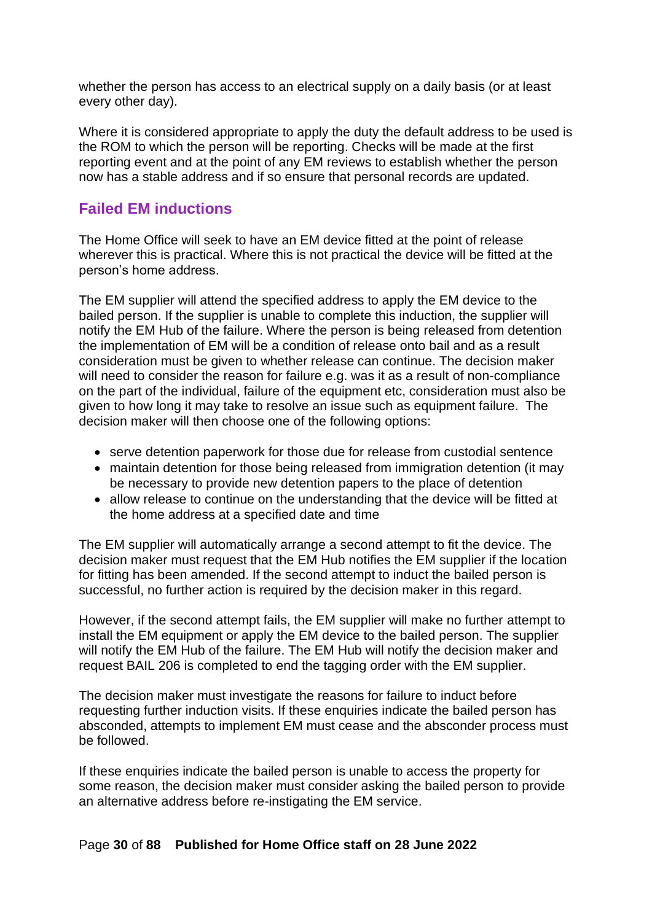whether the person has access to an electrical supply on a daily basis (or at least every other day).

Where it is considered appropriate to apply the duty the default address to be used is the ROM to which the person will be reporting. Checks will be made at the first reporting event and at the point of any EM reviews to establish whether the person now has a stable address and if so ensure that personal records are updated.

## Failed EM inductions

The Home Office will seek to have an EM device fitted at the point of release wherever this is practical. Where this is not practical the device will be fitted at the person's home address.

The EM supplier will attend the specified address to apply the EM device to the bailed person. If the supplier is unable to complete this induction, the supplier will notify the EM Hub of the failure. Where the person is being released from detention the implementation of EM will be a condition of release onto bail and as a result consideration must be given to whether release can continue. The decision maker will need to consider the reason for failure e.g. was it as a result of non-compliance on the part of the individual, failure of the equipment etc, consideration must also be given to how long it may take to resolve an issue such as equipment failure. The decision maker will then choose one of the following options:

- serve detention paperwork for those due for release from custodial sentence
- maintain detention for those being released from immigration detention (it may be necessary to provide new detention papers to the place of detention
- allow release to continue on the understanding that the device will be fitted at the home address at a specified date and time

The EM supplier will automatically arrange a second attempt to fit the device. The decision maker must request that the EM Hub notifies the EM supplier if the location for fitting has been amended. If the second attempt to induct the bailed person is successful, no further action is required by the decision maker in this regard.

However, if the second attempt fails, the EM supplier will make no further attempt to install the EM equipment or apply the EM device to the bailed person. The supplier will notify the EM Hub of the failure. The EM Hub will notify the decision maker and request BAIL 206 is completed to end the tagging order with the EM supplier.

The decision maker must investigate the reasons for failure to induct before requesting further induction visits. If these enquiries indicate the bailed person has absconded, attempts to implement EM must cease and the absconder process must be followed.

If these enquiries indicate the bailed person is unable to access the property for some reason, the decision maker must consider asking the bailed person to provide an alternative address before re-instigating the EM service.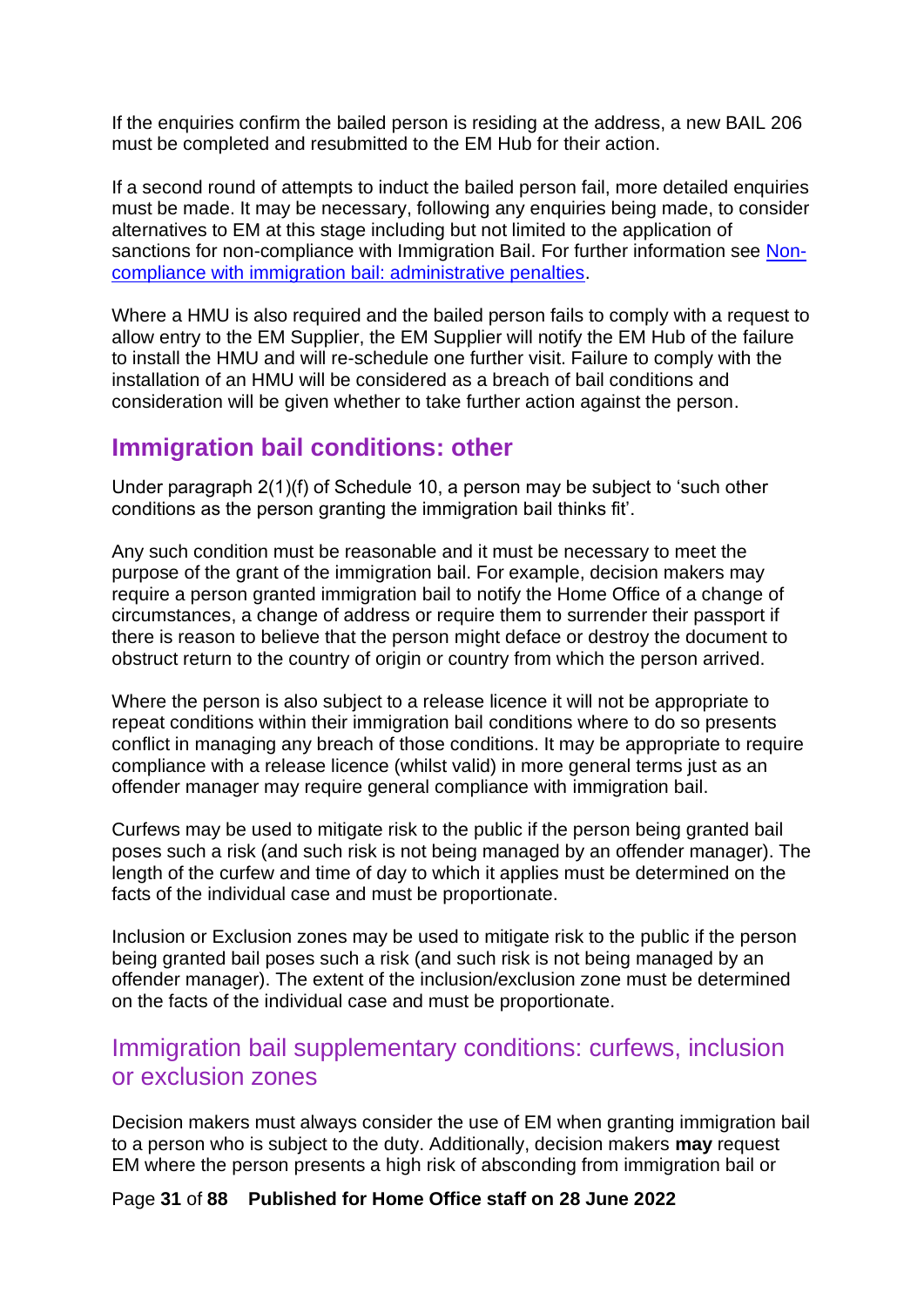If the enquiries confirm the bailed person is residing at the address, a new BAIL 206 must be completed and resubmitted to the EM Hub for their action.

If a second round of attempts to induct the bailed person fail, more detailed enquiries must be made. It may be necessary, following any enquiries being made, to consider alternatives to EM at this stage including but not limited to the application of sanctions for non-compliance with Immigration Bail. For further information see [Non-compliance with immigration bail: administrative penalties](#).

Where a HMU is also required and the bailed person fails to comply with a request to allow entry to the EM Supplier, the EM Supplier will notify the EM Hub of the failure to install the HMU and will re-schedule one further visit. Failure to comply with the installation of an HMU will be considered as a breach of bail conditions and consideration will be given whether to take further action against the person.

## Immigration bail conditions: other

Under paragraph 2(1)(f) of Schedule 10, a person may be subject to 'such other conditions as the person granting the immigration bail thinks fit'.

Any such condition must be reasonable and it must be necessary to meet the purpose of the grant of the immigration bail. For example, decision makers may require a person granted immigration bail to notify the Home Office of a change of circumstances, a change of address or require them to surrender their passport if there is reason to believe that the person might deface or destroy the document to obstruct return to the country of origin or country from which the person arrived.

Where the person is also subject to a release licence it will not be appropriate to repeat conditions within their immigration bail conditions where to do so presents conflict in managing any breach of those conditions. It may be appropriate to require compliance with a release licence (whilst valid) in more general terms just as an offender manager may require general compliance with immigration bail.

Curfews may be used to mitigate risk to the public if the person being granted bail poses such a risk (and such risk is not being managed by an offender manager). The length of the curfew and time of day to which it applies must be determined on the facts of the individual case and must be proportionate.

Inclusion or Exclusion zones may be used to mitigate risk to the public if the person being granted bail poses such a risk (and such risk is not being managed by an offender manager). The extent of the inclusion/exclusion zone must be determined on the facts of the individual case and must be proportionate.

### Immigration bail supplementary conditions: curfews, inclusion or exclusion zones

Decision makers must always consider the use of EM when granting immigration bail to a person who is subject to the duty. Additionally, decision makers **may** request EM where the person presents a high risk of absconding from immigration bail or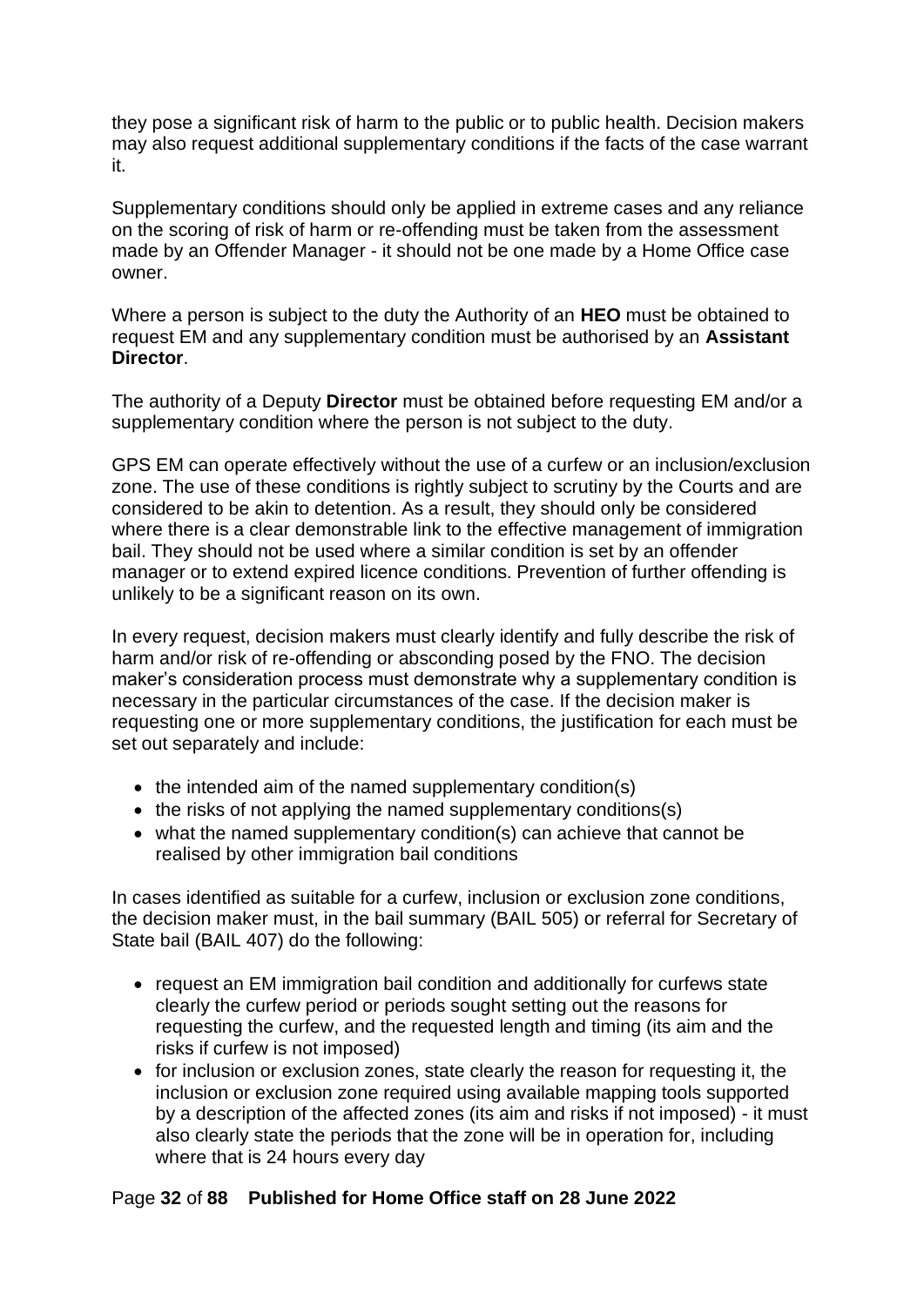they pose a significant risk of harm to the public or to public health. Decision makers may also request additional supplementary conditions if the facts of the case warrant it.

Supplementary conditions should only be applied in extreme cases and any reliance on the scoring of risk of harm or re-offending must be taken from the assessment made by an Offender Manager - it should not be one made by a Home Office case owner.

Where a person is subject to the duty the Authority of an **HEO** must be obtained to request EM and any supplementary condition must be authorised by an **Assistant Director**.

The authority of a Deputy **Director** must be obtained before requesting EM and/or a supplementary condition where the person is not subject to the duty.

GPS EM can operate effectively without the use of a curfew or an inclusion/exclusion zone. The use of these conditions is rightly subject to scrutiny by the Courts and are considered to be akin to detention. As a result, they should only be considered where there is a clear demonstrable link to the effective management of immigration bail. They should not be used where a similar condition is set by an offender manager or to extend expired licence conditions. Prevention of further offending is unlikely to be a significant reason on its own.

In every request, decision makers must clearly identify and fully describe the risk of harm and/or risk of re-offending or absconding posed by the FNO. The decision maker's consideration process must demonstrate why a supplementary condition is necessary in the particular circumstances of the case. If the decision maker is requesting one or more supplementary conditions, the justification for each must be set out separately and include:

- the intended aim of the named supplementary condition(s)
- the risks of not applying the named supplementary conditions(s)
- what the named supplementary condition(s) can achieve that cannot be realised by other immigration bail conditions

In cases identified as suitable for a curfew, inclusion or exclusion zone conditions, the decision maker must, in the bail summary (BAIL 505) or referral for Secretary of State bail (BAIL 407) do the following:

- request an EM immigration bail condition and additionally for curfews state clearly the curfew period or periods sought setting out the reasons for requesting the curfew, and the requested length and timing (its aim and the risks if curfew is not imposed)
- for inclusion or exclusion zones, state clearly the reason for requesting it, the inclusion or exclusion zone required using available mapping tools supported by a description of the affected zones (its aim and risks if not imposed) - it must also clearly state the periods that the zone will be in operation for, including where that is 24 hours every day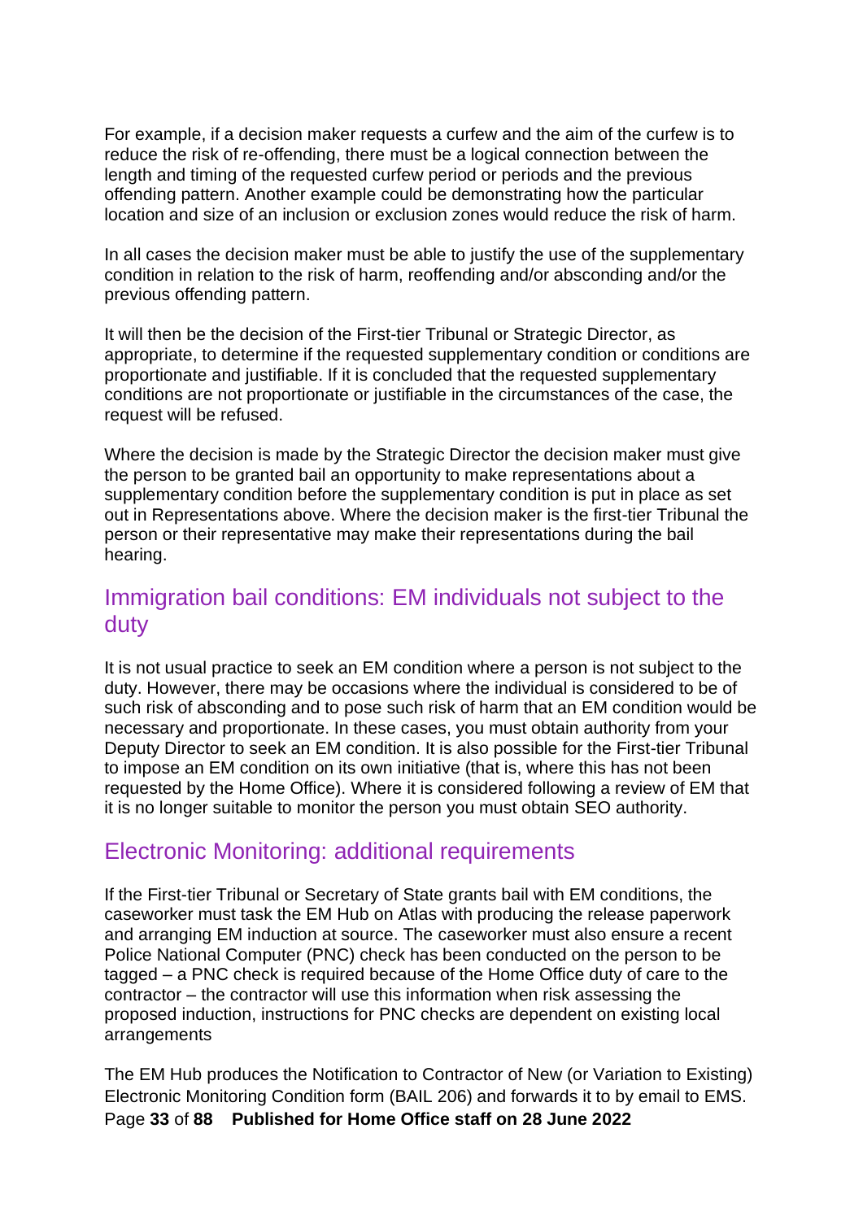For example, if a decision maker requests a curfew and the aim of the curfew is to reduce the risk of re-offending, there must be a logical connection between the length and timing of the requested curfew period or periods and the previous offending pattern. Another example could be demonstrating how the particular location and size of an inclusion or exclusion zones would reduce the risk of harm.

In all cases the decision maker must be able to justify the use of the supplementary condition in relation to the risk of harm, reoffending and/or absconding and/or the previous offending pattern.

It will then be the decision of the First-tier Tribunal or Strategic Director, as appropriate, to determine if the requested supplementary condition or conditions are proportionate and justifiable. If it is concluded that the requested supplementary conditions are not proportionate or justifiable in the circumstances of the case, the request will be refused.

Where the decision is made by the Strategic Director the decision maker must give the person to be granted bail an opportunity to make representations about a supplementary condition before the supplementary condition is put in place as set out in Representations above. Where the decision maker is the first-tier Tribunal the person or their representative may make their representations during the bail hearing.

## Immigration bail conditions: EM individuals not subject to the duty

It is not usual practice to seek an EM condition where a person is not subject to the duty. However, there may be occasions where the individual is considered to be of such risk of absconding and to pose such risk of harm that an EM condition would be necessary and proportionate. In these cases, you must obtain authority from your Deputy Director to seek an EM condition. It is also possible for the First-tier Tribunal to impose an EM condition on its own initiative (that is, where this has not been requested by the Home Office). Where it is considered following a review of EM that it is no longer suitable to monitor the person you must obtain SEO authority.

## Electronic Monitoring: additional requirements

If the First-tier Tribunal or Secretary of State grants bail with EM conditions, the caseworker must task the EM Hub on Atlas with producing the release paperwork and arranging EM induction at source. The caseworker must also ensure a recent Police National Computer (PNC) check has been conducted on the person to be tagged – a PNC check is required because of the Home Office duty of care to the contractor – the contractor will use this information when risk assessing the proposed induction, instructions for PNC checks are dependent on existing local arrangements

The EM Hub produces the Notification to Contractor of New (or Variation to Existing) Electronic Monitoring Condition form (BAIL 206) and forwards it to by email to EMS.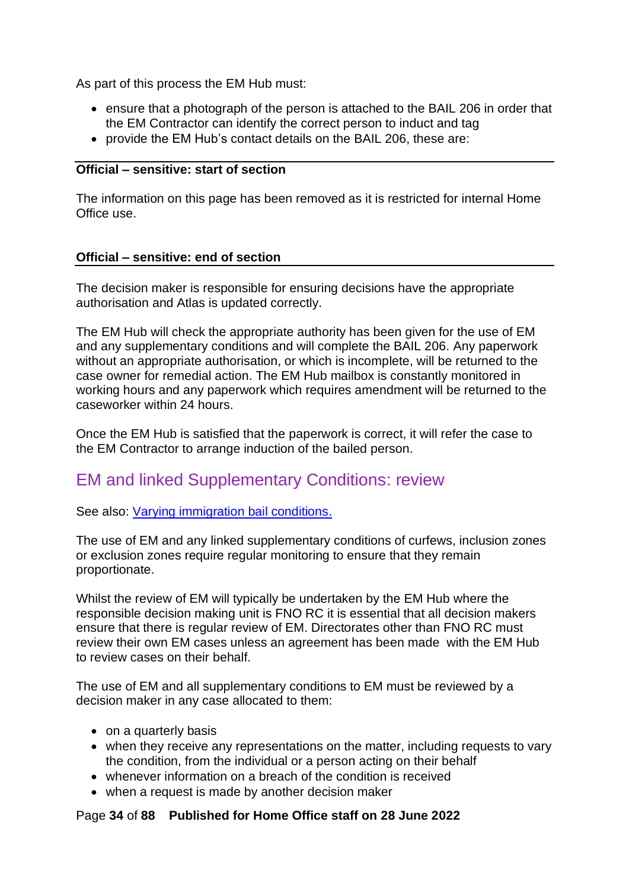As part of this process the EM Hub must:

- ensure that a photograph of the person is attached to the BAIL 206 in order that the EM Contractor can identify the correct person to induct and tag
- provide the EM Hub's contact details on the BAIL 206, these are:

**Official – sensitive: start of section**

The information on this page has been removed as it is restricted for internal Home Office use.

**Official – sensitive: end of section**

The decision maker is responsible for ensuring decisions have the appropriate authorisation and Atlas is updated correctly.

The EM Hub will check the appropriate authority has been given for the use of EM and any supplementary conditions and will complete the BAIL 206. Any paperwork without an appropriate authorisation, or which is incomplete, will be returned to the case owner for remedial action. The EM Hub mailbox is constantly monitored in working hours and any paperwork which requires amendment will be returned to the caseworker within 24 hours.

Once the EM Hub is satisfied that the paperwork is correct, it will refer the case to the EM Contractor to arrange induction of the bailed person.

## EM and linked Supplementary Conditions: review

See also: [Varying immigration bail conditions.]

The use of EM and any linked supplementary conditions of curfews, inclusion zones or exclusion zones require regular monitoring to ensure that they remain proportionate.

Whilst the review of EM will typically be undertaken by the EM Hub where the responsible decision making unit is FNO RC it is essential that all decision makers ensure that there is regular review of EM. Directorates other than FNO RC must review their own EM cases unless an agreement has been made with the EM Hub to review cases on their behalf.

The use of EM and all supplementary conditions to EM must be reviewed by a decision maker in any case allocated to them:

- on a quarterly basis
- when they receive any representations on the matter, including requests to vary the condition, from the individual or a person acting on their behalf
- whenever information on a breach of the condition is received
- when a request is made by another decision maker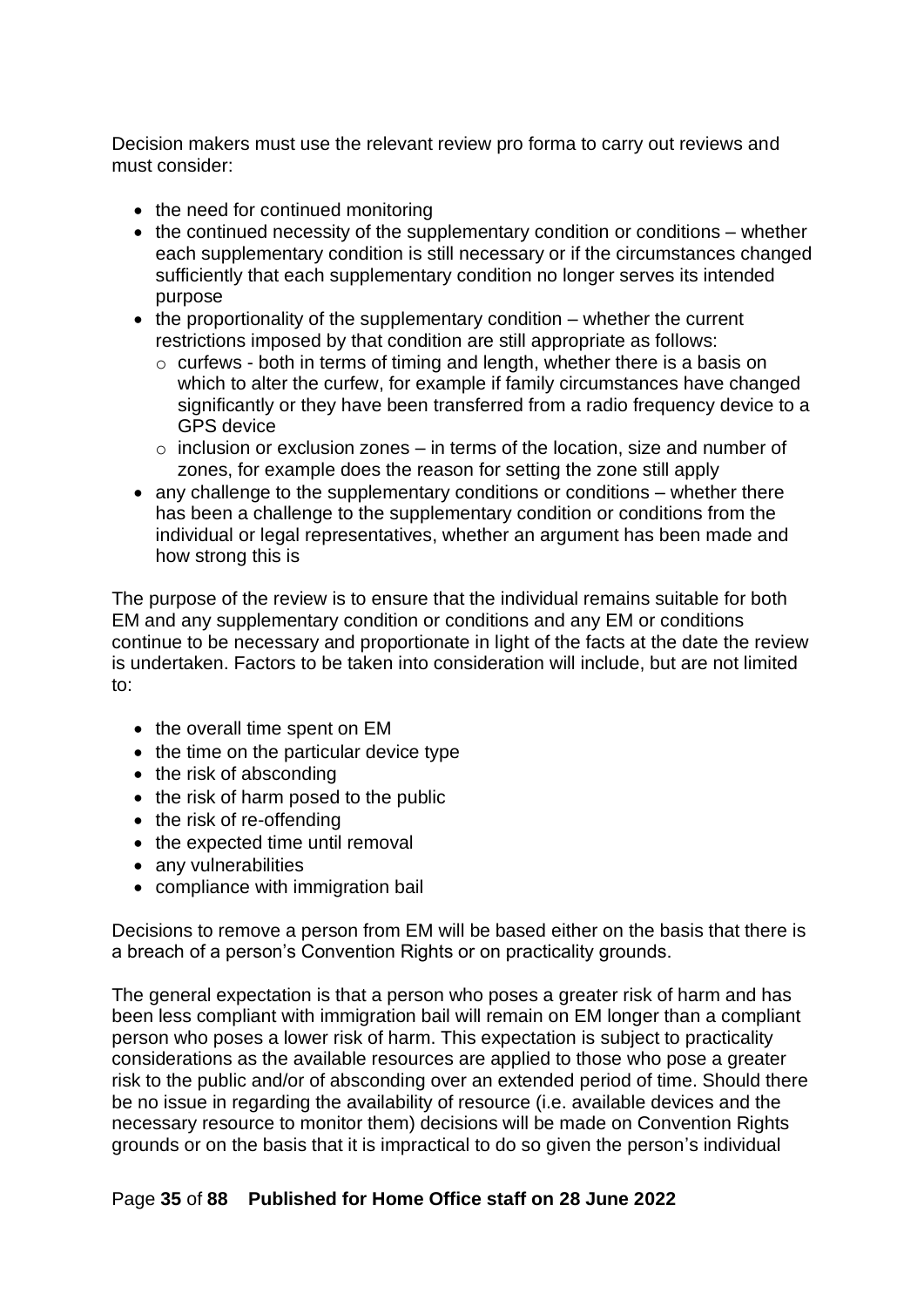Decision makers must use the relevant review pro forma to carry out reviews and must consider:

- the need for continued monitoring
- the continued necessity of the supplementary condition or conditions – whether each supplementary condition is still necessary or if the circumstances changed sufficiently that each supplementary condition no longer serves its intended purpose
- the proportionality of the supplementary condition – whether the current restrictions imposed by that condition are still appropriate as follows:
  - curfews - both in terms of timing and length, whether there is a basis on which to alter the curfew, for example if family circumstances have changed significantly or they have been transferred from a radio frequency device to a GPS device
  - inclusion or exclusion zones – in terms of the location, size and number of zones, for example does the reason for setting the zone still apply
- any challenge to the supplementary conditions or conditions – whether there has been a challenge to the supplementary condition or conditions from the individual or legal representatives, whether an argument has been made and how strong this is

The purpose of the review is to ensure that the individual remains suitable for both EM and any supplementary condition or conditions and any EM or conditions continue to be necessary and proportionate in light of the facts at the date the review is undertaken. Factors to be taken into consideration will include, but are not limited to:

- the overall time spent on EM
- the time on the particular device type
- the risk of absconding
- the risk of harm posed to the public
- the risk of re-offending
- the expected time until removal
- any vulnerabilities
- compliance with immigration bail

Decisions to remove a person from EM will be based either on the basis that there is a breach of a person's Convention Rights or on practicality grounds.

The general expectation is that a person who poses a greater risk of harm and has been less compliant with immigration bail will remain on EM longer than a compliant person who poses a lower risk of harm. This expectation is subject to practicality considerations as the available resources are applied to those who pose a greater risk to the public and/or of absconding over an extended period of time. Should there be no issue in regarding the availability of resource (i.e. available devices and the necessary resource to monitor them) decisions will be made on Convention Rights grounds or on the basis that it is impractical to do so given the person's individual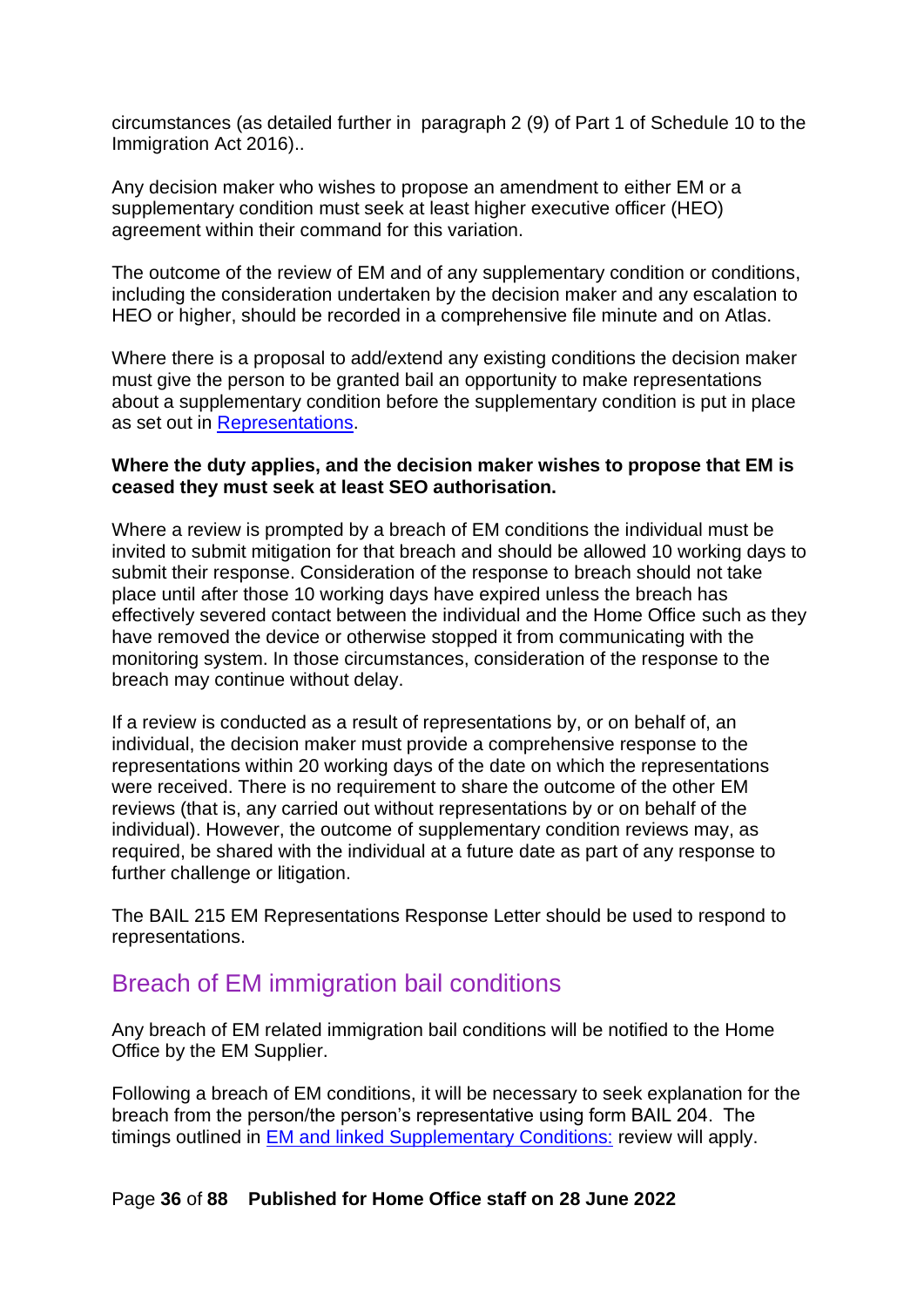circumstances (as detailed further in  paragraph 2 (9) of Part 1 of Schedule 10 to the Immigration Act 2016)..

Any decision maker who wishes to propose an amendment to either EM or a supplementary condition must seek at least higher executive officer (HEO) agreement within their command for this variation.

The outcome of the review of EM and of any supplementary condition or conditions, including the consideration undertaken by the decision maker and any escalation to HEO or higher, should be recorded in a comprehensive file minute and on Atlas.

Where there is a proposal to add/extend any existing conditions the decision maker must give the person to be granted bail an opportunity to make representations about a supplementary condition before the supplementary condition is put in place as set out in [Representations](#).

**Where the duty applies, and the decision maker wishes to propose that EM is ceased they must seek at least SEO authorisation.**

Where a review is prompted by a breach of EM conditions the individual must be invited to submit mitigation for that breach and should be allowed 10 working days to submit their response. Consideration of the response to breach should not take place until after those 10 working days have expired unless the breach has effectively severed contact between the individual and the Home Office such as they have removed the device or otherwise stopped it from communicating with the monitoring system. In those circumstances, consideration of the response to the breach may continue without delay.

If a review is conducted as a result of representations by, or on behalf of, an individual, the decision maker must provide a comprehensive response to the representations within 20 working days of the date on which the representations were received. There is no requirement to share the outcome of the other EM reviews (that is, any carried out without representations by or on behalf of the individual). However, the outcome of supplementary condition reviews may, as required, be shared with the individual at a future date as part of any response to further challenge or litigation.

The BAIL 215 EM Representations Response Letter should be used to respond to representations.

## Breach of EM immigration bail conditions

Any breach of EM related immigration bail conditions will be notified to the Home Office by the EM Supplier.

Following a breach of EM conditions, it will be necessary to seek explanation for the breach from the person/the person's representative using form BAIL 204.  The timings outlined in [EM and linked Supplementary Conditions:](#) review will apply.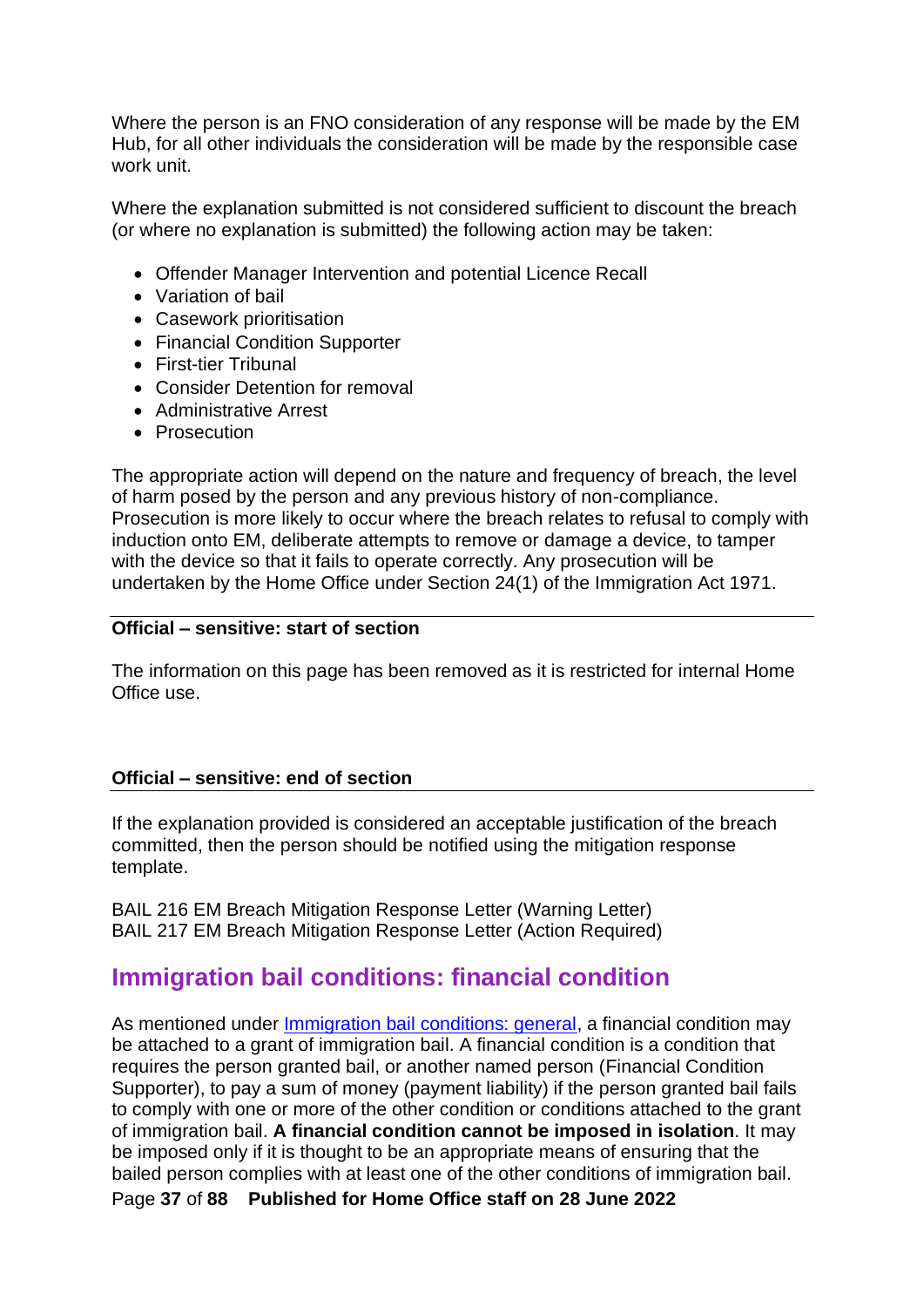Where the person is an FNO consideration of any response will be made by the EM Hub, for all other individuals the consideration will be made by the responsible case work unit.

Where the explanation submitted is not considered sufficient to discount the breach (or where no explanation is submitted) the following action may be taken:

- Offender Manager Intervention and potential Licence Recall
- Variation of bail
- Casework prioritisation
- Financial Condition Supporter
- First-tier Tribunal
- Consider Detention for removal
- Administrative Arrest
- Prosecution

The appropriate action will depend on the nature and frequency of breach, the level of harm posed by the person and any previous history of non-compliance. Prosecution is more likely to occur where the breach relates to refusal to comply with induction onto EM, deliberate attempts to remove or damage a device, to tamper with the device so that it fails to operate correctly. Any prosecution will be undertaken by the Home Office under Section 24(1) of the Immigration Act 1971.

**Official – sensitive: start of section**

The information on this page has been removed as it is restricted for internal Home Office use.

**Official – sensitive: end of section**

If the explanation provided is considered an acceptable justification of the breach committed, then the person should be notified using the mitigation response template.

BAIL 216 EM Breach Mitigation Response Letter (Warning Letter)
BAIL 217 EM Breach Mitigation Response Letter (Action Required)

## Immigration bail conditions: financial condition

As mentioned under [Immigration bail conditions: general](), a financial condition may be attached to a grant of immigration bail. A financial condition is a condition that requires the person granted bail, or another named person (Financial Condition Supporter), to pay a sum of money (payment liability) if the person granted bail fails to comply with one or more of the other condition or conditions attached to the grant of immigration bail. **A financial condition cannot be imposed in isolation**. It may be imposed only if it is thought to be an appropriate means of ensuring that the bailed person complies with at least one of the other conditions of immigration bail.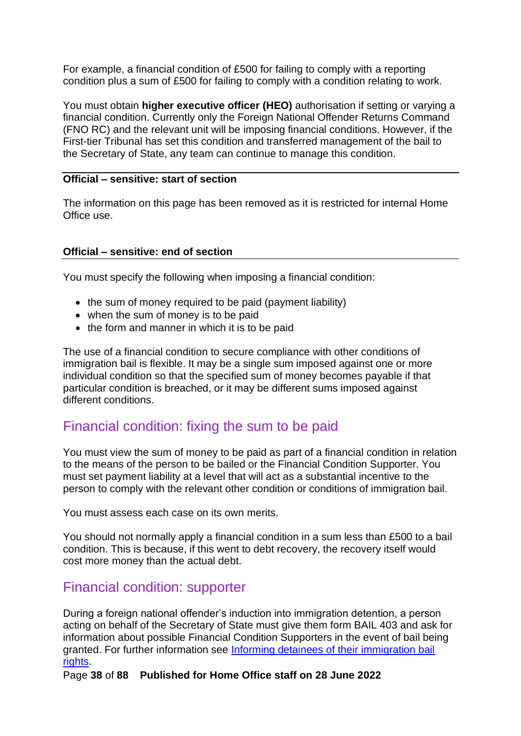For example, a financial condition of £500 for failing to comply with a reporting condition plus a sum of £500 for failing to comply with a condition relating to work.

You must obtain **higher executive officer (HEO)** authorisation if setting or varying a financial condition. Currently only the Foreign National Offender Returns Command (FNO RC) and the relevant unit will be imposing financial conditions. However, if the First-tier Tribunal has set this condition and transferred management of the bail to the Secretary of State, any team can continue to manage this condition.

**Official – sensitive: start of section**

The information on this page has been removed as it is restricted for internal Home Office use.

**Official – sensitive: end of section**

You must specify the following when imposing a financial condition:

- the sum of money required to be paid (payment liability)
- when the sum of money is to be paid
- the form and manner in which it is to be paid

The use of a financial condition to secure compliance with other conditions of immigration bail is flexible. It may be a single sum imposed against one or more individual condition so that the specified sum of money becomes payable if that particular condition is breached, or it may be different sums imposed against different conditions.

## Financial condition: fixing the sum to be paid

You must view the sum of money to be paid as part of a financial condition in relation to the means of the person to be bailed or the Financial Condition Supporter. You must set payment liability at a level that will act as a substantial incentive to the person to comply with the relevant other condition or conditions of immigration bail.

You must assess each case on its own merits.

You should not normally apply a financial condition in a sum less than £500 to a bail condition. This is because, if this went to debt recovery, the recovery itself would cost more money than the actual debt.

## Financial condition: supporter

During a foreign national offender's induction into immigration detention, a person acting on behalf of the Secretary of State must give them form BAIL 403 and ask for information about possible Financial Condition Supporters in the event of bail being granted. For further information see [Informing detainees of their immigration bail rights](#).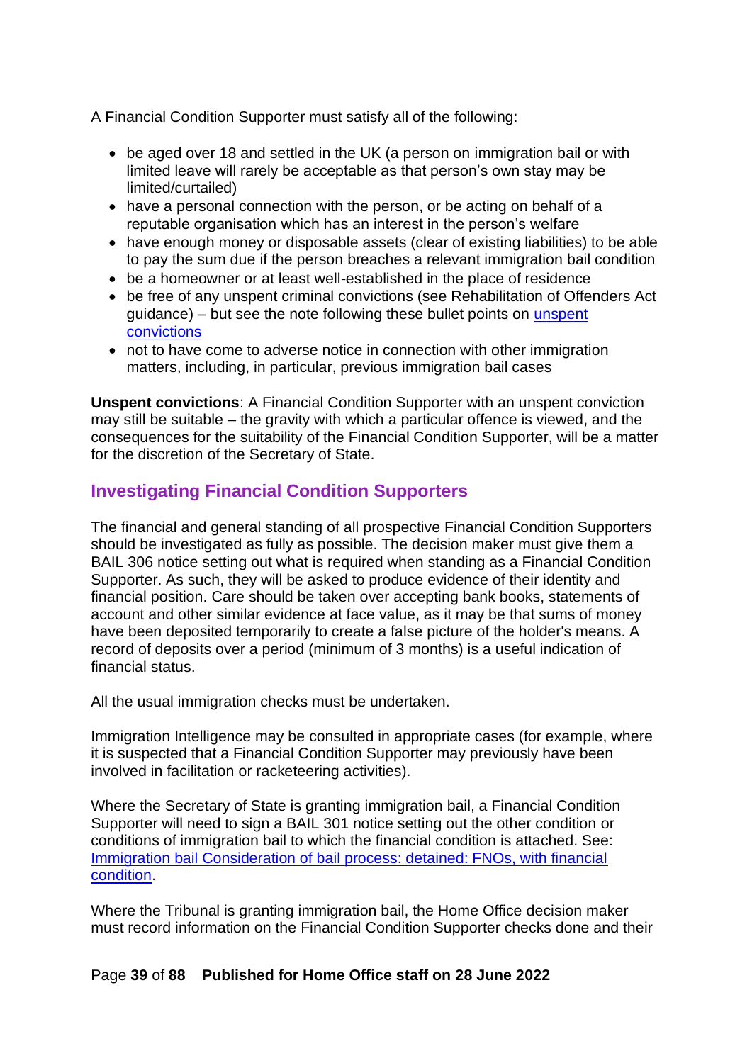A Financial Condition Supporter must satisfy all of the following:

- be aged over 18 and settled in the UK (a person on immigration bail or with limited leave will rarely be acceptable as that person's own stay may be limited/curtailed)
- have a personal connection with the person, or be acting on behalf of a reputable organisation which has an interest in the person's welfare
- have enough money or disposable assets (clear of existing liabilities) to be able to pay the sum due if the person breaches a relevant immigration bail condition
- be a homeowner or at least well-established in the place of residence
- be free of any unspent criminal convictions (see Rehabilitation of Offenders Act guidance) – but see the note following these bullet points on [unspent convictions](#)
- not to have come to adverse notice in connection with other immigration matters, including, in particular, previous immigration bail cases

**Unspent convictions**: A Financial Condition Supporter with an unspent conviction may still be suitable – the gravity with which a particular offence is viewed, and the consequences for the suitability of the Financial Condition Supporter, will be a matter for the discretion of the Secretary of State.

## Investigating Financial Condition Supporters

The financial and general standing of all prospective Financial Condition Supporters should be investigated as fully as possible. The decision maker must give them a BAIL 306 notice setting out what is required when standing as a Financial Condition Supporter. As such, they will be asked to produce evidence of their identity and financial position. Care should be taken over accepting bank books, statements of account and other similar evidence at face value, as it may be that sums of money have been deposited temporarily to create a false picture of the holder's means. A record of deposits over a period (minimum of 3 months) is a useful indication of financial status.

All the usual immigration checks must be undertaken.

Immigration Intelligence may be consulted in appropriate cases (for example, where it is suspected that a Financial Condition Supporter may previously have been involved in facilitation or racketeering activities).

Where the Secretary of State is granting immigration bail, a Financial Condition Supporter will need to sign a BAIL 301 notice setting out the other condition or conditions of immigration bail to which the financial condition is attached. See: [Immigration bail Consideration of bail process: detained: FNOs, with financial condition](#).

Where the Tribunal is granting immigration bail, the Home Office decision maker must record information on the Financial Condition Supporter checks done and their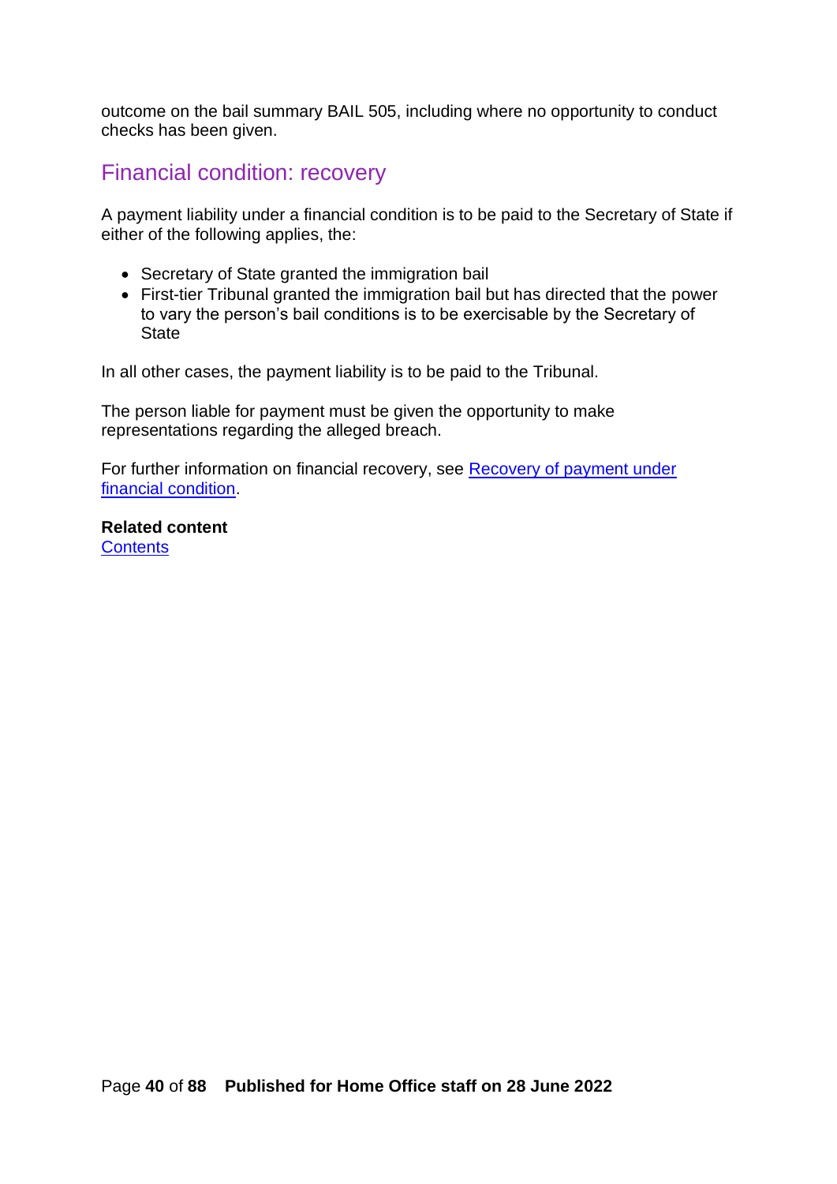outcome on the bail summary BAIL 505, including where no opportunity to conduct checks has been given.

## Financial condition: recovery

A payment liability under a financial condition is to be paid to the Secretary of State if either of the following applies, the:

- Secretary of State granted the immigration bail
- First-tier Tribunal granted the immigration bail but has directed that the power to vary the person's bail conditions is to be exercisable by the Secretary of State

In all other cases, the payment liability is to be paid to the Tribunal.

The person liable for payment must be given the opportunity to make representations regarding the alleged breach.

For further information on financial recovery, see [Recovery of payment under financial condition](#).

**Related content**
[Contents](#)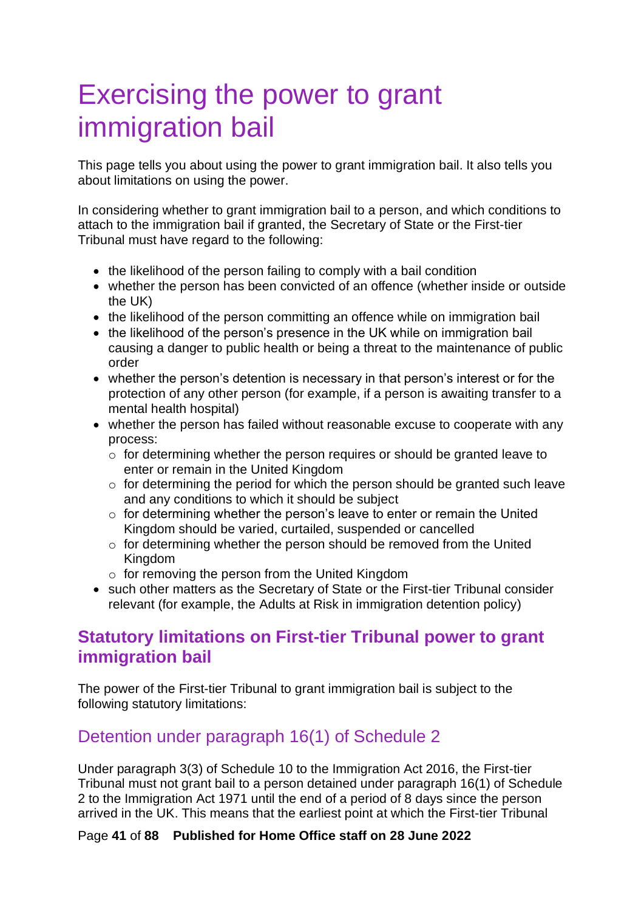# Exercising the power to grant immigration bail

This page tells you about using the power to grant immigration bail. It also tells you about limitations on using the power.

In considering whether to grant immigration bail to a person, and which conditions to attach to the immigration bail if granted, the Secretary of State or the First-tier Tribunal must have regard to the following:

- the likelihood of the person failing to comply with a bail condition
- whether the person has been convicted of an offence (whether inside or outside the UK)
- the likelihood of the person committing an offence while on immigration bail
- the likelihood of the person's presence in the UK while on immigration bail causing a danger to public health or being a threat to the maintenance of public order
- whether the person's detention is necessary in that person's interest or for the protection of any other person (for example, if a person is awaiting transfer to a mental health hospital)
- whether the person has failed without reasonable excuse to cooperate with any process:
  - for determining whether the person requires or should be granted leave to enter or remain in the United Kingdom
  - for determining the period for which the person should be granted such leave and any conditions to which it should be subject
  - for determining whether the person's leave to enter or remain the United Kingdom should be varied, curtailed, suspended or cancelled
  - for determining whether the person should be removed from the United Kingdom
  - for removing the person from the United Kingdom
- such other matters as the Secretary of State or the First-tier Tribunal consider relevant (for example, the Adults at Risk in immigration detention policy)

## Statutory limitations on First-tier Tribunal power to grant immigration bail

The power of the First-tier Tribunal to grant immigration bail is subject to the following statutory limitations:

### Detention under paragraph 16(1) of Schedule 2

Under paragraph 3(3) of Schedule 10 to the Immigration Act 2016, the First-tier Tribunal must not grant bail to a person detained under paragraph 16(1) of Schedule 2 to the Immigration Act 1971 until the end of a period of 8 days since the person arrived in the UK. This means that the earliest point at which the First-tier Tribunal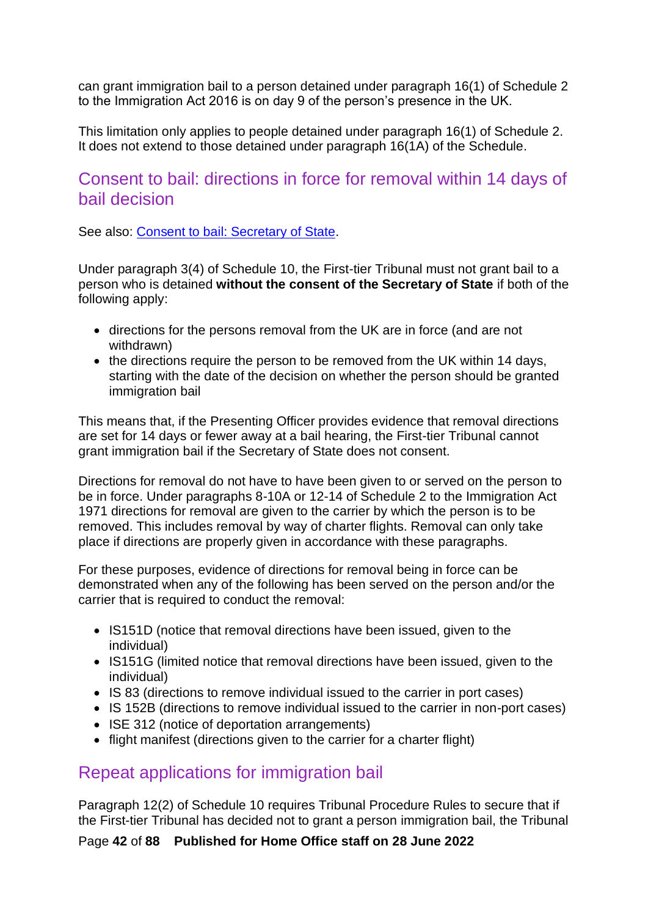can grant immigration bail to a person detained under paragraph 16(1) of Schedule 2 to the Immigration Act 2016 is on day 9 of the person's presence in the UK.

This limitation only applies to people detained under paragraph 16(1) of Schedule 2. It does not extend to those detained under paragraph 16(1A) of the Schedule.

## Consent to bail: directions in force for removal within 14 days of bail decision

See also: [Consent to bail: Secretary of State](#).

Under paragraph 3(4) of Schedule 10, the First-tier Tribunal must not grant bail to a person who is detained **without the consent of the Secretary of State** if both of the following apply:

- directions for the persons removal from the UK are in force (and are not withdrawn)
- the directions require the person to be removed from the UK within 14 days, starting with the date of the decision on whether the person should be granted immigration bail

This means that, if the Presenting Officer provides evidence that removal directions are set for 14 days or fewer away at a bail hearing, the First-tier Tribunal cannot grant immigration bail if the Secretary of State does not consent.

Directions for removal do not have to have been given to or served on the person to be in force. Under paragraphs 8-10A or 12-14 of Schedule 2 to the Immigration Act 1971 directions for removal are given to the carrier by which the person is to be removed. This includes removal by way of charter flights. Removal can only take place if directions are properly given in accordance with these paragraphs.

For these purposes, evidence of directions for removal being in force can be demonstrated when any of the following has been served on the person and/or the carrier that is required to conduct the removal:

- IS151D (notice that removal directions have been issued, given to the individual)
- IS151G (limited notice that removal directions have been issued, given to the individual)
- IS 83 (directions to remove individual issued to the carrier in port cases)
- IS 152B (directions to remove individual issued to the carrier in non-port cases)
- ISE 312 (notice of deportation arrangements)
- flight manifest (directions given to the carrier for a charter flight)

## Repeat applications for immigration bail

Paragraph 12(2) of Schedule 10 requires Tribunal Procedure Rules to secure that if the First-tier Tribunal has decided not to grant a person immigration bail, the Tribunal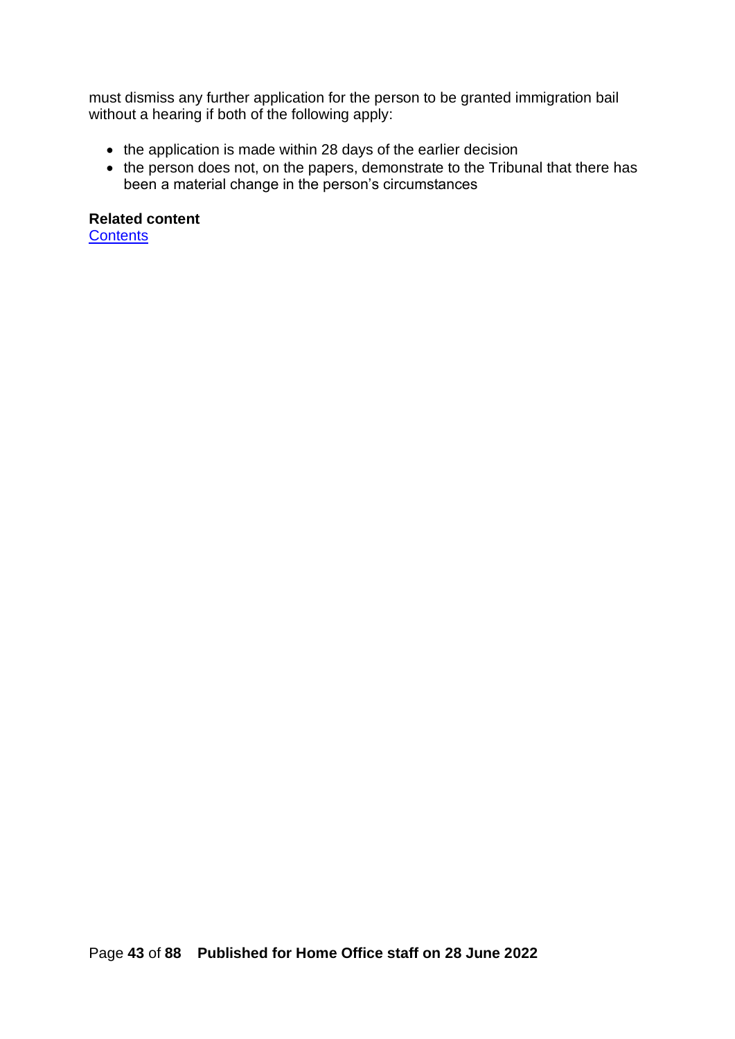must dismiss any further application for the person to be granted immigration bail without a hearing if both of the following apply:

- the application is made within 28 days of the earlier decision
- the person does not, on the papers, demonstrate to the Tribunal that there has been a material change in the person's circumstances

**Related content**
[Contents]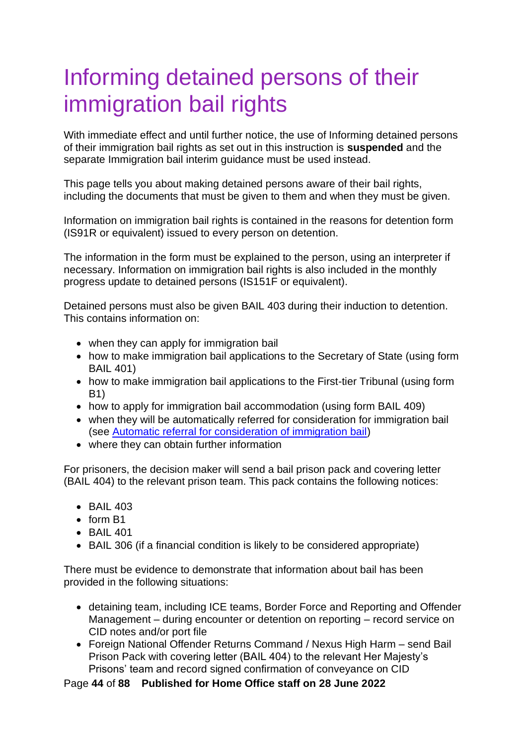# Informing detained persons of their immigration bail rights

With immediate effect and until further notice, the use of Informing detained persons of their immigration bail rights as set out in this instruction is **suspended** and the separate Immigration bail interim guidance must be used instead.

This page tells you about making detained persons aware of their bail rights, including the documents that must be given to them and when they must be given.

Information on immigration bail rights is contained in the reasons for detention form (IS91R or equivalent) issued to every person on detention.

The information in the form must be explained to the person, using an interpreter if necessary. Information on immigration bail rights is also included in the monthly progress update to detained persons (IS151F or equivalent).

Detained persons must also be given BAIL 403 during their induction to detention. This contains information on:

- when they can apply for immigration bail
- how to make immigration bail applications to the Secretary of State (using form BAIL 401)
- how to make immigration bail applications to the First-tier Tribunal (using form B1)
- how to apply for immigration bail accommodation (using form BAIL 409)
- when they will be automatically referred for consideration for immigration bail (see [Automatic referral for consideration of immigration bail])
- where they can obtain further information

For prisoners, the decision maker will send a bail prison pack and covering letter (BAIL 404) to the relevant prison team. This pack contains the following notices:

- BAIL 403
- form B1
- BAIL 401
- BAIL 306 (if a financial condition is likely to be considered appropriate)

There must be evidence to demonstrate that information about bail has been provided in the following situations:

- detaining team, including ICE teams, Border Force and Reporting and Offender Management – during encounter or detention on reporting – record service on CID notes and/or port file
- Foreign National Offender Returns Command / Nexus High Harm – send Bail Prison Pack with covering letter (BAIL 404) to the relevant Her Majesty's Prisons' team and record signed confirmation of conveyance on CID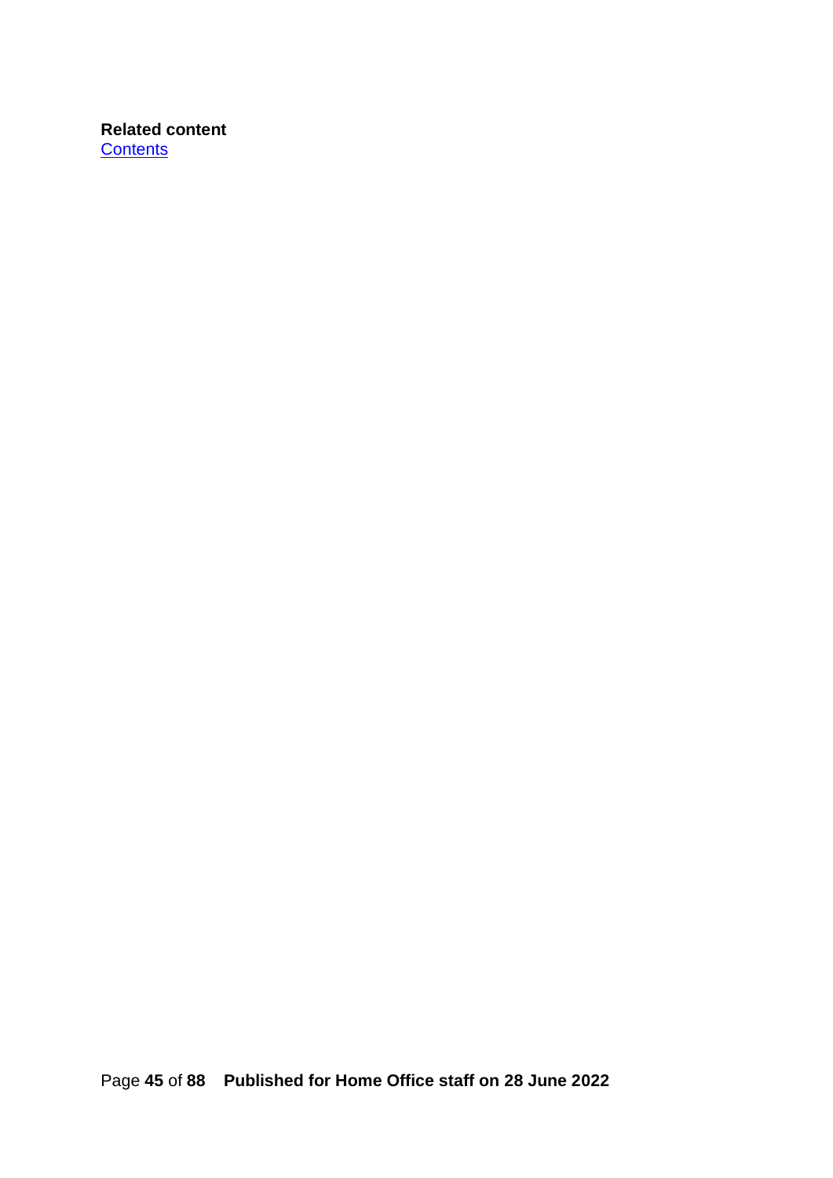**Related content**
[Contents]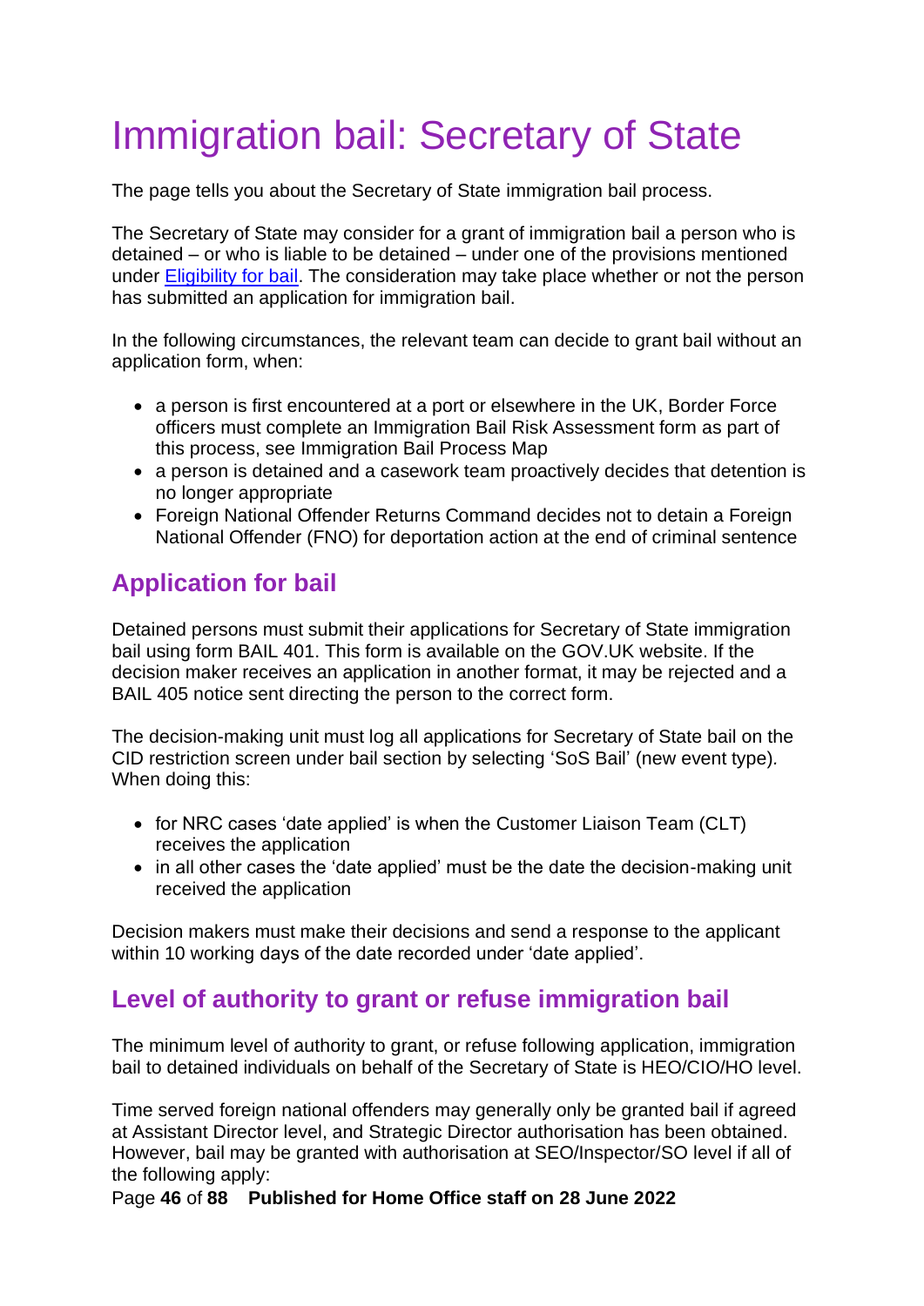# Immigration bail: Secretary of State

The page tells you about the Secretary of State immigration bail process.

The Secretary of State may consider for a grant of immigration bail a person who is detained – or who is liable to be detained – under one of the provisions mentioned under [Eligibility for bail](). The consideration may take place whether or not the person has submitted an application for immigration bail.

In the following circumstances, the relevant team can decide to grant bail without an application form, when:

- a person is first encountered at a port or elsewhere in the UK, Border Force officers must complete an Immigration Bail Risk Assessment form as part of this process, see Immigration Bail Process Map
- a person is detained and a casework team proactively decides that detention is no longer appropriate
- Foreign National Offender Returns Command decides not to detain a Foreign National Offender (FNO) for deportation action at the end of criminal sentence

## Application for bail

Detained persons must submit their applications for Secretary of State immigration bail using form BAIL 401. This form is available on the GOV.UK website. If the decision maker receives an application in another format, it may be rejected and a BAIL 405 notice sent directing the person to the correct form.

The decision-making unit must log all applications for Secretary of State bail on the CID restriction screen under bail section by selecting 'SoS Bail' (new event type). When doing this:

- for NRC cases 'date applied' is when the Customer Liaison Team (CLT) receives the application
- in all other cases the 'date applied' must be the date the decision-making unit received the application

Decision makers must make their decisions and send a response to the applicant within 10 working days of the date recorded under 'date applied'.

## Level of authority to grant or refuse immigration bail

The minimum level of authority to grant, or refuse following application, immigration bail to detained individuals on behalf of the Secretary of State is HEO/CIO/HO level.

Time served foreign national offenders may generally only be granted bail if agreed at Assistant Director level, and Strategic Director authorisation has been obtained. However, bail may be granted with authorisation at SEO/Inspector/SO level if all of the following apply: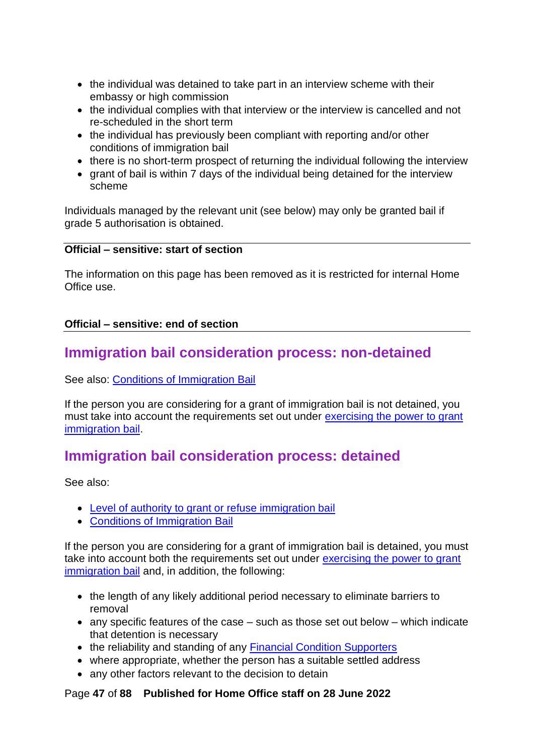- the individual was detained to take part in an interview scheme with their embassy or high commission
- the individual complies with that interview or the interview is cancelled and not re-scheduled in the short term
- the individual has previously been compliant with reporting and/or other conditions of immigration bail
- there is no short-term prospect of returning the individual following the interview
- grant of bail is within 7 days of the individual being detained for the interview scheme

Individuals managed by the relevant unit (see below) may only be granted bail if grade 5 authorisation is obtained.

---

**Official – sensitive: start of section**

The information on this page has been removed as it is restricted for internal Home Office use.

**Official – sensitive: end of section**

---

## Immigration bail consideration process: non-detained

See also: [Conditions of Immigration Bail]

If the person you are considering for a grant of immigration bail is not detained, you must take into account the requirements set out under [exercising the power to grant immigration bail].

## Immigration bail consideration process: detained

See also:

- [Level of authority to grant or refuse immigration bail]
- [Conditions of Immigration Bail]

If the person you are considering for a grant of immigration bail is detained, you must take into account both the requirements set out under [exercising the power to grant immigration bail] and, in addition, the following:

- the length of any likely additional period necessary to eliminate barriers to removal
- any specific features of the case – such as those set out below – which indicate that detention is necessary
- the reliability and standing of any [Financial Condition Supporters]
- where appropriate, whether the person has a suitable settled address
- any other factors relevant to the decision to detain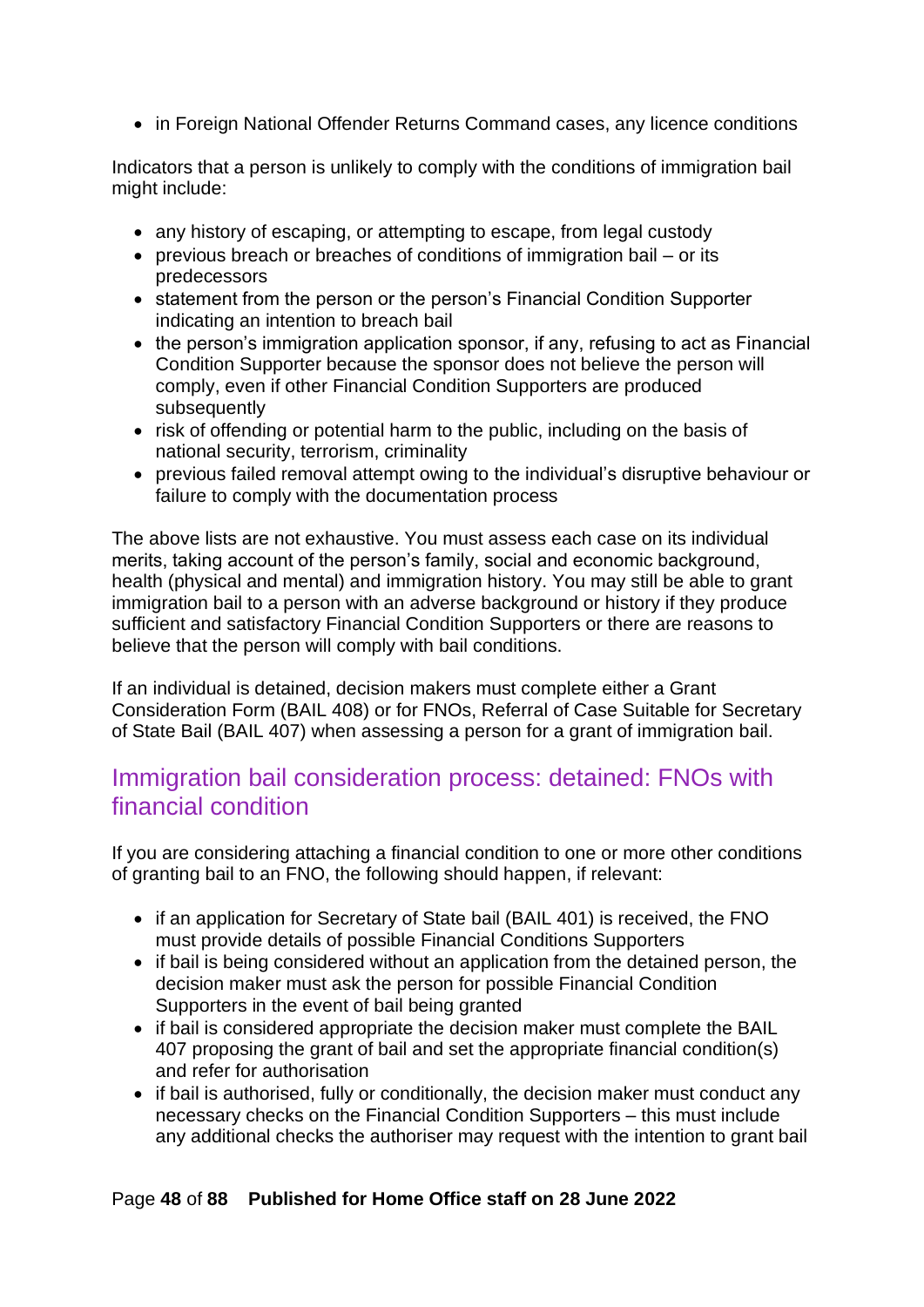- in Foreign National Offender Returns Command cases, any licence conditions

Indicators that a person is unlikely to comply with the conditions of immigration bail might include:

- any history of escaping, or attempting to escape, from legal custody
- previous breach or breaches of conditions of immigration bail – or its predecessors
- statement from the person or the person's Financial Condition Supporter indicating an intention to breach bail
- the person's immigration application sponsor, if any, refusing to act as Financial Condition Supporter because the sponsor does not believe the person will comply, even if other Financial Condition Supporters are produced subsequently
- risk of offending or potential harm to the public, including on the basis of national security, terrorism, criminality
- previous failed removal attempt owing to the individual's disruptive behaviour or failure to comply with the documentation process

The above lists are not exhaustive. You must assess each case on its individual merits, taking account of the person's family, social and economic background, health (physical and mental) and immigration history. You may still be able to grant immigration bail to a person with an adverse background or history if they produce sufficient and satisfactory Financial Condition Supporters or there are reasons to believe that the person will comply with bail conditions.

If an individual is detained, decision makers must complete either a Grant Consideration Form (BAIL 408) or for FNOs, Referral of Case Suitable for Secretary of State Bail (BAIL 407) when assessing a person for a grant of immigration bail.

## Immigration bail consideration process: detained: FNOs with financial condition

If you are considering attaching a financial condition to one or more other conditions of granting bail to an FNO, the following should happen, if relevant:

- if an application for Secretary of State bail (BAIL 401) is received, the FNO must provide details of possible Financial Conditions Supporters
- if bail is being considered without an application from the detained person, the decision maker must ask the person for possible Financial Condition Supporters in the event of bail being granted
- if bail is considered appropriate the decision maker must complete the BAIL 407 proposing the grant of bail and set the appropriate financial condition(s) and refer for authorisation
- if bail is authorised, fully or conditionally, the decision maker must conduct any necessary checks on the Financial Condition Supporters – this must include any additional checks the authoriser may request with the intention to grant bail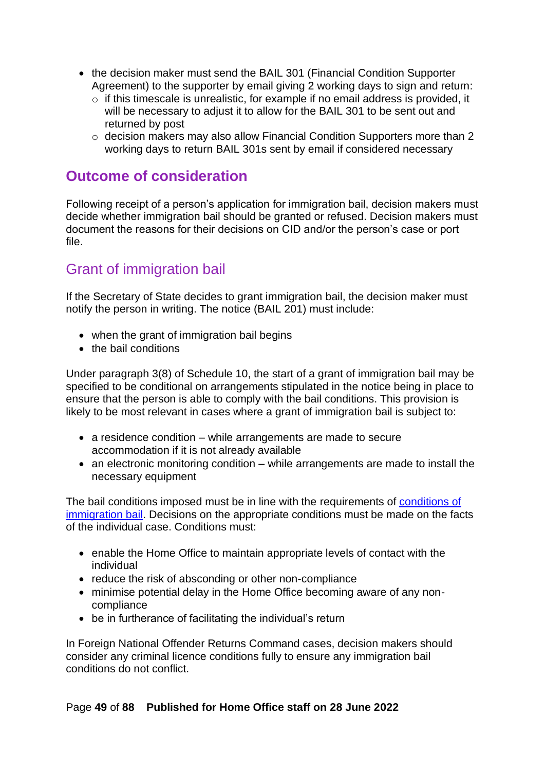- the decision maker must send the BAIL 301 (Financial Condition Supporter Agreement) to the supporter by email giving 2 working days to sign and return:
  - if this timescale is unrealistic, for example if no email address is provided, it will be necessary to adjust it to allow for the BAIL 301 to be sent out and returned by post
  - decision makers may also allow Financial Condition Supporters more than 2 working days to return BAIL 301s sent by email if considered necessary

## Outcome of consideration

Following receipt of a person's application for immigration bail, decision makers must decide whether immigration bail should be granted or refused. Decision makers must document the reasons for their decisions on CID and/or the person's case or port file.

### Grant of immigration bail

If the Secretary of State decides to grant immigration bail, the decision maker must notify the person in writing. The notice (BAIL 201) must include:

- when the grant of immigration bail begins
- the bail conditions

Under paragraph 3(8) of Schedule 10, the start of a grant of immigration bail may be specified to be conditional on arrangements stipulated in the notice being in place to ensure that the person is able to comply with the bail conditions. This provision is likely to be most relevant in cases where a grant of immigration bail is subject to:

- a residence condition – while arrangements are made to secure accommodation if it is not already available
- an electronic monitoring condition – while arrangements are made to install the necessary equipment

The bail conditions imposed must be in line with the requirements of [conditions of immigration bail](). Decisions on the appropriate conditions must be made on the facts of the individual case. Conditions must:

- enable the Home Office to maintain appropriate levels of contact with the individual
- reduce the risk of absconding or other non-compliance
- minimise potential delay in the Home Office becoming aware of any non-compliance
- be in furtherance of facilitating the individual's return

In Foreign National Offender Returns Command cases, decision makers should consider any criminal licence conditions fully to ensure any immigration bail conditions do not conflict.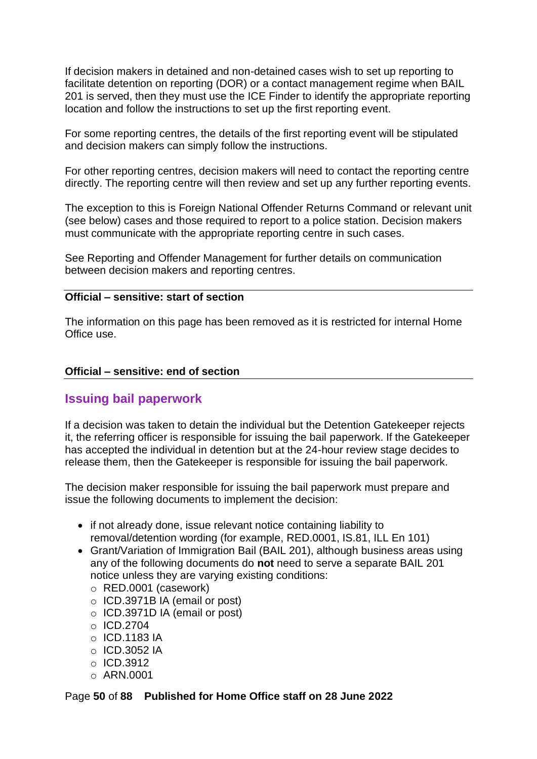If decision makers in detained and non-detained cases wish to set up reporting to facilitate detention on reporting (DOR) or a contact management regime when BAIL 201 is served, then they must use the ICE Finder to identify the appropriate reporting location and follow the instructions to set up the first reporting event.

For some reporting centres, the details of the first reporting event will be stipulated and decision makers can simply follow the instructions.

For other reporting centres, decision makers will need to contact the reporting centre directly. The reporting centre will then review and set up any further reporting events.

The exception to this is Foreign National Offender Returns Command or relevant unit (see below) cases and those required to report to a police station. Decision makers must communicate with the appropriate reporting centre in such cases.

See Reporting and Offender Management for further details on communication between decision makers and reporting centres.

---

**Official – sensitive: start of section**

The information on this page has been removed as it is restricted for internal Home Office use.

**Official – sensitive: end of section**

---

## Issuing bail paperwork

If a decision was taken to detain the individual but the Detention Gatekeeper rejects it, the referring officer is responsible for issuing the bail paperwork. If the Gatekeeper has accepted the individual in detention but at the 24-hour review stage decides to release them, then the Gatekeeper is responsible for issuing the bail paperwork.

The decision maker responsible for issuing the bail paperwork must prepare and issue the following documents to implement the decision:

- if not already done, issue relevant notice containing liability to removal/detention wording (for example, RED.0001, IS.81, ILL En 101)
- Grant/Variation of Immigration Bail (BAIL 201), although business areas using any of the following documents do **not** need to serve a separate BAIL 201 notice unless they are varying existing conditions:
  - RED.0001 (casework)
  - ICD.3971B IA (email or post)
  - ICD.3971D IA (email or post)
  - ICD.2704
  - ICD.1183 IA
  - ICD.3052 IA
  - ICD.3912
  - ARN.0001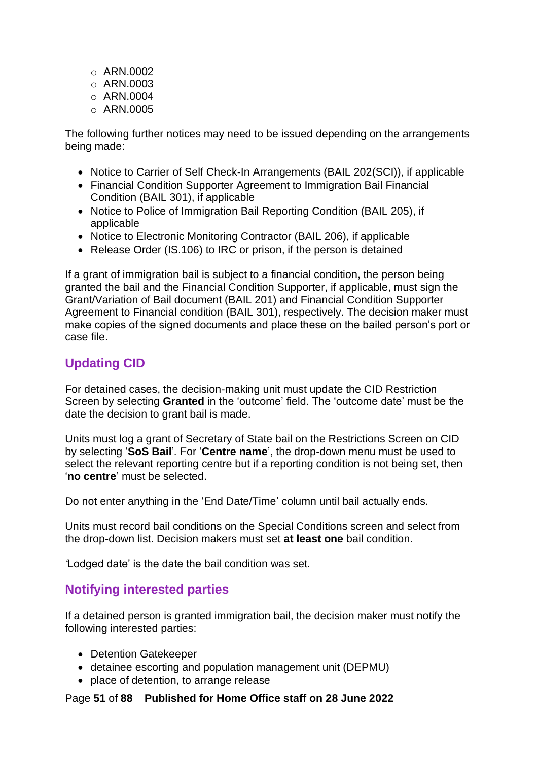- ARN.0002
- ARN.0003
- ARN.0004
- ARN.0005

The following further notices may need to be issued depending on the arrangements being made:

- Notice to Carrier of Self Check-In Arrangements (BAIL 202(SCI)), if applicable
- Financial Condition Supporter Agreement to Immigration Bail Financial Condition (BAIL 301), if applicable
- Notice to Police of Immigration Bail Reporting Condition (BAIL 205), if applicable
- Notice to Electronic Monitoring Contractor (BAIL 206), if applicable
- Release Order (IS.106) to IRC or prison, if the person is detained

If a grant of immigration bail is subject to a financial condition, the person being granted the bail and the Financial Condition Supporter, if applicable, must sign the Grant/Variation of Bail document (BAIL 201) and Financial Condition Supporter Agreement to Financial condition (BAIL 301), respectively. The decision maker must make copies of the signed documents and place these on the bailed person's port or case file.

## Updating CID

For detained cases, the decision-making unit must update the CID Restriction Screen by selecting **Granted** in the 'outcome' field. The 'outcome date' must be the date the decision to grant bail is made.

Units must log a grant of Secretary of State bail on the Restrictions Screen on CID by selecting '**SoS Bail**'. For '**Centre name**', the drop-down menu must be used to select the relevant reporting centre but if a reporting condition is not being set, then '**no centre**' must be selected.

Do not enter anything in the 'End Date/Time' column until bail actually ends.

Units must record bail conditions on the Special Conditions screen and select from the drop-down list. Decision makers must set **at least one** bail condition.

'Lodged date' is the date the bail condition was set.

## Notifying interested parties

If a detained person is granted immigration bail, the decision maker must notify the following interested parties:

- Detention Gatekeeper
- detainee escorting and population management unit (DEPMU)
- place of detention, to arrange release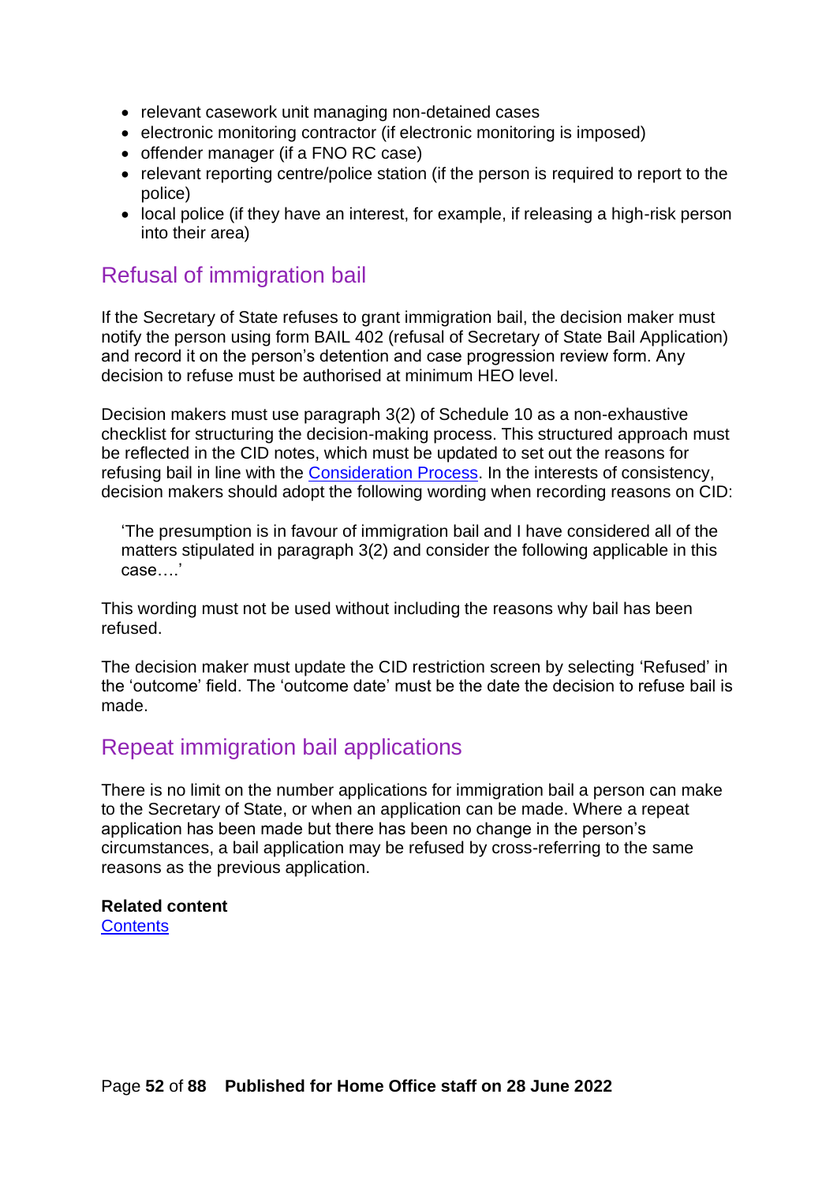- relevant casework unit managing non-detained cases
- electronic monitoring contractor (if electronic monitoring is imposed)
- offender manager (if a FNO RC case)
- relevant reporting centre/police station (if the person is required to report to the police)
- local police (if they have an interest, for example, if releasing a high-risk person into their area)

## Refusal of immigration bail

If the Secretary of State refuses to grant immigration bail, the decision maker must notify the person using form BAIL 402 (refusal of Secretary of State Bail Application) and record it on the person's detention and case progression review form. Any decision to refuse must be authorised at minimum HEO level.

Decision makers must use paragraph 3(2) of Schedule 10 as a non-exhaustive checklist for structuring the decision-making process. This structured approach must be reflected in the CID notes, which must be updated to set out the reasons for refusing bail in line with the [Consideration Process](). In the interests of consistency, decision makers should adopt the following wording when recording reasons on CID:

> 'The presumption is in favour of immigration bail and I have considered all of the matters stipulated in paragraph 3(2) and consider the following applicable in this case….'

This wording must not be used without including the reasons why bail has been refused.

The decision maker must update the CID restriction screen by selecting 'Refused' in the 'outcome' field. The 'outcome date' must be the date the decision to refuse bail is made.

## Repeat immigration bail applications

There is no limit on the number applications for immigration bail a person can make to the Secretary of State, or when an application can be made. Where a repeat application has been made but there has been no change in the person's circumstances, a bail application may be refused by cross-referring to the same reasons as the previous application.

**Related content**
[Contents]()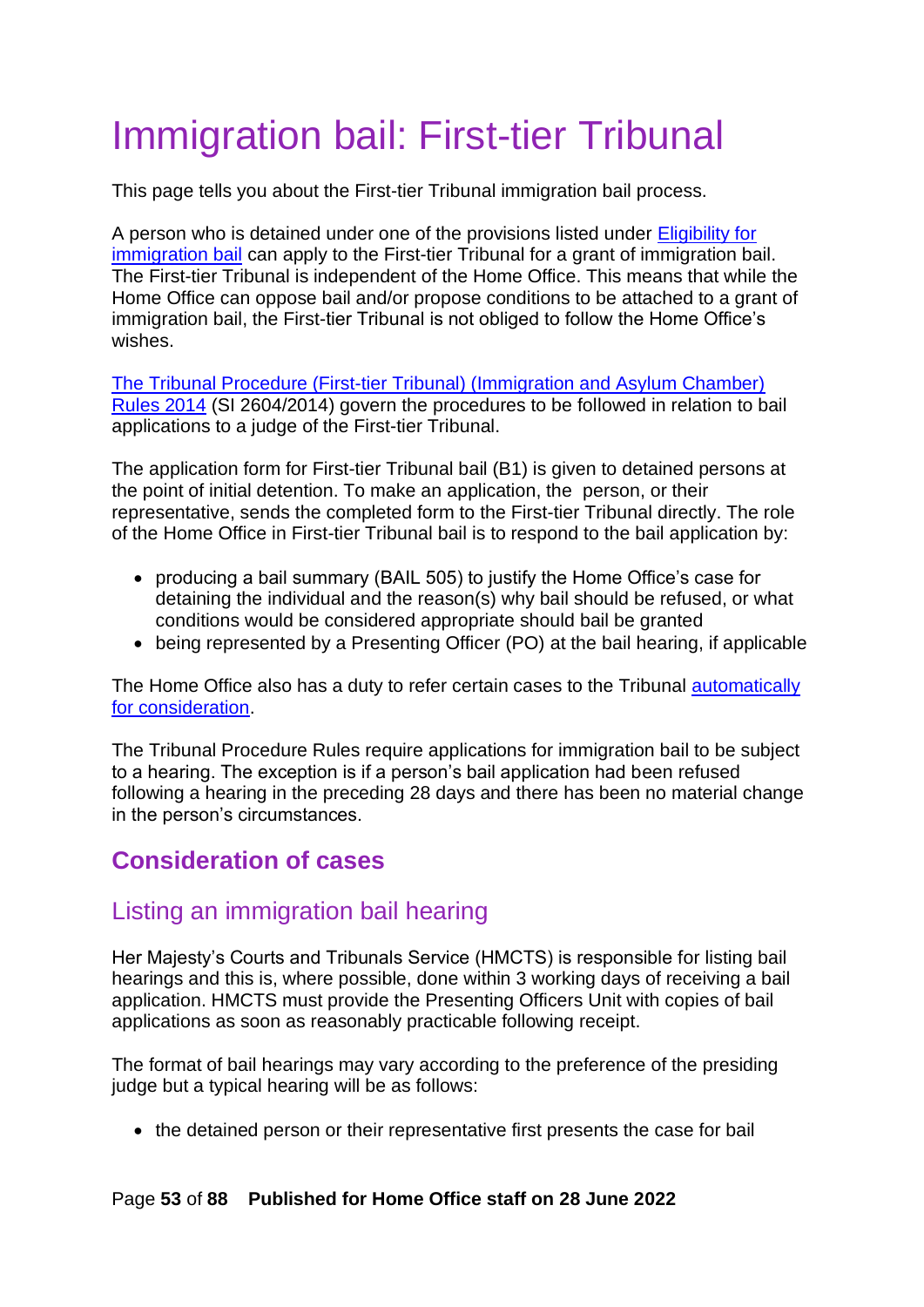# Immigration bail: First-tier Tribunal

This page tells you about the First-tier Tribunal immigration bail process.

A person who is detained under one of the provisions listed under [Eligibility for immigration bail](#) can apply to the First-tier Tribunal for a grant of immigration bail. The First-tier Tribunal is independent of the Home Office. This means that while the Home Office can oppose bail and/or propose conditions to be attached to a grant of immigration bail, the First-tier Tribunal is not obliged to follow the Home Office's wishes.

[The Tribunal Procedure (First-tier Tribunal) (Immigration and Asylum Chamber) Rules 2014](#) (SI 2604/2014) govern the procedures to be followed in relation to bail applications to a judge of the First-tier Tribunal.

The application form for First-tier Tribunal bail (B1) is given to detained persons at the point of initial detention. To make an application, the person, or their representative, sends the completed form to the First-tier Tribunal directly. The role of the Home Office in First-tier Tribunal bail is to respond to the bail application by:

- producing a bail summary (BAIL 505) to justify the Home Office's case for detaining the individual and the reason(s) why bail should be refused, or what conditions would be considered appropriate should bail be granted
- being represented by a Presenting Officer (PO) at the bail hearing, if applicable

The Home Office also has a duty to refer certain cases to the Tribunal [automatically for consideration](#).

The Tribunal Procedure Rules require applications for immigration bail to be subject to a hearing. The exception is if a person's bail application had been refused following a hearing in the preceding 28 days and there has been no material change in the person's circumstances.

## Consideration of cases

### Listing an immigration bail hearing

Her Majesty's Courts and Tribunals Service (HMCTS) is responsible for listing bail hearings and this is, where possible, done within 3 working days of receiving a bail application. HMCTS must provide the Presenting Officers Unit with copies of bail applications as soon as reasonably practicable following receipt.

The format of bail hearings may vary according to the preference of the presiding judge but a typical hearing will be as follows:

- the detained person or their representative first presents the case for bail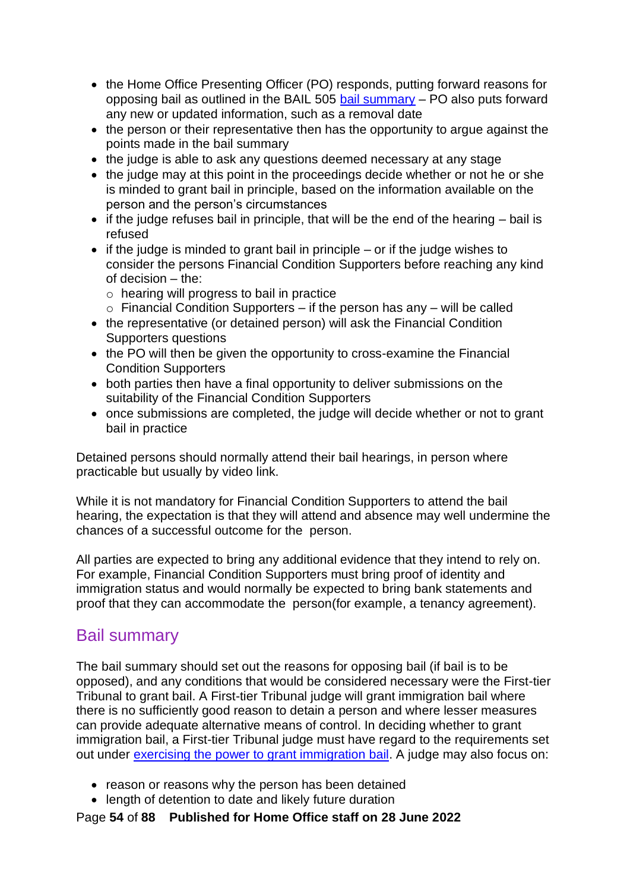- the Home Office Presenting Officer (PO) responds, putting forward reasons for opposing bail as outlined in the BAIL 505 [bail summary](#) – PO also puts forward any new or updated information, such as a removal date
- the person or their representative then has the opportunity to argue against the points made in the bail summary
- the judge is able to ask any questions deemed necessary at any stage
- the judge may at this point in the proceedings decide whether or not he or she is minded to grant bail in principle, based on the information available on the person and the person's circumstances
- if the judge refuses bail in principle, that will be the end of the hearing – bail is refused
- if the judge is minded to grant bail in principle – or if the judge wishes to consider the persons Financial Condition Supporters before reaching any kind of decision – the:
  - hearing will progress to bail in practice
  - Financial Condition Supporters – if the person has any – will be called
- the representative (or detained person) will ask the Financial Condition Supporters questions
- the PO will then be given the opportunity to cross-examine the Financial Condition Supporters
- both parties then have a final opportunity to deliver submissions on the suitability of the Financial Condition Supporters
- once submissions are completed, the judge will decide whether or not to grant bail in practice

Detained persons should normally attend their bail hearings, in person where practicable but usually by video link.

While it is not mandatory for Financial Condition Supporters to attend the bail hearing, the expectation is that they will attend and absence may well undermine the chances of a successful outcome for the person.

All parties are expected to bring any additional evidence that they intend to rely on. For example, Financial Condition Supporters must bring proof of identity and immigration status and would normally be expected to bring bank statements and proof that they can accommodate the person(for example, a tenancy agreement).

## Bail summary

The bail summary should set out the reasons for opposing bail (if bail is to be opposed), and any conditions that would be considered necessary were the First-tier Tribunal to grant bail. A First-tier Tribunal judge will grant immigration bail where there is no sufficiently good reason to detain a person and where lesser measures can provide adequate alternative means of control. In deciding whether to grant immigration bail, a First-tier Tribunal judge must have regard to the requirements set out under [exercising the power to grant immigration bail](#). A judge may also focus on:

- reason or reasons why the person has been detained
- length of detention to date and likely future duration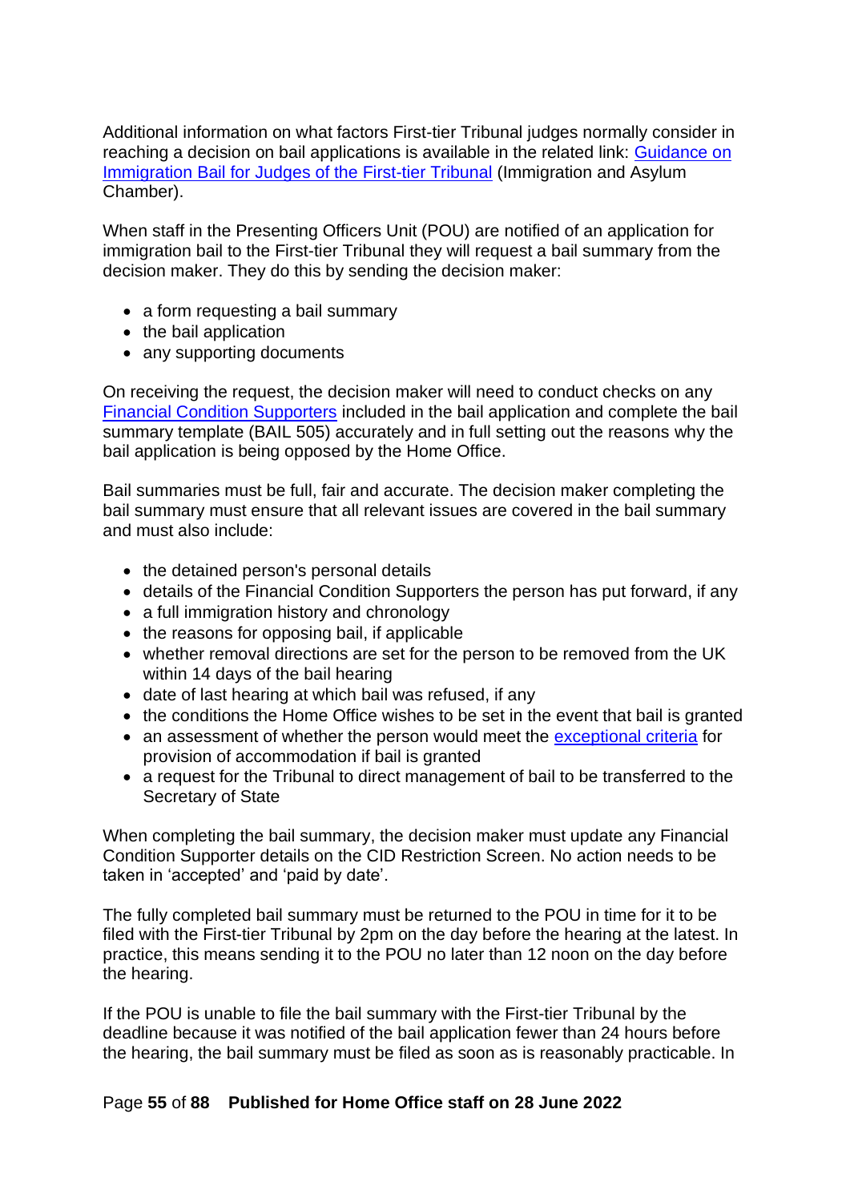Additional information on what factors First-tier Tribunal judges normally consider in reaching a decision on bail applications is available in the related link: [Guidance on Immigration Bail for Judges of the First-tier Tribunal] (Immigration and Asylum Chamber).

When staff in the Presenting Officers Unit (POU) are notified of an application for immigration bail to the First-tier Tribunal they will request a bail summary from the decision maker. They do this by sending the decision maker:

- a form requesting a bail summary
- the bail application
- any supporting documents

On receiving the request, the decision maker will need to conduct checks on any Financial Condition Supporters included in the bail application and complete the bail summary template (BAIL 505) accurately and in full setting out the reasons why the bail application is being opposed by the Home Office.

Bail summaries must be full, fair and accurate. The decision maker completing the bail summary must ensure that all relevant issues are covered in the bail summary and must also include:

- the detained person's personal details
- details of the Financial Condition Supporters the person has put forward, if any
- a full immigration history and chronology
- the reasons for opposing bail, if applicable
- whether removal directions are set for the person to be removed from the UK within 14 days of the bail hearing
- date of last hearing at which bail was refused, if any
- the conditions the Home Office wishes to be set in the event that bail is granted
- an assessment of whether the person would meet the exceptional criteria for provision of accommodation if bail is granted
- a request for the Tribunal to direct management of bail to be transferred to the Secretary of State

When completing the bail summary, the decision maker must update any Financial Condition Supporter details on the CID Restriction Screen. No action needs to be taken in 'accepted' and 'paid by date'.

The fully completed bail summary must be returned to the POU in time for it to be filed with the First-tier Tribunal by 2pm on the day before the hearing at the latest. In practice, this means sending it to the POU no later than 12 noon on the day before the hearing.

If the POU is unable to file the bail summary with the First-tier Tribunal by the deadline because it was notified of the bail application fewer than 24 hours before the hearing, the bail summary must be filed as soon as is reasonably practicable. In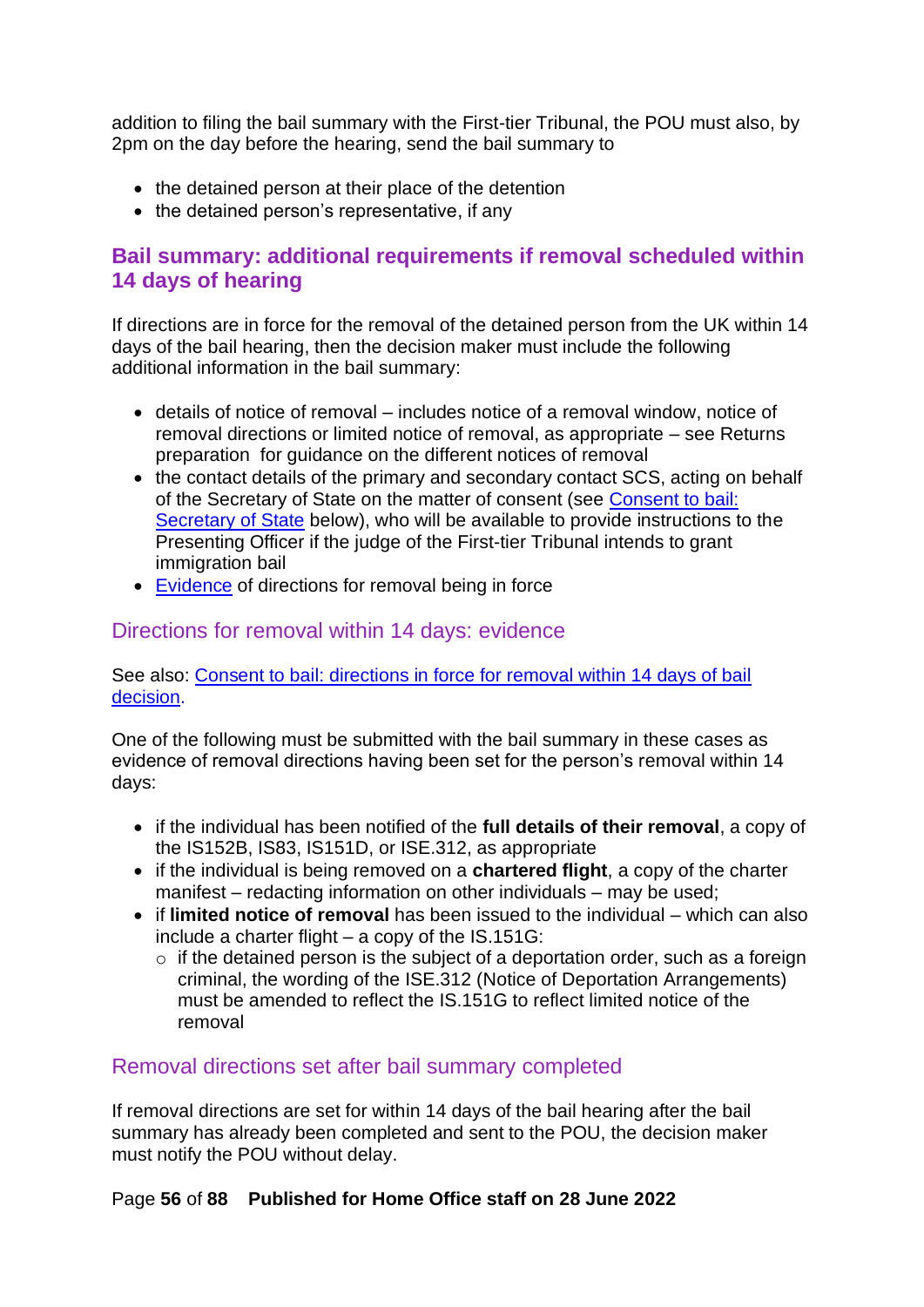addition to filing the bail summary with the First-tier Tribunal, the POU must also, by 2pm on the day before the hearing, send the bail summary to

- the detained person at their place of the detention
- the detained person's representative, if any

## Bail summary: additional requirements if removal scheduled within 14 days of hearing

If directions are in force for the removal of the detained person from the UK within 14 days of the bail hearing, then the decision maker must include the following additional information in the bail summary:

- details of notice of removal – includes notice of a removal window, notice of removal directions or limited notice of removal, as appropriate – see Returns preparation for guidance on the different notices of removal
- the contact details of the primary and secondary contact SCS, acting on behalf of the Secretary of State on the matter of consent (see [Consent to bail: Secretary of State]() below), who will be available to provide instructions to the Presenting Officer if the judge of the First-tier Tribunal intends to grant immigration bail
- [Evidence]() of directions for removal being in force

### Directions for removal within 14 days: evidence

See also: [Consent to bail: directions in force for removal within 14 days of bail decision]().

One of the following must be submitted with the bail summary in these cases as evidence of removal directions having been set for the person's removal within 14 days:

- if the individual has been notified of the **full details of their removal**, a copy of the IS152B, IS83, IS151D, or ISE.312, as appropriate
- if the individual is being removed on a **chartered flight**, a copy of the charter manifest – redacting information on other individuals – may be used;
- if **limited notice of removal** has been issued to the individual – which can also include a charter flight – a copy of the IS.151G:
    - if the detained person is the subject of a deportation order, such as a foreign criminal, the wording of the ISE.312 (Notice of Deportation Arrangements) must be amended to reflect the IS.151G to reflect limited notice of the removal

### Removal directions set after bail summary completed

If removal directions are set for within 14 days of the bail hearing after the bail summary has already been completed and sent to the POU, the decision maker must notify the POU without delay.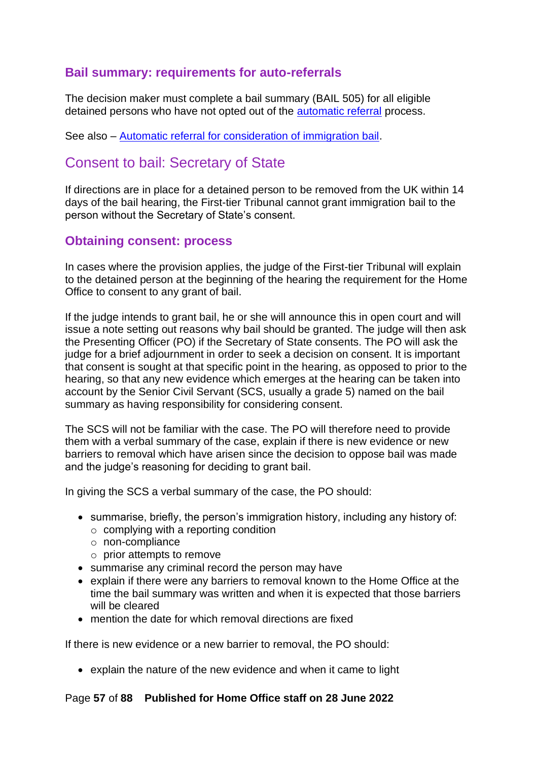### Bail summary: requirements for auto-referrals

The decision maker must complete a bail summary (BAIL 505) for all eligible detained persons who have not opted out of the automatic referral process.

See also – Automatic referral for consideration of immigration bail.

## Consent to bail: Secretary of State

If directions are in place for a detained person to be removed from the UK within 14 days of the bail hearing, the First-tier Tribunal cannot grant immigration bail to the person without the Secretary of State's consent.

### Obtaining consent: process

In cases where the provision applies, the judge of the First-tier Tribunal will explain to the detained person at the beginning of the hearing the requirement for the Home Office to consent to any grant of bail.

If the judge intends to grant bail, he or she will announce this in open court and will issue a note setting out reasons why bail should be granted. The judge will then ask the Presenting Officer (PO) if the Secretary of State consents. The PO will ask the judge for a brief adjournment in order to seek a decision on consent. It is important that consent is sought at that specific point in the hearing, as opposed to prior to the hearing, so that any new evidence which emerges at the hearing can be taken into account by the Senior Civil Servant (SCS, usually a grade 5) named on the bail summary as having responsibility for considering consent.

The SCS will not be familiar with the case. The PO will therefore need to provide them with a verbal summary of the case, explain if there is new evidence or new barriers to removal which have arisen since the decision to oppose bail was made and the judge's reasoning for deciding to grant bail.

In giving the SCS a verbal summary of the case, the PO should:

- summarise, briefly, the person's immigration history, including any history of:
  - complying with a reporting condition
  - non-compliance
  - prior attempts to remove
- summarise any criminal record the person may have
- explain if there were any barriers to removal known to the Home Office at the time the bail summary was written and when it is expected that those barriers will be cleared
- mention the date for which removal directions are fixed

If there is new evidence or a new barrier to removal, the PO should:

- explain the nature of the new evidence and when it came to light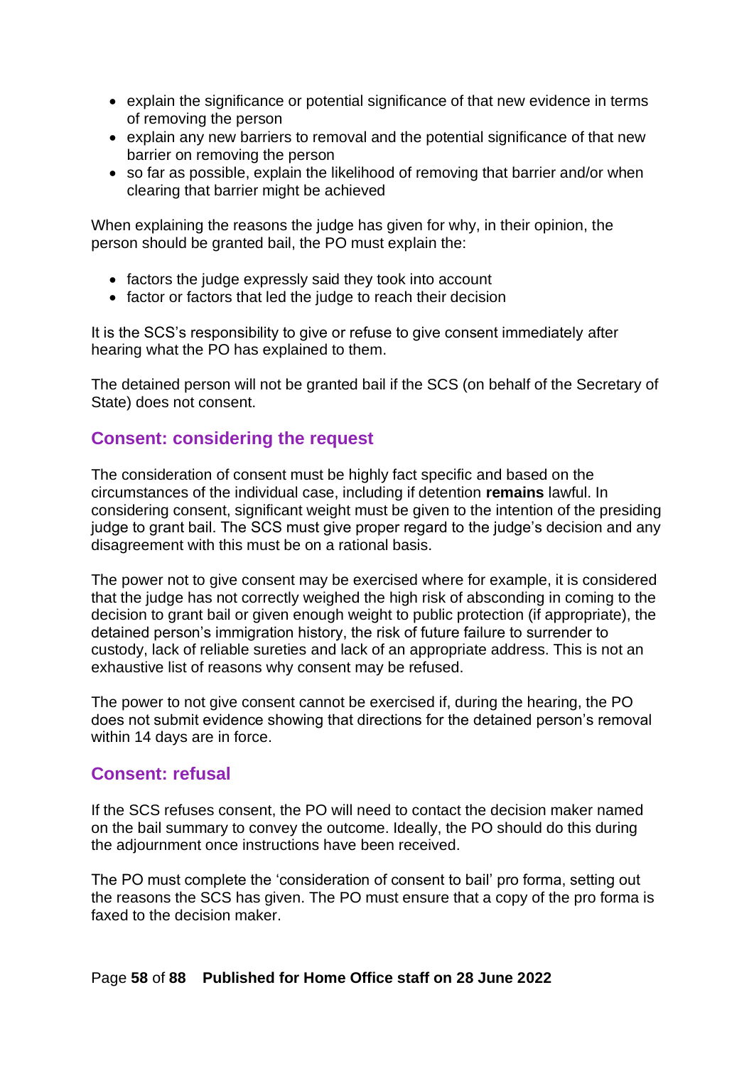- explain the significance or potential significance of that new evidence in terms of removing the person
- explain any new barriers to removal and the potential significance of that new barrier on removing the person
- so far as possible, explain the likelihood of removing that barrier and/or when clearing that barrier might be achieved

When explaining the reasons the judge has given for why, in their opinion, the person should be granted bail, the PO must explain the:

- factors the judge expressly said they took into account
- factor or factors that led the judge to reach their decision

It is the SCS's responsibility to give or refuse to give consent immediately after hearing what the PO has explained to them.

The detained person will not be granted bail if the SCS (on behalf of the Secretary of State) does not consent.

## Consent: considering the request

The consideration of consent must be highly fact specific and based on the circumstances of the individual case, including if detention **remains** lawful. In considering consent, significant weight must be given to the intention of the presiding judge to grant bail. The SCS must give proper regard to the judge's decision and any disagreement with this must be on a rational basis.

The power not to give consent may be exercised where for example, it is considered that the judge has not correctly weighed the high risk of absconding in coming to the decision to grant bail or given enough weight to public protection (if appropriate), the detained person's immigration history, the risk of future failure to surrender to custody, lack of reliable sureties and lack of an appropriate address. This is not an exhaustive list of reasons why consent may be refused.

The power to not give consent cannot be exercised if, during the hearing, the PO does not submit evidence showing that directions for the detained person's removal within 14 days are in force.

## Consent: refusal

If the SCS refuses consent, the PO will need to contact the decision maker named on the bail summary to convey the outcome. Ideally, the PO should do this during the adjournment once instructions have been received.

The PO must complete the 'consideration of consent to bail' pro forma, setting out the reasons the SCS has given. The PO must ensure that a copy of the pro forma is faxed to the decision maker.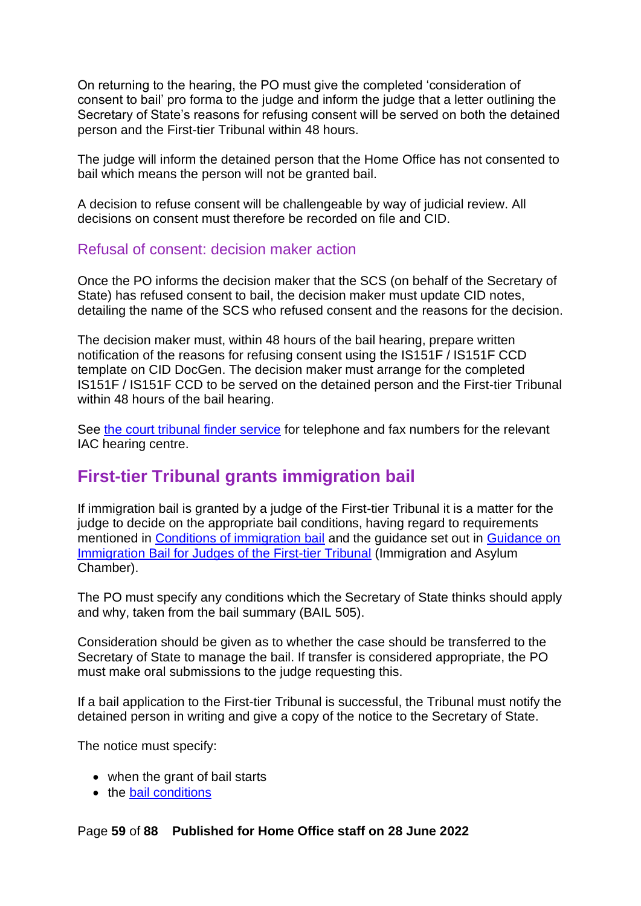On returning to the hearing, the PO must give the completed 'consideration of consent to bail' pro forma to the judge and inform the judge that a letter outlining the Secretary of State's reasons for refusing consent will be served on both the detained person and the First-tier Tribunal within 48 hours.

The judge will inform the detained person that the Home Office has not consented to bail which means the person will not be granted bail.

A decision to refuse consent will be challengeable by way of judicial review. All decisions on consent must therefore be recorded on file and CID.

### Refusal of consent: decision maker action

Once the PO informs the decision maker that the SCS (on behalf of the Secretary of State) has refused consent to bail, the decision maker must update CID notes, detailing the name of the SCS who refused consent and the reasons for the decision.

The decision maker must, within 48 hours of the bail hearing, prepare written notification of the reasons for refusing consent using the IS151F / IS151F CCD template on CID DocGen. The decision maker must arrange for the completed IS151F / IS151F CCD to be served on the detained person and the First-tier Tribunal within 48 hours of the bail hearing.

See the court tribunal finder service for telephone and fax numbers for the relevant IAC hearing centre.

## First-tier Tribunal grants immigration bail

If immigration bail is granted by a judge of the First-tier Tribunal it is a matter for the judge to decide on the appropriate bail conditions, having regard to requirements mentioned in Conditions of immigration bail and the guidance set out in Guidance on Immigration Bail for Judges of the First-tier Tribunal (Immigration and Asylum Chamber).

The PO must specify any conditions which the Secretary of State thinks should apply and why, taken from the bail summary (BAIL 505).

Consideration should be given as to whether the case should be transferred to the Secretary of State to manage the bail. If transfer is considered appropriate, the PO must make oral submissions to the judge requesting this.

If a bail application to the First-tier Tribunal is successful, the Tribunal must notify the detained person in writing and give a copy of the notice to the Secretary of State.

The notice must specify:

- when the grant of bail starts
- the bail conditions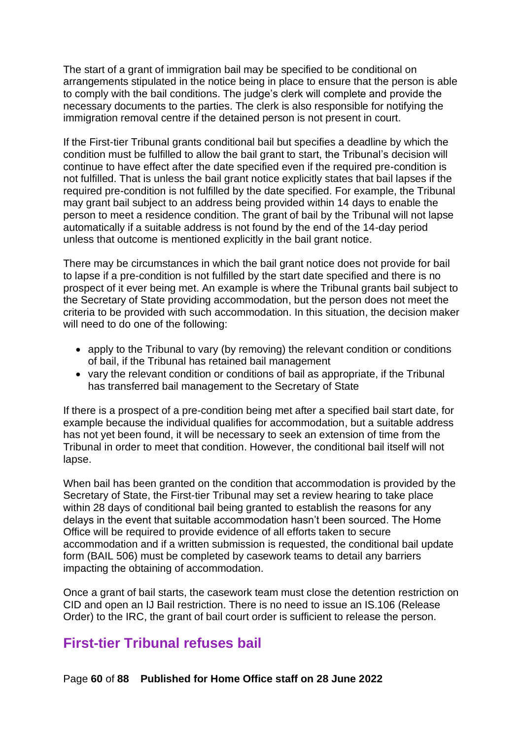The start of a grant of immigration bail may be specified to be conditional on arrangements stipulated in the notice being in place to ensure that the person is able to comply with the bail conditions. The judge's clerk will complete and provide the necessary documents to the parties. The clerk is also responsible for notifying the immigration removal centre if the detained person is not present in court.

If the First-tier Tribunal grants conditional bail but specifies a deadline by which the condition must be fulfilled to allow the bail grant to start, the Tribunal's decision will continue to have effect after the date specified even if the required pre-condition is not fulfilled. That is unless the bail grant notice explicitly states that bail lapses if the required pre-condition is not fulfilled by the date specified. For example, the Tribunal may grant bail subject to an address being provided within 14 days to enable the person to meet a residence condition. The grant of bail by the Tribunal will not lapse automatically if a suitable address is not found by the end of the 14-day period unless that outcome is mentioned explicitly in the bail grant notice.

There may be circumstances in which the bail grant notice does not provide for bail to lapse if a pre-condition is not fulfilled by the start date specified and there is no prospect of it ever being met. An example is where the Tribunal grants bail subject to the Secretary of State providing accommodation, but the person does not meet the criteria to be provided with such accommodation. In this situation, the decision maker will need to do one of the following:

- apply to the Tribunal to vary (by removing) the relevant condition or conditions of bail, if the Tribunal has retained bail management
- vary the relevant condition or conditions of bail as appropriate, if the Tribunal has transferred bail management to the Secretary of State

If there is a prospect of a pre-condition being met after a specified bail start date, for example because the individual qualifies for accommodation, but a suitable address has not yet been found, it will be necessary to seek an extension of time from the Tribunal in order to meet that condition. However, the conditional bail itself will not lapse.

When bail has been granted on the condition that accommodation is provided by the Secretary of State, the First-tier Tribunal may set a review hearing to take place within 28 days of conditional bail being granted to establish the reasons for any delays in the event that suitable accommodation hasn't been sourced. The Home Office will be required to provide evidence of all efforts taken to secure accommodation and if a written submission is requested, the conditional bail update form (BAIL 506) must be completed by casework teams to detail any barriers impacting the obtaining of accommodation.

Once a grant of bail starts, the casework team must close the detention restriction on CID and open an IJ Bail restriction. There is no need to issue an IS.106 (Release Order) to the IRC, the grant of bail court order is sufficient to release the person.

## First-tier Tribunal refuses bail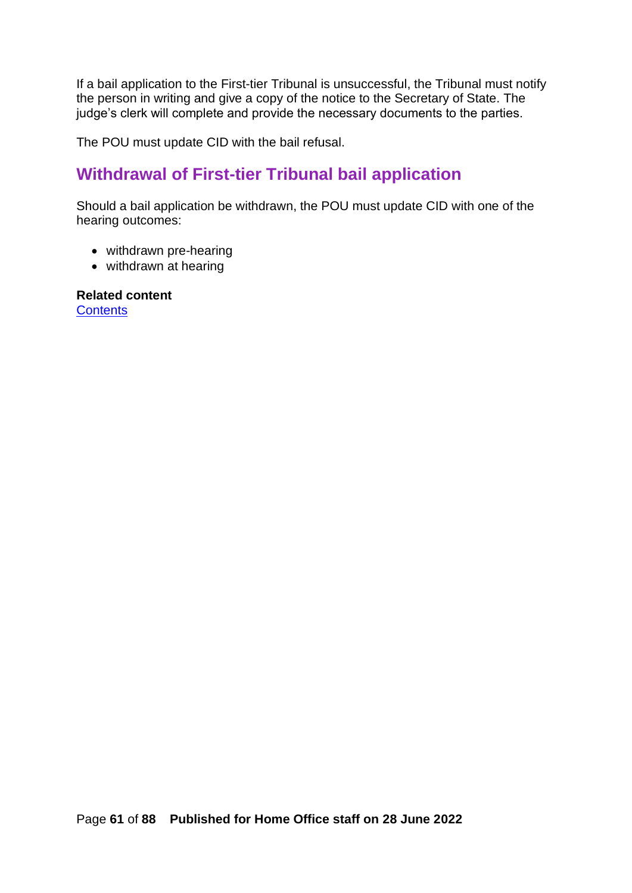If a bail application to the First-tier Tribunal is unsuccessful, the Tribunal must notify the person in writing and give a copy of the notice to the Secretary of State. The judge's clerk will complete and provide the necessary documents to the parties.

The POU must update CID with the bail refusal.

## Withdrawal of First-tier Tribunal bail application

Should a bail application be withdrawn, the POU must update CID with one of the hearing outcomes:

- withdrawn pre-hearing
- withdrawn at hearing

**Related content**
Contents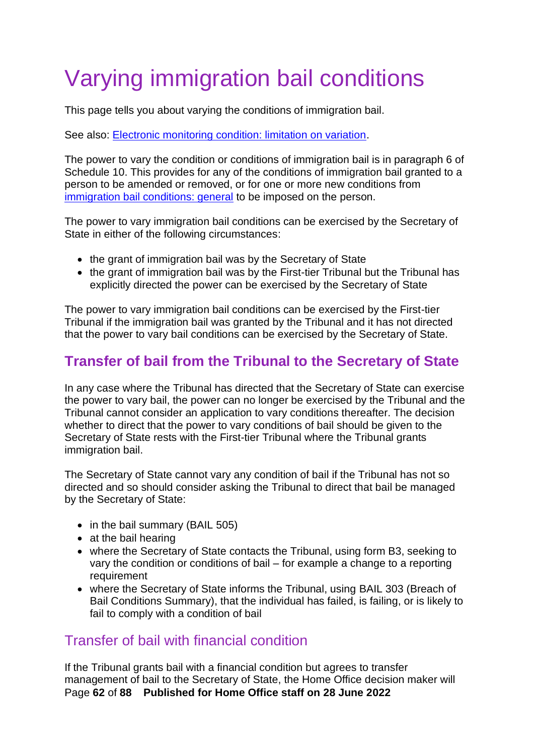# Varying immigration bail conditions

This page tells you about varying the conditions of immigration bail.

See also: [Electronic monitoring condition: limitation on variation](#).

The power to vary the condition or conditions of immigration bail is in paragraph 6 of Schedule 10. This provides for any of the conditions of immigration bail granted to a person to be amended or removed, or for one or more new conditions from [immigration bail conditions: general](#) to be imposed on the person.

The power to vary immigration bail conditions can be exercised by the Secretary of State in either of the following circumstances:

- the grant of immigration bail was by the Secretary of State
- the grant of immigration bail was by the First-tier Tribunal but the Tribunal has explicitly directed the power can be exercised by the Secretary of State

The power to vary immigration bail conditions can be exercised by the First-tier Tribunal if the immigration bail was granted by the Tribunal and it has not directed that the power to vary bail conditions can be exercised by the Secretary of State.

## Transfer of bail from the Tribunal to the Secretary of State

In any case where the Tribunal has directed that the Secretary of State can exercise the power to vary bail, the power can no longer be exercised by the Tribunal and the Tribunal cannot consider an application to vary conditions thereafter. The decision whether to direct that the power to vary conditions of bail should be given to the Secretary of State rests with the First-tier Tribunal where the Tribunal grants immigration bail.

The Secretary of State cannot vary any condition of bail if the Tribunal has not so directed and so should consider asking the Tribunal to direct that bail be managed by the Secretary of State:

- in the bail summary (BAIL 505)
- at the bail hearing
- where the Secretary of State contacts the Tribunal, using form B3, seeking to vary the condition or conditions of bail – for example a change to a reporting requirement
- where the Secretary of State informs the Tribunal, using BAIL 303 (Breach of Bail Conditions Summary), that the individual has failed, is failing, or is likely to fail to comply with a condition of bail

### Transfer of bail with financial condition

If the Tribunal grants bail with a financial condition but agrees to transfer management of bail to the Secretary of State, the Home Office decision maker will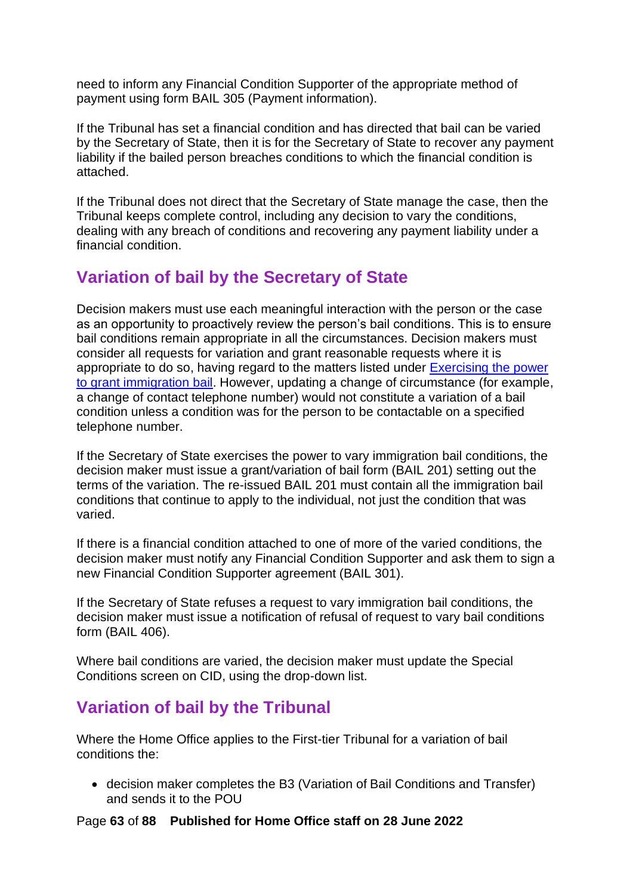need to inform any Financial Condition Supporter of the appropriate method of payment using form BAIL 305 (Payment information).

If the Tribunal has set a financial condition and has directed that bail can be varied by the Secretary of State, then it is for the Secretary of State to recover any payment liability if the bailed person breaches conditions to which the financial condition is attached.

If the Tribunal does not direct that the Secretary of State manage the case, then the Tribunal keeps complete control, including any decision to vary the conditions, dealing with any breach of conditions and recovering any payment liability under a financial condition.

## Variation of bail by the Secretary of State

Decision makers must use each meaningful interaction with the person or the case as an opportunity to proactively review the person's bail conditions. This is to ensure bail conditions remain appropriate in all the circumstances. Decision makers must consider all requests for variation and grant reasonable requests where it is appropriate to do so, having regard to the matters listed under [Exercising the power to grant immigration bail](). However, updating a change of circumstance (for example, a change of contact telephone number) would not constitute a variation of a bail condition unless a condition was for the person to be contactable on a specified telephone number.

If the Secretary of State exercises the power to vary immigration bail conditions, the decision maker must issue a grant/variation of bail form (BAIL 201) setting out the terms of the variation. The re-issued BAIL 201 must contain all the immigration bail conditions that continue to apply to the individual, not just the condition that was varied.

If there is a financial condition attached to one of more of the varied conditions, the decision maker must notify any Financial Condition Supporter and ask them to sign a new Financial Condition Supporter agreement (BAIL 301).

If the Secretary of State refuses a request to vary immigration bail conditions, the decision maker must issue a notification of refusal of request to vary bail conditions form (BAIL 406).

Where bail conditions are varied, the decision maker must update the Special Conditions screen on CID, using the drop-down list.

## Variation of bail by the Tribunal

Where the Home Office applies to the First-tier Tribunal for a variation of bail conditions the:

- decision maker completes the B3 (Variation of Bail Conditions and Transfer) and sends it to the POU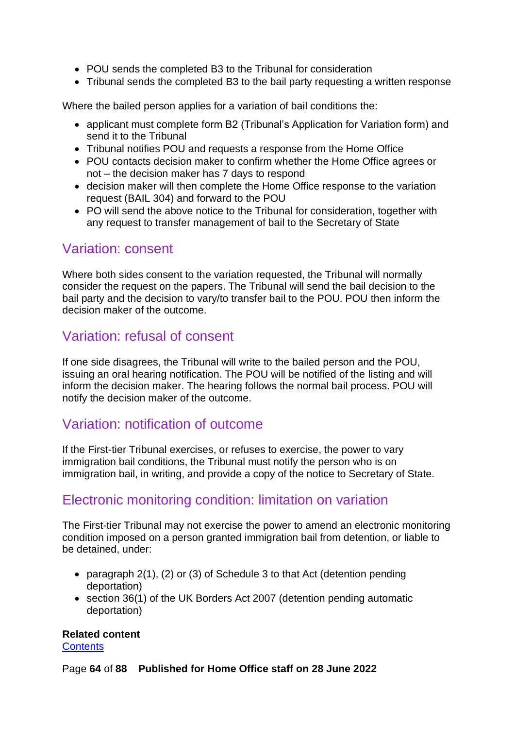- POU sends the completed B3 to the Tribunal for consideration
- Tribunal sends the completed B3 to the bail party requesting a written response

Where the bailed person applies for a variation of bail conditions the:

- applicant must complete form B2 (Tribunal's Application for Variation form) and send it to the Tribunal
- Tribunal notifies POU and requests a response from the Home Office
- POU contacts decision maker to confirm whether the Home Office agrees or not – the decision maker has 7 days to respond
- decision maker will then complete the Home Office response to the variation request (BAIL 304) and forward to the POU
- PO will send the above notice to the Tribunal for consideration, together with any request to transfer management of bail to the Secretary of State

## Variation: consent

Where both sides consent to the variation requested, the Tribunal will normally consider the request on the papers. The Tribunal will send the bail decision to the bail party and the decision to vary/to transfer bail to the POU. POU then inform the decision maker of the outcome.

## Variation: refusal of consent

If one side disagrees, the Tribunal will write to the bailed person and the POU, issuing an oral hearing notification. The POU will be notified of the listing and will inform the decision maker. The hearing follows the normal bail process. POU will notify the decision maker of the outcome.

## Variation: notification of outcome

If the First-tier Tribunal exercises, or refuses to exercise, the power to vary immigration bail conditions, the Tribunal must notify the person who is on immigration bail, in writing, and provide a copy of the notice to Secretary of State.

## Electronic monitoring condition: limitation on variation

The First-tier Tribunal may not exercise the power to amend an electronic monitoring condition imposed on a person granted immigration bail from detention, or liable to be detained, under:

- paragraph 2(1), (2) or (3) of Schedule 3 to that Act (detention pending deportation)
- section 36(1) of the UK Borders Act 2007 (detention pending automatic deportation)

**Related content**
Contents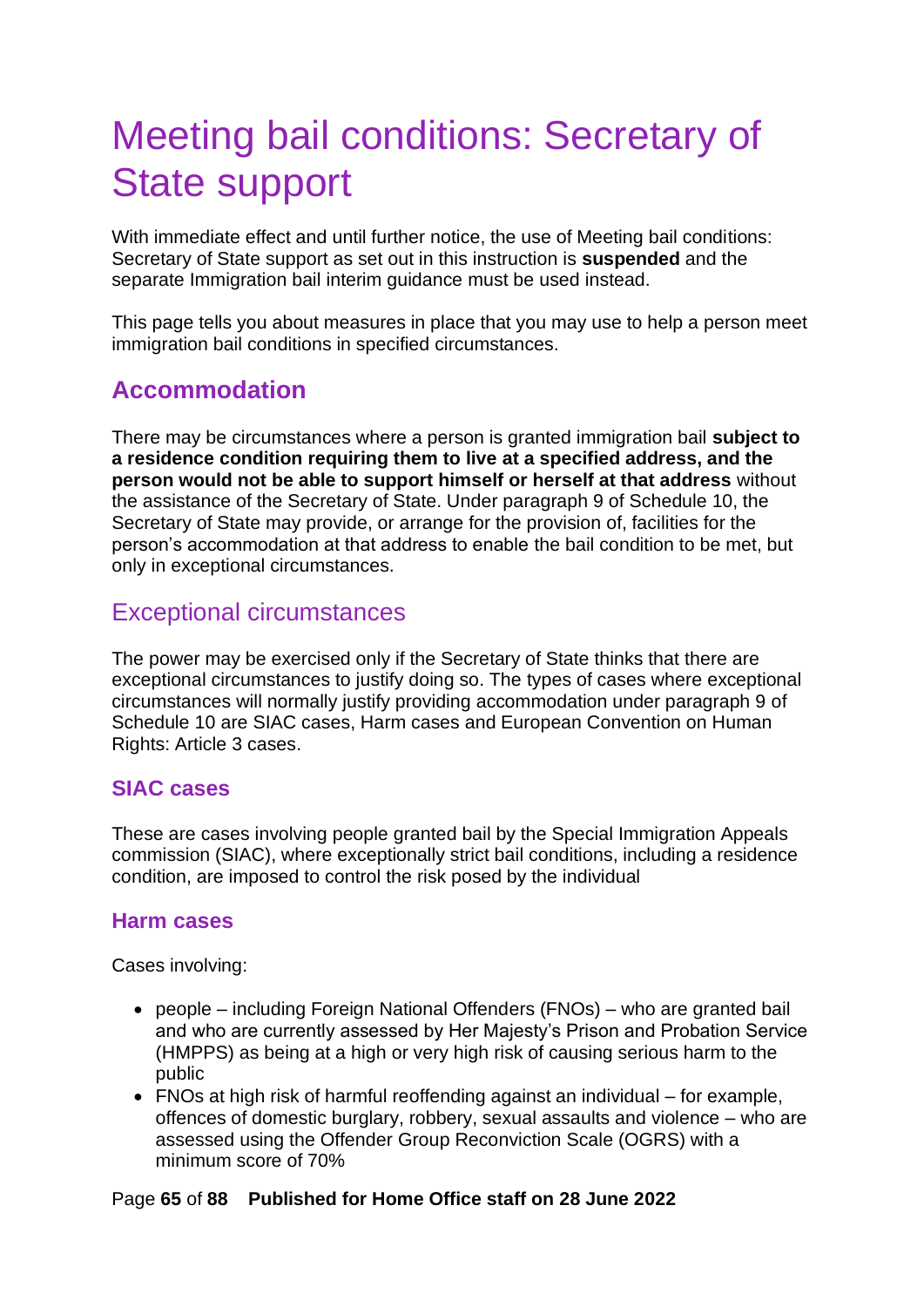# Meeting bail conditions: Secretary of State support

With immediate effect and until further notice, the use of Meeting bail conditions: Secretary of State support as set out in this instruction is **suspended** and the separate Immigration bail interim guidance must be used instead.

This page tells you about measures in place that you may use to help a person meet immigration bail conditions in specified circumstances.

## Accommodation

There may be circumstances where a person is granted immigration bail **subject to a residence condition requiring them to live at a specified address, and the person would not be able to support himself or herself at that address** without the assistance of the Secretary of State. Under paragraph 9 of Schedule 10, the Secretary of State may provide, or arrange for the provision of, facilities for the person's accommodation at that address to enable the bail condition to be met, but only in exceptional circumstances.

## Exceptional circumstances

The power may be exercised only if the Secretary of State thinks that there are exceptional circumstances to justify doing so. The types of cases where exceptional circumstances will normally justify providing accommodation under paragraph 9 of Schedule 10 are SIAC cases, Harm cases and European Convention on Human Rights: Article 3 cases.

### SIAC cases

These are cases involving people granted bail by the Special Immigration Appeals commission (SIAC), where exceptionally strict bail conditions, including a residence condition, are imposed to control the risk posed by the individual

### Harm cases

Cases involving:

- people – including Foreign National Offenders (FNOs) – who are granted bail and who are currently assessed by Her Majesty's Prison and Probation Service (HMPPS) as being at a high or very high risk of causing serious harm to the public
- FNOs at high risk of harmful reoffending against an individual – for example, offences of domestic burglary, robbery, sexual assaults and violence – who are assessed using the Offender Group Reconviction Scale (OGRS) with a minimum score of 70%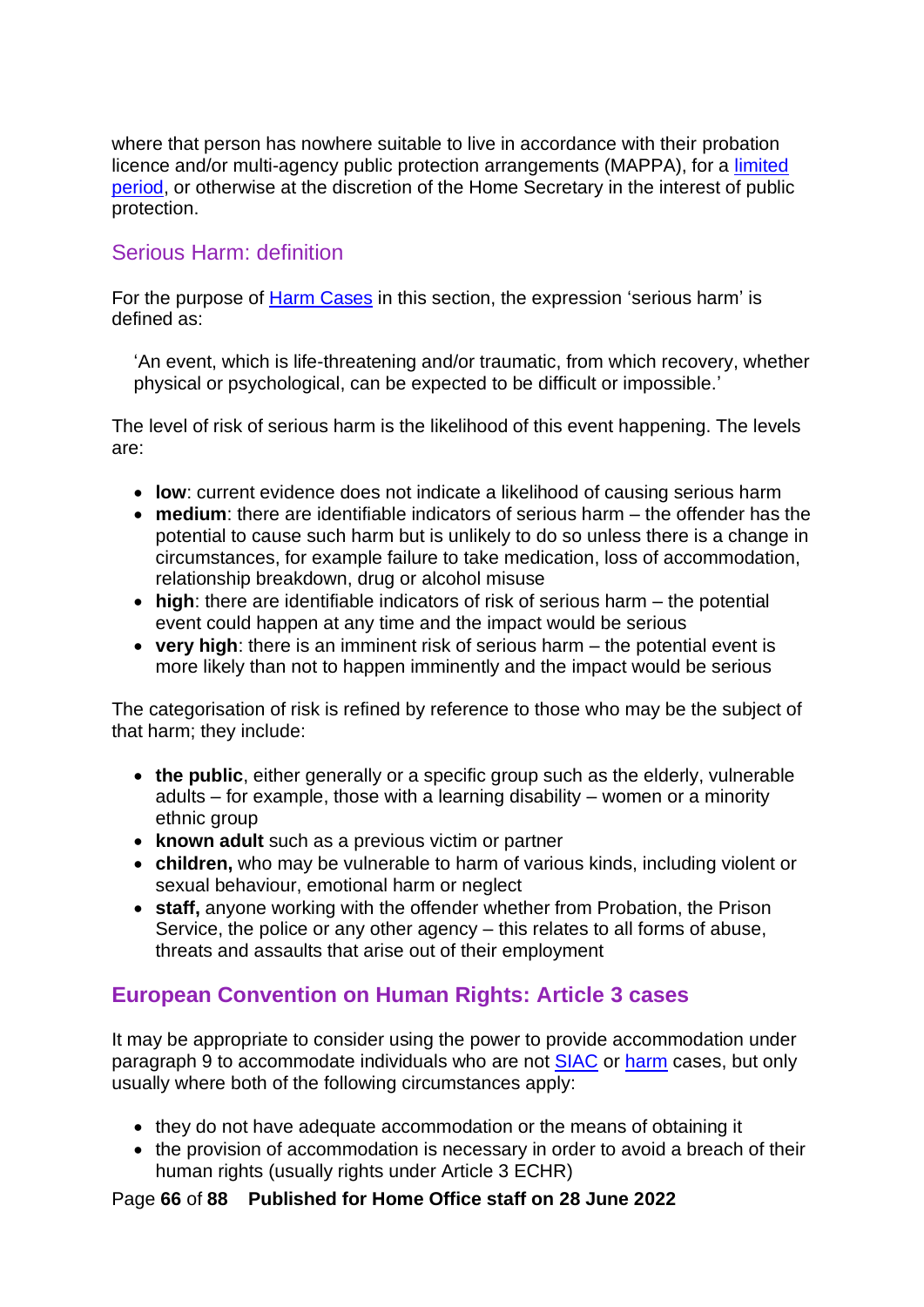where that person has nowhere suitable to live in accordance with their probation licence and/or multi-agency public protection arrangements (MAPPA), for a limited period, or otherwise at the discretion of the Home Secretary in the interest of public protection.

### Serious Harm: definition

For the purpose of Harm Cases in this section, the expression 'serious harm' is defined as:

> 'An event, which is life-threatening and/or traumatic, from which recovery, whether physical or psychological, can be expected to be difficult or impossible.'

The level of risk of serious harm is the likelihood of this event happening. The levels are:

- **low**: current evidence does not indicate a likelihood of causing serious harm
- **medium**: there are identifiable indicators of serious harm – the offender has the potential to cause such harm but is unlikely to do so unless there is a change in circumstances, for example failure to take medication, loss of accommodation, relationship breakdown, drug or alcohol misuse
- **high**: there are identifiable indicators of risk of serious harm – the potential event could happen at any time and the impact would be serious
- **very high**: there is an imminent risk of serious harm – the potential event is more likely than not to happen imminently and the impact would be serious

The categorisation of risk is refined by reference to those who may be the subject of that harm; they include:

- **the public**, either generally or a specific group such as the elderly, vulnerable adults – for example, those with a learning disability – women or a minority ethnic group
- **known adult** such as a previous victim or partner
- **children,** who may be vulnerable to harm of various kinds, including violent or sexual behaviour, emotional harm or neglect
- **staff,** anyone working with the offender whether from Probation, the Prison Service, the police or any other agency – this relates to all forms of abuse, threats and assaults that arise out of their employment

## European Convention on Human Rights: Article 3 cases

It may be appropriate to consider using the power to provide accommodation under paragraph 9 to accommodate individuals who are not SIAC or harm cases, but only usually where both of the following circumstances apply:

- they do not have adequate accommodation or the means of obtaining it
- the provision of accommodation is necessary in order to avoid a breach of their human rights (usually rights under Article 3 ECHR)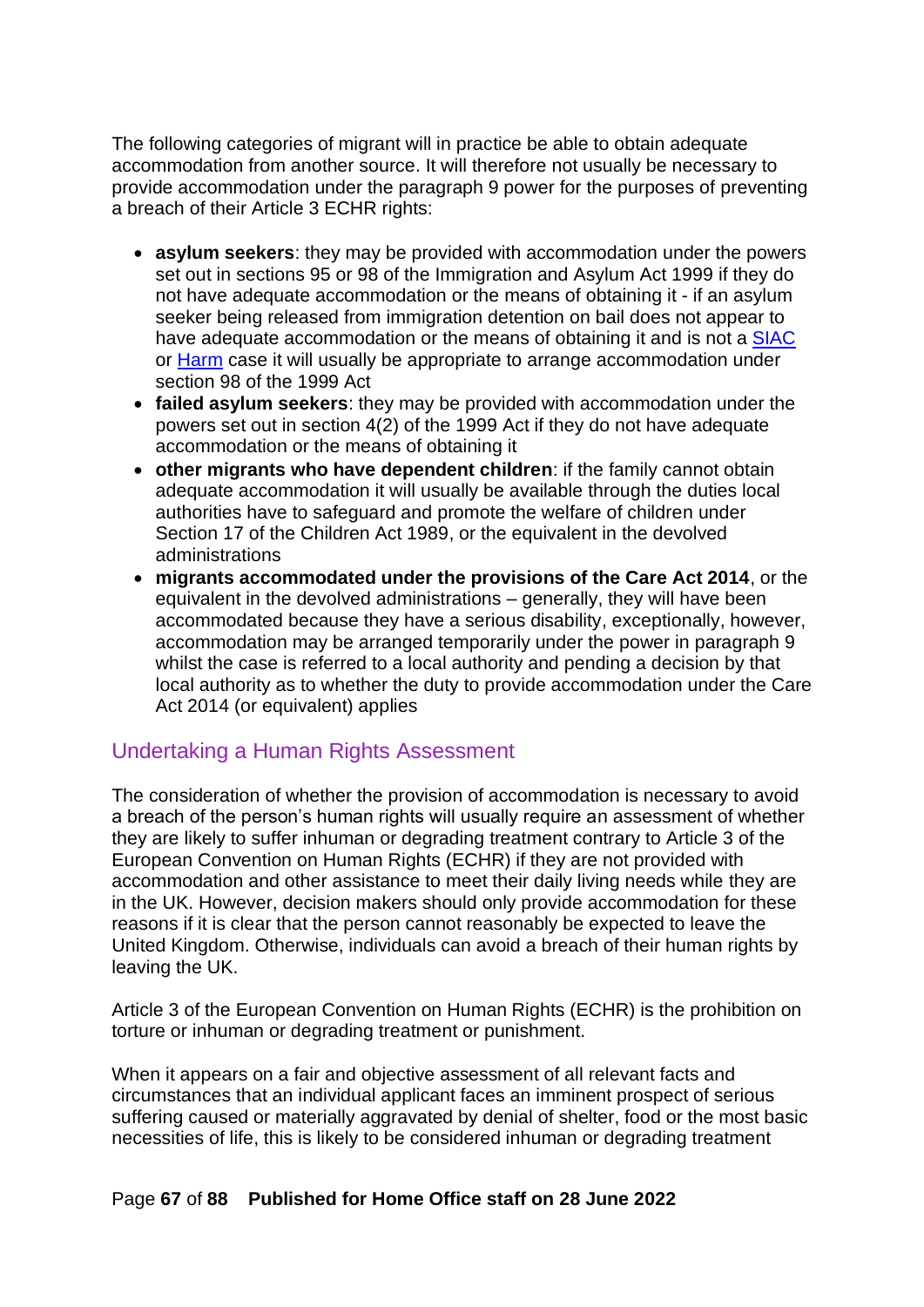The following categories of migrant will in practice be able to obtain adequate accommodation from another source. It will therefore not usually be necessary to provide accommodation under the paragraph 9 power for the purposes of preventing a breach of their Article 3 ECHR rights:

- **asylum seekers**: they may be provided with accommodation under the powers set out in sections 95 or 98 of the Immigration and Asylum Act 1999 if they do not have adequate accommodation or the means of obtaining it - if an asylum seeker being released from immigration detention on bail does not appear to have adequate accommodation or the means of obtaining it and is not a SIAC or Harm case it will usually be appropriate to arrange accommodation under section 98 of the 1999 Act
- **failed asylum seekers**: they may be provided with accommodation under the powers set out in section 4(2) of the 1999 Act if they do not have adequate accommodation or the means of obtaining it
- **other migrants who have dependent children**: if the family cannot obtain adequate accommodation it will usually be available through the duties local authorities have to safeguard and promote the welfare of children under Section 17 of the Children Act 1989, or the equivalent in the devolved administrations
- **migrants accommodated under the provisions of the Care Act 2014**, or the equivalent in the devolved administrations – generally, they will have been accommodated because they have a serious disability, exceptionally, however, accommodation may be arranged temporarily under the power in paragraph 9 whilst the case is referred to a local authority and pending a decision by that local authority as to whether the duty to provide accommodation under the Care Act 2014 (or equivalent) applies

## Undertaking a Human Rights Assessment

The consideration of whether the provision of accommodation is necessary to avoid a breach of the person's human rights will usually require an assessment of whether they are likely to suffer inhuman or degrading treatment contrary to Article 3 of the European Convention on Human Rights (ECHR) if they are not provided with accommodation and other assistance to meet their daily living needs while they are in the UK. However, decision makers should only provide accommodation for these reasons if it is clear that the person cannot reasonably be expected to leave the United Kingdom. Otherwise, individuals can avoid a breach of their human rights by leaving the UK.

Article 3 of the European Convention on Human Rights (ECHR) is the prohibition on torture or inhuman or degrading treatment or punishment.

When it appears on a fair and objective assessment of all relevant facts and circumstances that an individual applicant faces an imminent prospect of serious suffering caused or materially aggravated by denial of shelter, food or the most basic necessities of life, this is likely to be considered inhuman or degrading treatment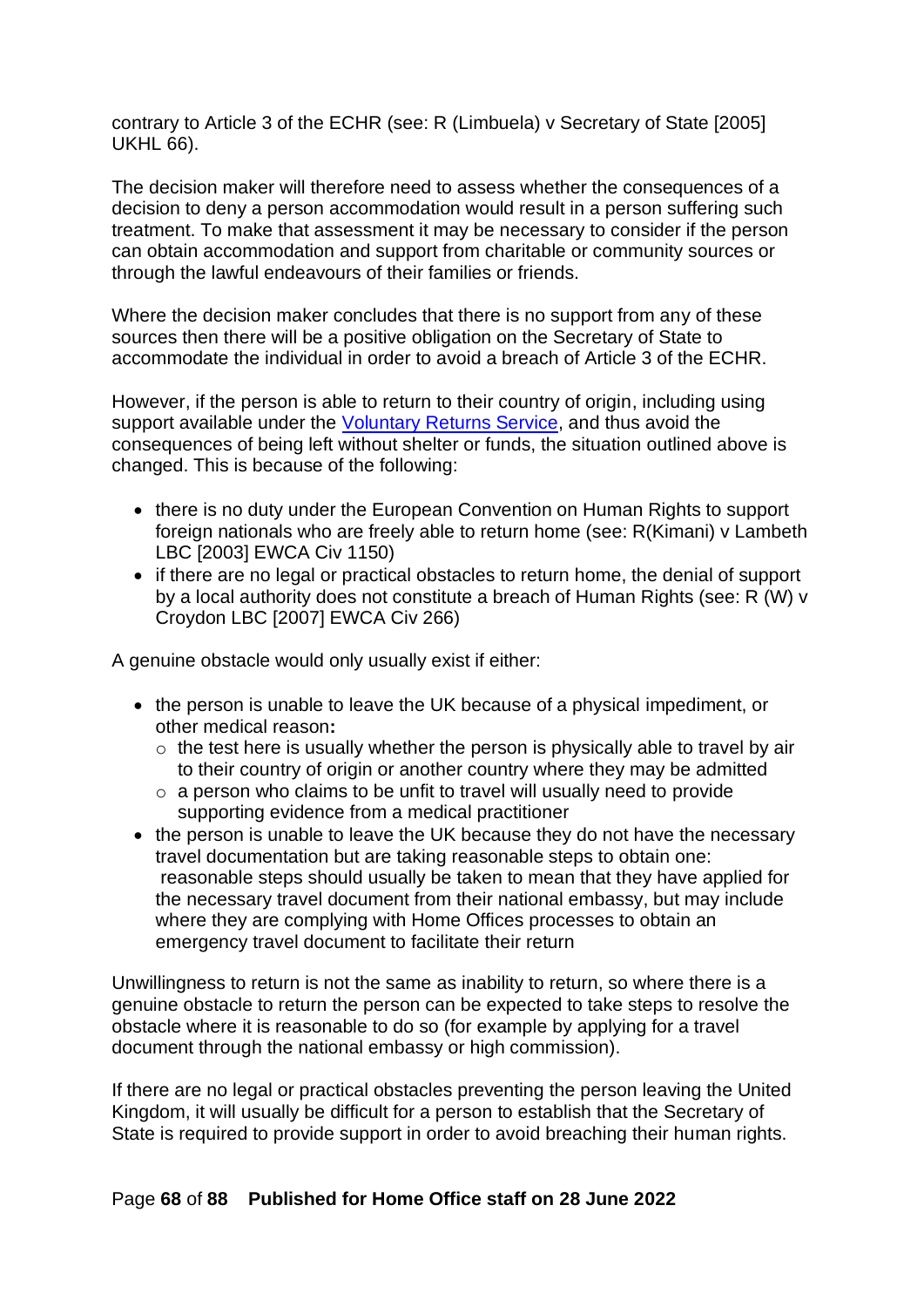contrary to Article 3 of the ECHR (see: R (Limbuela) v Secretary of State [2005] UKHL 66).

The decision maker will therefore need to assess whether the consequences of a decision to deny a person accommodation would result in a person suffering such treatment. To make that assessment it may be necessary to consider if the person can obtain accommodation and support from charitable or community sources or through the lawful endeavours of their families or friends.

Where the decision maker concludes that there is no support from any of these sources then there will be a positive obligation on the Secretary of State to accommodate the individual in order to avoid a breach of Article 3 of the ECHR.

However, if the person is able to return to their country of origin, including using support available under the Voluntary Returns Service, and thus avoid the consequences of being left without shelter or funds, the situation outlined above is changed. This is because of the following:

- there is no duty under the European Convention on Human Rights to support foreign nationals who are freely able to return home (see: R(Kimani) v Lambeth LBC [2003] EWCA Civ 1150)
- if there are no legal or practical obstacles to return home, the denial of support by a local authority does not constitute a breach of Human Rights (see: R (W) v Croydon LBC [2007] EWCA Civ 266)

A genuine obstacle would only usually exist if either:

- the person is unable to leave the UK because of a physical impediment, or other medical reason**:**
  - the test here is usually whether the person is physically able to travel by air to their country of origin or another country where they may be admitted
  - a person who claims to be unfit to travel will usually need to provide supporting evidence from a medical practitioner
- the person is unable to leave the UK because they do not have the necessary travel documentation but are taking reasonable steps to obtain one: reasonable steps should usually be taken to mean that they have applied for the necessary travel document from their national embassy, but may include where they are complying with Home Offices processes to obtain an emergency travel document to facilitate their return

Unwillingness to return is not the same as inability to return, so where there is a genuine obstacle to return the person can be expected to take steps to resolve the obstacle where it is reasonable to do so (for example by applying for a travel document through the national embassy or high commission).

If there are no legal or practical obstacles preventing the person leaving the United Kingdom, it will usually be difficult for a person to establish that the Secretary of State is required to provide support in order to avoid breaching their human rights.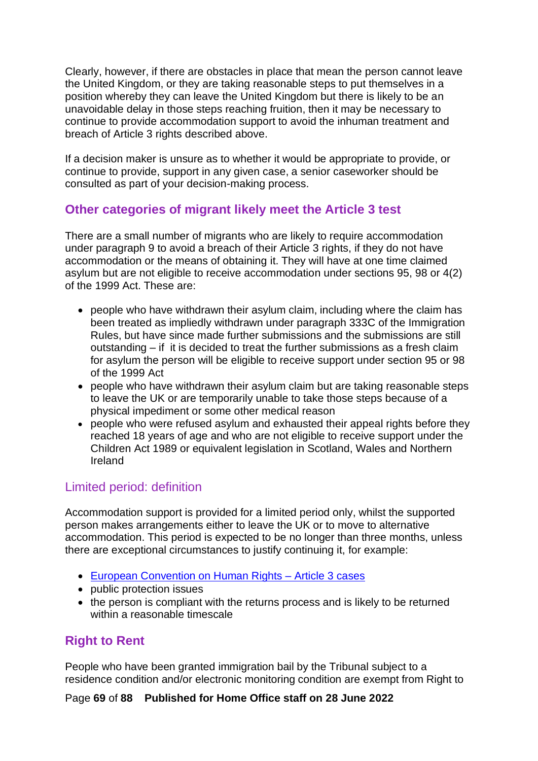Clearly, however, if there are obstacles in place that mean the person cannot leave the United Kingdom, or they are taking reasonable steps to put themselves in a position whereby they can leave the United Kingdom but there is likely to be an unavoidable delay in those steps reaching fruition, then it may be necessary to continue to provide accommodation support to avoid the inhuman treatment and breach of Article 3 rights described above.

If a decision maker is unsure as to whether it would be appropriate to provide, or continue to provide, support in any given case, a senior caseworker should be consulted as part of your decision-making process.

## Other categories of migrant likely meet the Article 3 test

There are a small number of migrants who are likely to require accommodation under paragraph 9 to avoid a breach of their Article 3 rights, if they do not have accommodation or the means of obtaining it. They will have at one time claimed asylum but are not eligible to receive accommodation under sections 95, 98 or 4(2) of the 1999 Act. These are:

- people who have withdrawn their asylum claim, including where the claim has been treated as impliedly withdrawn under paragraph 333C of the Immigration Rules, but have since made further submissions and the submissions are still outstanding – if it is decided to treat the further submissions as a fresh claim for asylum the person will be eligible to receive support under section 95 or 98 of the 1999 Act
- people who have withdrawn their asylum claim but are taking reasonable steps to leave the UK or are temporarily unable to take those steps because of a physical impediment or some other medical reason
- people who were refused asylum and exhausted their appeal rights before they reached 18 years of age and who are not eligible to receive support under the Children Act 1989 or equivalent legislation in Scotland, Wales and Northern Ireland

### Limited period: definition

Accommodation support is provided for a limited period only, whilst the supported person makes arrangements either to leave the UK or to move to alternative accommodation. This period is expected to be no longer than three months, unless there are exceptional circumstances to justify continuing it, for example:

- European Convention on Human Rights – Article 3 cases
- public protection issues
- the person is compliant with the returns process and is likely to be returned within a reasonable timescale

## Right to Rent

People who have been granted immigration bail by the Tribunal subject to a residence condition and/or electronic monitoring condition are exempt from Right to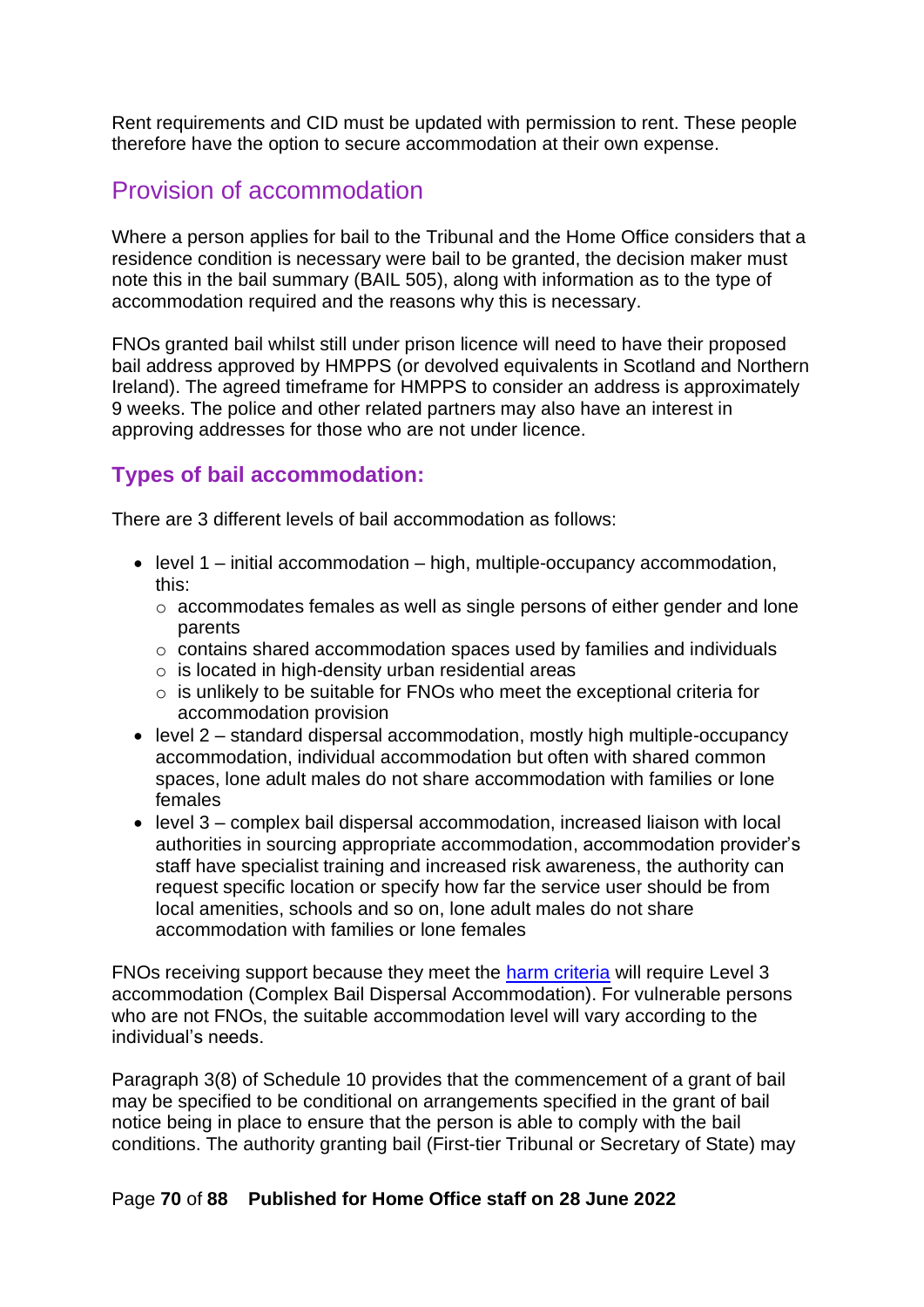Rent requirements and CID must be updated with permission to rent. These people therefore have the option to secure accommodation at their own expense.

## Provision of accommodation

Where a person applies for bail to the Tribunal and the Home Office considers that a residence condition is necessary were bail to be granted, the decision maker must note this in the bail summary (BAIL 505), along with information as to the type of accommodation required and the reasons why this is necessary.

FNOs granted bail whilst still under prison licence will need to have their proposed bail address approved by HMPPS (or devolved equivalents in Scotland and Northern Ireland). The agreed timeframe for HMPPS to consider an address is approximately 9 weeks. The police and other related partners may also have an interest in approving addresses for those who are not under licence.

### Types of bail accommodation:

There are 3 different levels of bail accommodation as follows:

- level 1 – initial accommodation – high, multiple-occupancy accommodation, this:
  - accommodates females as well as single persons of either gender and lone parents
  - contains shared accommodation spaces used by families and individuals
  - is located in high-density urban residential areas
  - is unlikely to be suitable for FNOs who meet the exceptional criteria for accommodation provision
- level 2 – standard dispersal accommodation, mostly high multiple-occupancy accommodation, individual accommodation but often with shared common spaces, lone adult males do not share accommodation with families or lone females
- level 3 – complex bail dispersal accommodation, increased liaison with local authorities in sourcing appropriate accommodation, accommodation provider's staff have specialist training and increased risk awareness, the authority can request specific location or specify how far the service user should be from local amenities, schools and so on, lone adult males do not share accommodation with families or lone females

FNOs receiving support because they meet the harm criteria will require Level 3 accommodation (Complex Bail Dispersal Accommodation). For vulnerable persons who are not FNOs, the suitable accommodation level will vary according to the individual's needs.

Paragraph 3(8) of Schedule 10 provides that the commencement of a grant of bail may be specified to be conditional on arrangements specified in the grant of bail notice being in place to ensure that the person is able to comply with the bail conditions. The authority granting bail (First-tier Tribunal or Secretary of State) may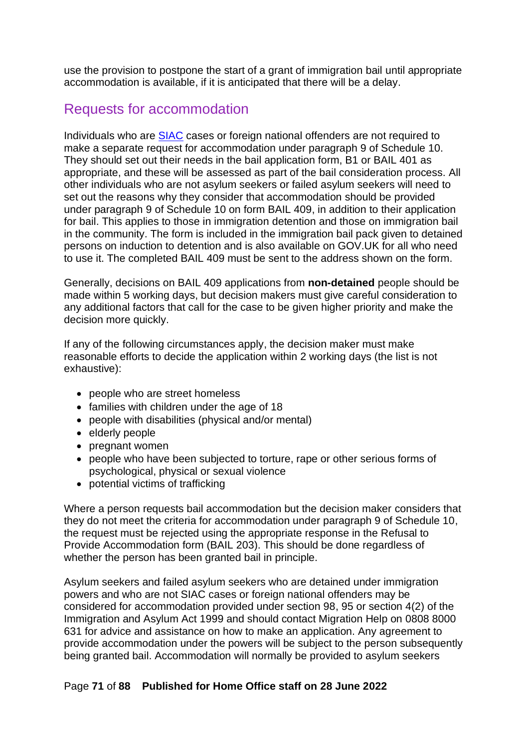use the provision to postpone the start of a grant of immigration bail until appropriate accommodation is available, if it is anticipated that there will be a delay.

## Requests for accommodation

Individuals who are SIAC cases or foreign national offenders are not required to make a separate request for accommodation under paragraph 9 of Schedule 10. They should set out their needs in the bail application form, B1 or BAIL 401 as appropriate, and these will be assessed as part of the bail consideration process. All other individuals who are not asylum seekers or failed asylum seekers will need to set out the reasons why they consider that accommodation should be provided under paragraph 9 of Schedule 10 on form BAIL 409, in addition to their application for bail. This applies to those in immigration detention and those on immigration bail in the community. The form is included in the immigration bail pack given to detained persons on induction to detention and is also available on GOV.UK for all who need to use it. The completed BAIL 409 must be sent to the address shown on the form.

Generally, decisions on BAIL 409 applications from **non-detained** people should be made within 5 working days, but decision makers must give careful consideration to any additional factors that call for the case to be given higher priority and make the decision more quickly.

If any of the following circumstances apply, the decision maker must make reasonable efforts to decide the application within 2 working days (the list is not exhaustive):

- people who are street homeless
- families with children under the age of 18
- people with disabilities (physical and/or mental)
- elderly people
- pregnant women
- people who have been subjected to torture, rape or other serious forms of psychological, physical or sexual violence
- potential victims of trafficking

Where a person requests bail accommodation but the decision maker considers that they do not meet the criteria for accommodation under paragraph 9 of Schedule 10, the request must be rejected using the appropriate response in the Refusal to Provide Accommodation form (BAIL 203). This should be done regardless of whether the person has been granted bail in principle.

Asylum seekers and failed asylum seekers who are detained under immigration powers and who are not SIAC cases or foreign national offenders may be considered for accommodation provided under section 98, 95 or section 4(2) of the Immigration and Asylum Act 1999 and should contact Migration Help on 0808 8000 631 for advice and assistance on how to make an application. Any agreement to provide accommodation under the powers will be subject to the person subsequently being granted bail. Accommodation will normally be provided to asylum seekers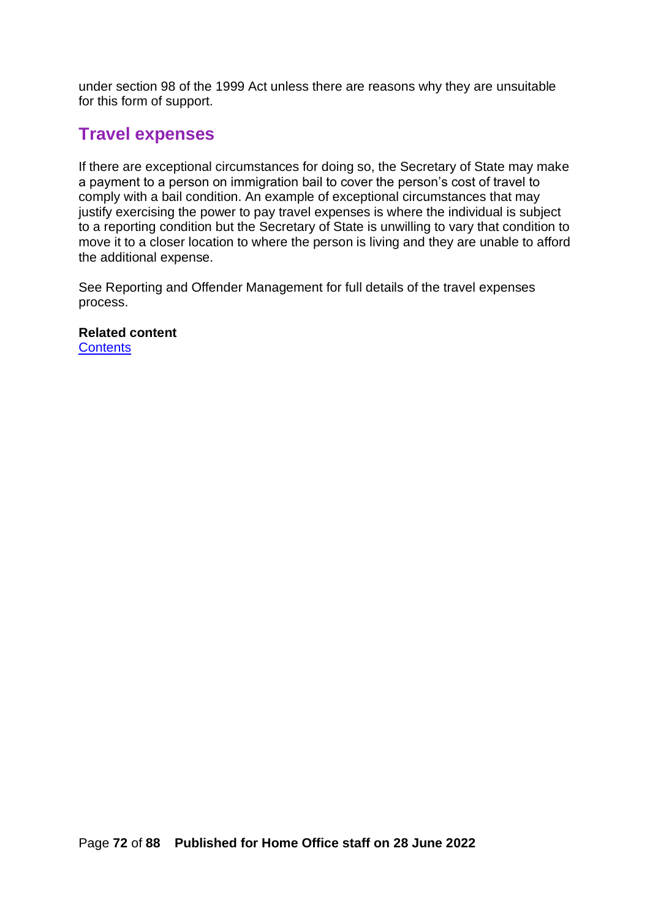under section 98 of the 1999 Act unless there are reasons why they are unsuitable for this form of support.

## Travel expenses

If there are exceptional circumstances for doing so, the Secretary of State may make a payment to a person on immigration bail to cover the person's cost of travel to comply with a bail condition. An example of exceptional circumstances that may justify exercising the power to pay travel expenses is where the individual is subject to a reporting condition but the Secretary of State is unwilling to vary that condition to move it to a closer location to where the person is living and they are unable to afford the additional expense.

See Reporting and Offender Management for full details of the travel expenses process.

**Related content**
[Contents]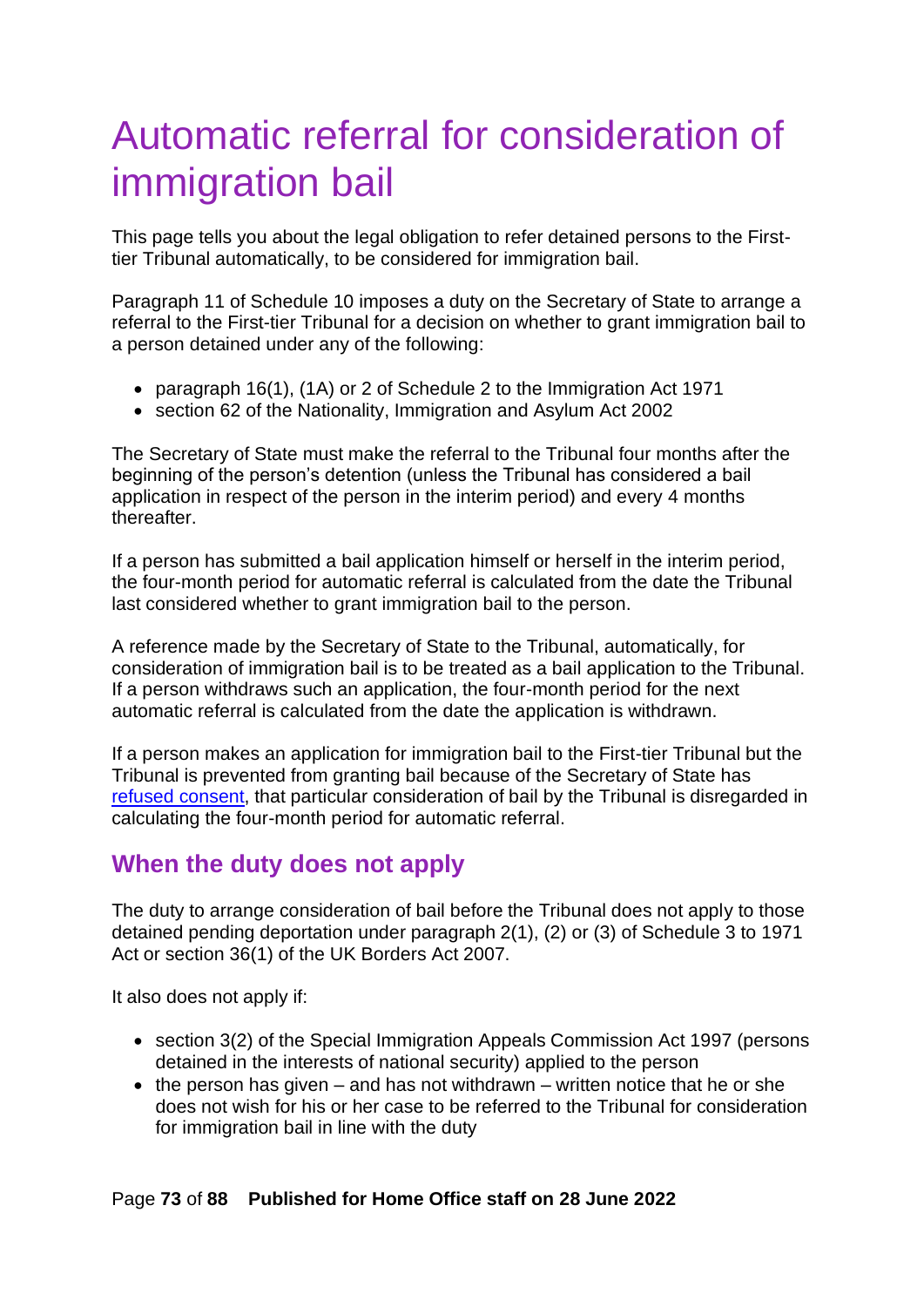# Automatic referral for consideration of immigration bail

This page tells you about the legal obligation to refer detained persons to the First-tier Tribunal automatically, to be considered for immigration bail.

Paragraph 11 of Schedule 10 imposes a duty on the Secretary of State to arrange a referral to the First-tier Tribunal for a decision on whether to grant immigration bail to a person detained under any of the following:

- paragraph 16(1), (1A) or 2 of Schedule 2 to the Immigration Act 1971
- section 62 of the Nationality, Immigration and Asylum Act 2002

The Secretary of State must make the referral to the Tribunal four months after the beginning of the person's detention (unless the Tribunal has considered a bail application in respect of the person in the interim period) and every 4 months thereafter.

If a person has submitted a bail application himself or herself in the interim period, the four-month period for automatic referral is calculated from the date the Tribunal last considered whether to grant immigration bail to the person.

A reference made by the Secretary of State to the Tribunal, automatically, for consideration of immigration bail is to be treated as a bail application to the Tribunal. If a person withdraws such an application, the four-month period for the next automatic referral is calculated from the date the application is withdrawn.

If a person makes an application for immigration bail to the First-tier Tribunal but the Tribunal is prevented from granting bail because of the Secretary of State has [refused consent](#), that particular consideration of bail by the Tribunal is disregarded in calculating the four-month period for automatic referral.

## When the duty does not apply

The duty to arrange consideration of bail before the Tribunal does not apply to those detained pending deportation under paragraph 2(1), (2) or (3) of Schedule 3 to 1971 Act or section 36(1) of the UK Borders Act 2007.

It also does not apply if:

- section 3(2) of the Special Immigration Appeals Commission Act 1997 (persons detained in the interests of national security) applied to the person
- the person has given – and has not withdrawn – written notice that he or she does not wish for his or her case to be referred to the Tribunal for consideration for immigration bail in line with the duty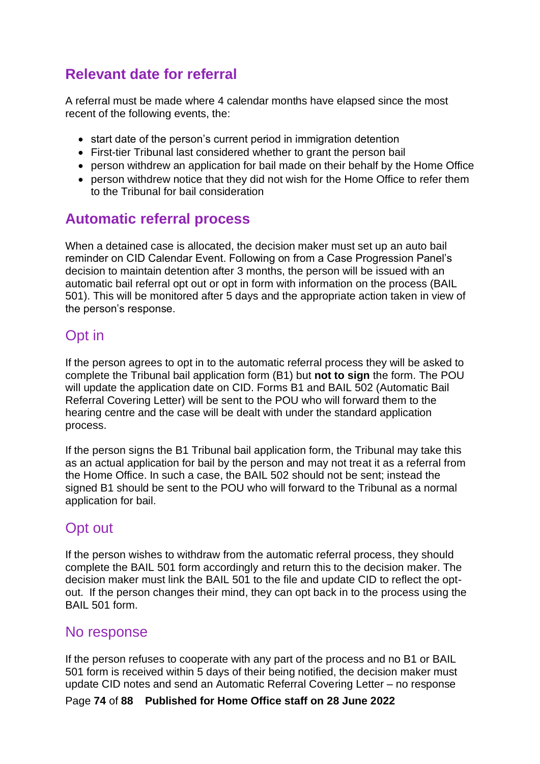## Relevant date for referral

A referral must be made where 4 calendar months have elapsed since the most recent of the following events, the:

- start date of the person's current period in immigration detention
- First-tier Tribunal last considered whether to grant the person bail
- person withdrew an application for bail made on their behalf by the Home Office
- person withdrew notice that they did not wish for the Home Office to refer them to the Tribunal for bail consideration

## Automatic referral process

When a detained case is allocated, the decision maker must set up an auto bail reminder on CID Calendar Event. Following on from a Case Progression Panel's decision to maintain detention after 3 months, the person will be issued with an automatic bail referral opt out or opt in form with information on the process (BAIL 501). This will be monitored after 5 days and the appropriate action taken in view of the person's response.

### Opt in

If the person agrees to opt in to the automatic referral process they will be asked to complete the Tribunal bail application form (B1) but **not to sign** the form. The POU will update the application date on CID. Forms B1 and BAIL 502 (Automatic Bail Referral Covering Letter) will be sent to the POU who will forward them to the hearing centre and the case will be dealt with under the standard application process.

If the person signs the B1 Tribunal bail application form, the Tribunal may take this as an actual application for bail by the person and may not treat it as a referral from the Home Office. In such a case, the BAIL 502 should not be sent; instead the signed B1 should be sent to the POU who will forward to the Tribunal as a normal application for bail.

### Opt out

If the person wishes to withdraw from the automatic referral process, they should complete the BAIL 501 form accordingly and return this to the decision maker. The decision maker must link the BAIL 501 to the file and update CID to reflect the opt-out. If the person changes their mind, they can opt back in to the process using the BAIL 501 form.

### No response

If the person refuses to cooperate with any part of the process and no B1 or BAIL 501 form is received within 5 days of their being notified, the decision maker must update CID notes and send an Automatic Referral Covering Letter – no response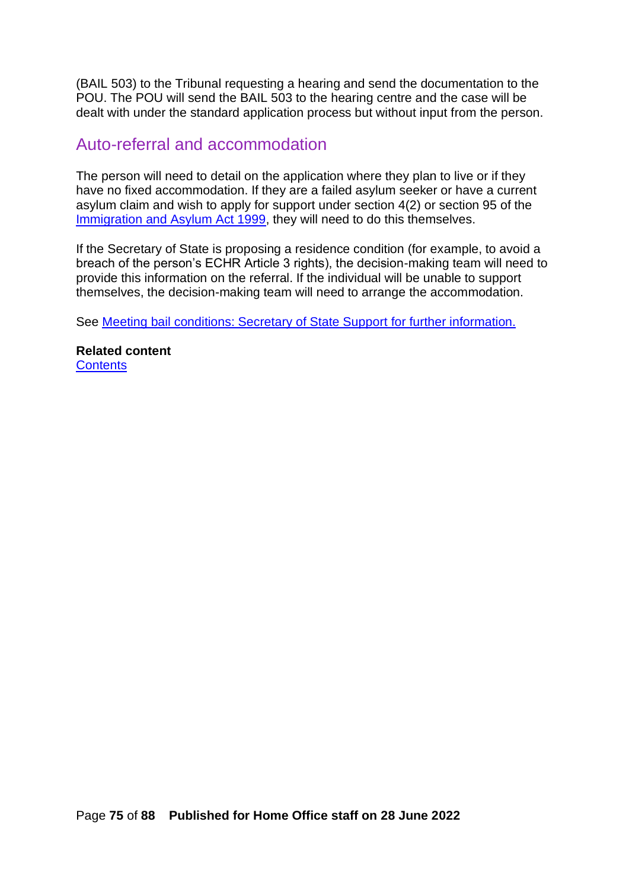(BAIL 503) to the Tribunal requesting a hearing and send the documentation to the POU. The POU will send the BAIL 503 to the hearing centre and the case will be dealt with under the standard application process but without input from the person.

## Auto-referral and accommodation

The person will need to detail on the application where they plan to live or if they have no fixed accommodation. If they are a failed asylum seeker or have a current asylum claim and wish to apply for support under section 4(2) or section 95 of the Immigration and Asylum Act 1999, they will need to do this themselves.

If the Secretary of State is proposing a residence condition (for example, to avoid a breach of the person's ECHR Article 3 rights), the decision-making team will need to provide this information on the referral. If the individual will be unable to support themselves, the decision-making team will need to arrange the accommodation.

See Meeting bail conditions: Secretary of State Support for further information.

**Related content**
Contents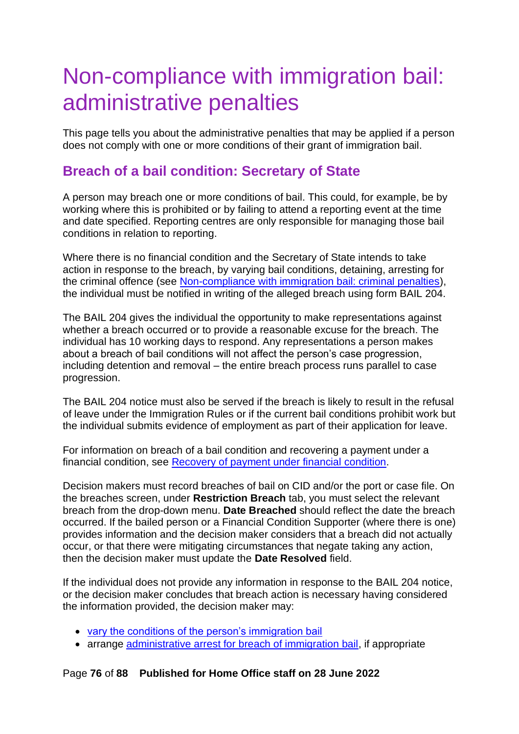# Non-compliance with immigration bail: administrative penalties

This page tells you about the administrative penalties that may be applied if a person does not comply with one or more conditions of their grant of immigration bail.

## Breach of a bail condition: Secretary of State

A person may breach one or more conditions of bail. This could, for example, be by working where this is prohibited or by failing to attend a reporting event at the time and date specified. Reporting centres are only responsible for managing those bail conditions in relation to reporting.

Where there is no financial condition and the Secretary of State intends to take action in response to the breach, by varying bail conditions, detaining, arresting for the criminal offence (see [Non-compliance with immigration bail: criminal penalties]), the individual must be notified in writing of the alleged breach using form BAIL 204.

The BAIL 204 gives the individual the opportunity to make representations against whether a breach occurred or to provide a reasonable excuse for the breach. The individual has 10 working days to respond. Any representations a person makes about a breach of bail conditions will not affect the person's case progression, including detention and removal – the entire breach process runs parallel to case progression.

The BAIL 204 notice must also be served if the breach is likely to result in the refusal of leave under the Immigration Rules or if the current bail conditions prohibit work but the individual submits evidence of employment as part of their application for leave.

For information on breach of a bail condition and recovering a payment under a financial condition, see [Recovery of payment under financial condition].

Decision makers must record breaches of bail on CID and/or the port or case file. On the breaches screen, under **Restriction Breach** tab, you must select the relevant breach from the drop-down menu. **Date Breached** should reflect the date the breach occurred. If the bailed person or a Financial Condition Supporter (where there is one) provides information and the decision maker considers that a breach did not actually occur, or that there were mitigating circumstances that negate taking any action, then the decision maker must update the **Date Resolved** field.

If the individual does not provide any information in response to the BAIL 204 notice, or the decision maker concludes that breach action is necessary having considered the information provided, the decision maker may:

- [vary the conditions of the person's immigration bail]
- arrange [administrative arrest for breach of immigration bail], if appropriate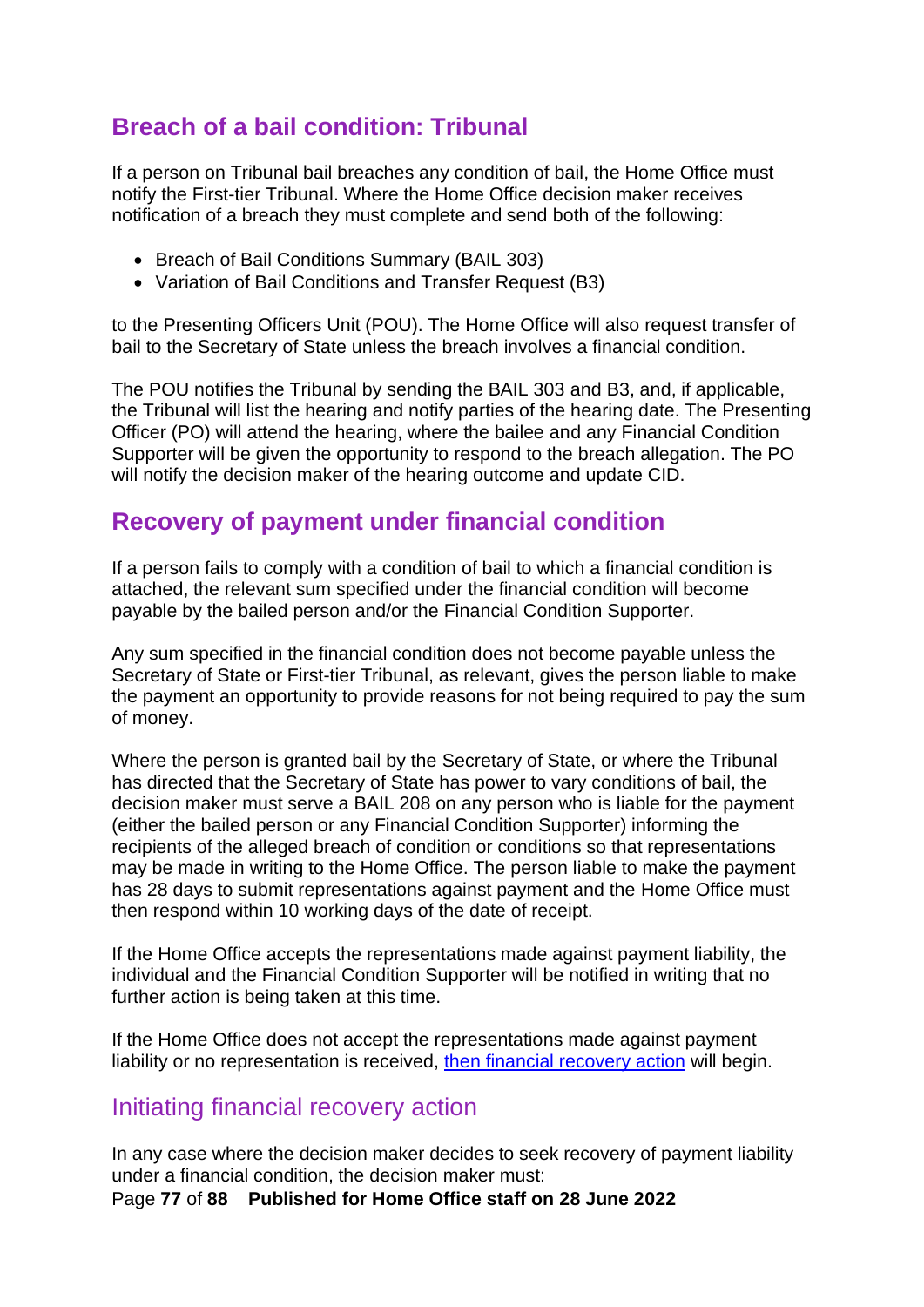## Breach of a bail condition: Tribunal

If a person on Tribunal bail breaches any condition of bail, the Home Office must notify the First-tier Tribunal. Where the Home Office decision maker receives notification of a breach they must complete and send both of the following:

- Breach of Bail Conditions Summary (BAIL 303)
- Variation of Bail Conditions and Transfer Request (B3)

to the Presenting Officers Unit (POU). The Home Office will also request transfer of bail to the Secretary of State unless the breach involves a financial condition.

The POU notifies the Tribunal by sending the BAIL 303 and B3, and, if applicable, the Tribunal will list the hearing and notify parties of the hearing date. The Presenting Officer (PO) will attend the hearing, where the bailee and any Financial Condition Supporter will be given the opportunity to respond to the breach allegation. The PO will notify the decision maker of the hearing outcome and update CID.

## Recovery of payment under financial condition

If a person fails to comply with a condition of bail to which a financial condition is attached, the relevant sum specified under the financial condition will become payable by the bailed person and/or the Financial Condition Supporter.

Any sum specified in the financial condition does not become payable unless the Secretary of State or First-tier Tribunal, as relevant, gives the person liable to make the payment an opportunity to provide reasons for not being required to pay the sum of money.

Where the person is granted bail by the Secretary of State, or where the Tribunal has directed that the Secretary of State has power to vary conditions of bail, the decision maker must serve a BAIL 208 on any person who is liable for the payment (either the bailed person or any Financial Condition Supporter) informing the recipients of the alleged breach of condition or conditions so that representations may be made in writing to the Home Office. The person liable to make the payment has 28 days to submit representations against payment and the Home Office must then respond within 10 working days of the date of receipt.

If the Home Office accepts the representations made against payment liability, the individual and the Financial Condition Supporter will be notified in writing that no further action is being taken at this time.

If the Home Office does not accept the representations made against payment liability or no representation is received, then financial recovery action will begin.

### Initiating financial recovery action

In any case where the decision maker decides to seek recovery of payment liability under a financial condition, the decision maker must: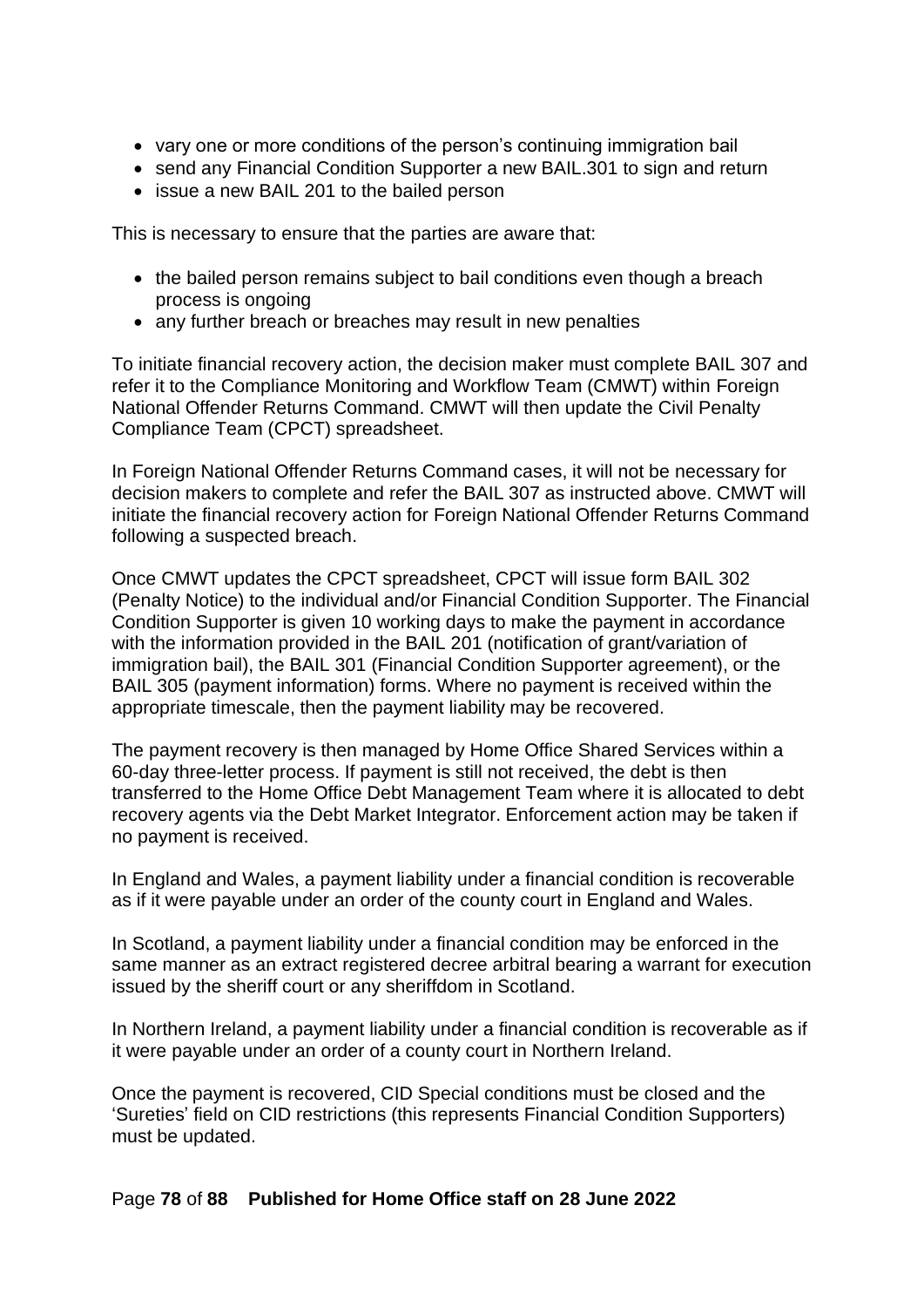- vary one or more conditions of the person's continuing immigration bail
- send any Financial Condition Supporter a new BAIL.301 to sign and return
- issue a new BAIL 201 to the bailed person

This is necessary to ensure that the parties are aware that:

- the bailed person remains subject to bail conditions even though a breach process is ongoing
- any further breach or breaches may result in new penalties

To initiate financial recovery action, the decision maker must complete BAIL 307 and refer it to the Compliance Monitoring and Workflow Team (CMWT) within Foreign National Offender Returns Command. CMWT will then update the Civil Penalty Compliance Team (CPCT) spreadsheet.

In Foreign National Offender Returns Command cases, it will not be necessary for decision makers to complete and refer the BAIL 307 as instructed above. CMWT will initiate the financial recovery action for Foreign National Offender Returns Command following a suspected breach.

Once CMWT updates the CPCT spreadsheet, CPCT will issue form BAIL 302 (Penalty Notice) to the individual and/or Financial Condition Supporter. The Financial Condition Supporter is given 10 working days to make the payment in accordance with the information provided in the BAIL 201 (notification of grant/variation of immigration bail), the BAIL 301 (Financial Condition Supporter agreement), or the BAIL 305 (payment information) forms. Where no payment is received within the appropriate timescale, then the payment liability may be recovered.

The payment recovery is then managed by Home Office Shared Services within a 60-day three-letter process. If payment is still not received, the debt is then transferred to the Home Office Debt Management Team where it is allocated to debt recovery agents via the Debt Market Integrator. Enforcement action may be taken if no payment is received.

In England and Wales, a payment liability under a financial condition is recoverable as if it were payable under an order of the county court in England and Wales.

In Scotland, a payment liability under a financial condition may be enforced in the same manner as an extract registered decree arbitral bearing a warrant for execution issued by the sheriff court or any sheriffdom in Scotland.

In Northern Ireland, a payment liability under a financial condition is recoverable as if it were payable under an order of a county court in Northern Ireland.

Once the payment is recovered, CID Special conditions must be closed and the 'Sureties' field on CID restrictions (this represents Financial Condition Supporters) must be updated.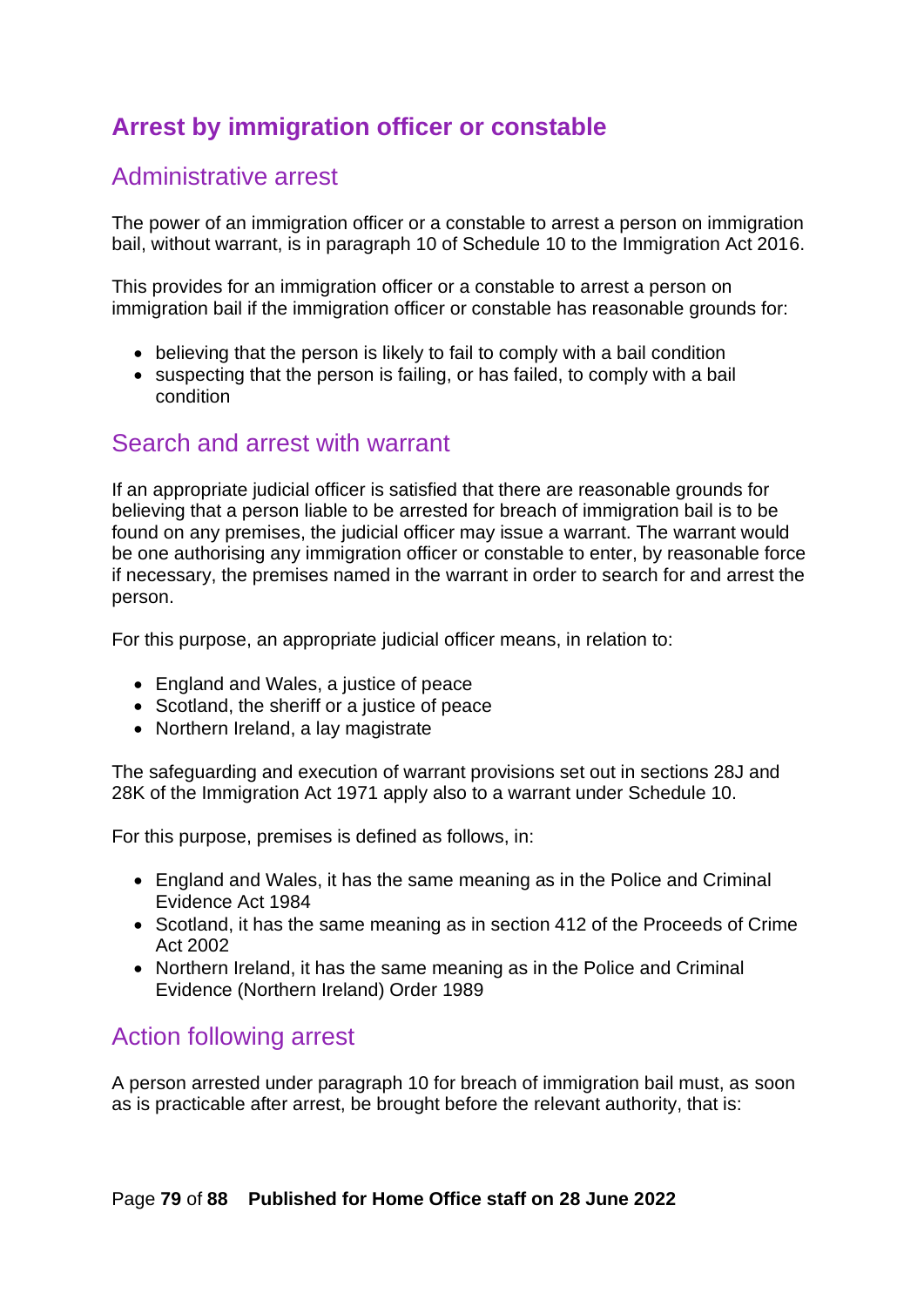## Arrest by immigration officer or constable

### Administrative arrest

The power of an immigration officer or a constable to arrest a person on immigration bail, without warrant, is in paragraph 10 of Schedule 10 to the Immigration Act 2016.

This provides for an immigration officer or a constable to arrest a person on immigration bail if the immigration officer or constable has reasonable grounds for:

- believing that the person is likely to fail to comply with a bail condition
- suspecting that the person is failing, or has failed, to comply with a bail condition

### Search and arrest with warrant

If an appropriate judicial officer is satisfied that there are reasonable grounds for believing that a person liable to be arrested for breach of immigration bail is to be found on any premises, the judicial officer may issue a warrant. The warrant would be one authorising any immigration officer or constable to enter, by reasonable force if necessary, the premises named in the warrant in order to search for and arrest the person.

For this purpose, an appropriate judicial officer means, in relation to:

- England and Wales, a justice of peace
- Scotland, the sheriff or a justice of peace
- Northern Ireland, a lay magistrate

The safeguarding and execution of warrant provisions set out in sections 28J and 28K of the Immigration Act 1971 apply also to a warrant under Schedule 10.

For this purpose, premises is defined as follows, in:

- England and Wales, it has the same meaning as in the Police and Criminal Evidence Act 1984
- Scotland, it has the same meaning as in section 412 of the Proceeds of Crime Act 2002
- Northern Ireland, it has the same meaning as in the Police and Criminal Evidence (Northern Ireland) Order 1989

### Action following arrest

A person arrested under paragraph 10 for breach of immigration bail must, as soon as is practicable after arrest, be brought before the relevant authority, that is: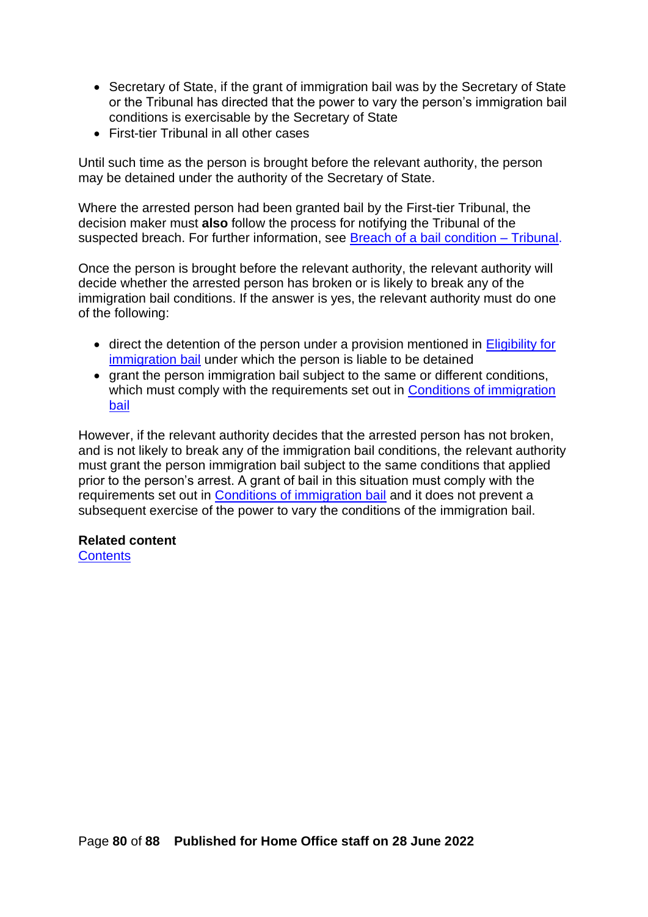- Secretary of State, if the grant of immigration bail was by the Secretary of State or the Tribunal has directed that the power to vary the person's immigration bail conditions is exercisable by the Secretary of State
- First-tier Tribunal in all other cases

Until such time as the person is brought before the relevant authority, the person may be detained under the authority of the Secretary of State.

Where the arrested person had been granted bail by the First-tier Tribunal, the decision maker must **also** follow the process for notifying the Tribunal of the suspected breach. For further information, see [Breach of a bail condition – Tribunal](#).

Once the person is brought before the relevant authority, the relevant authority will decide whether the arrested person has broken or is likely to break any of the immigration bail conditions. If the answer is yes, the relevant authority must do one of the following:

- direct the detention of the person under a provision mentioned in [Eligibility for immigration bail](#) under which the person is liable to be detained
- grant the person immigration bail subject to the same or different conditions, which must comply with the requirements set out in [Conditions of immigration bail](#)

However, if the relevant authority decides that the arrested person has not broken, and is not likely to break any of the immigration bail conditions, the relevant authority must grant the person immigration bail subject to the same conditions that applied prior to the person's arrest. A grant of bail in this situation must comply with the requirements set out in [Conditions of immigration bail](#) and it does not prevent a subsequent exercise of the power to vary the conditions of the immigration bail.

**Related content**
[Contents](#)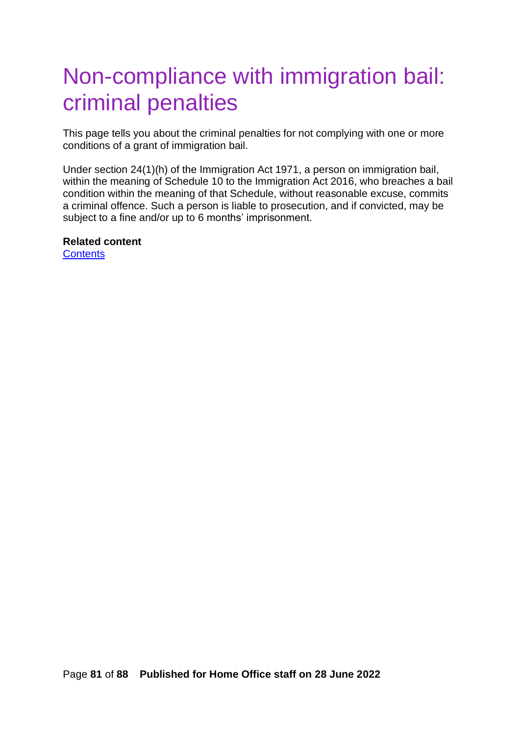# Non-compliance with immigration bail: criminal penalties

This page tells you about the criminal penalties for not complying with one or more conditions of a grant of immigration bail.

Under section 24(1)(h) of the Immigration Act 1971, a person on immigration bail, within the meaning of Schedule 10 to the Immigration Act 2016, who breaches a bail condition within the meaning of that Schedule, without reasonable excuse, commits a criminal offence. Such a person is liable to prosecution, and if convicted, may be subject to a fine and/or up to 6 months' imprisonment.

**Related content**
Contents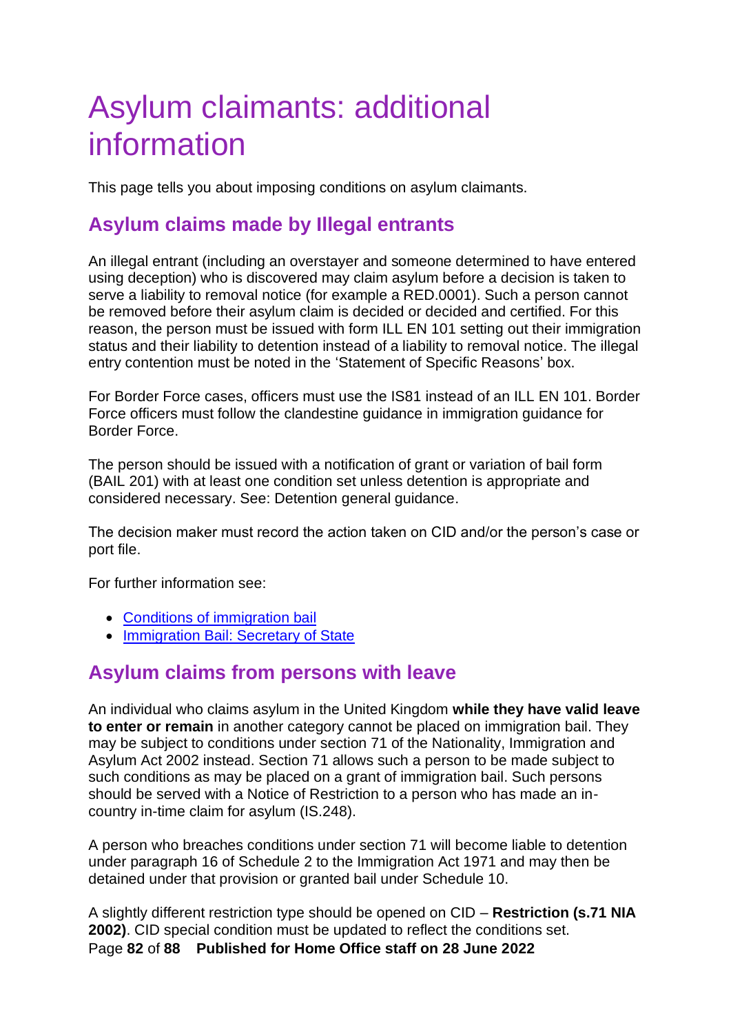# Asylum claimants: additional information

This page tells you about imposing conditions on asylum claimants.

## Asylum claims made by Illegal entrants

An illegal entrant (including an overstayer and someone determined to have entered using deception) who is discovered may claim asylum before a decision is taken to serve a liability to removal notice (for example a RED.0001). Such a person cannot be removed before their asylum claim is decided or decided and certified. For this reason, the person must be issued with form ILL EN 101 setting out their immigration status and their liability to detention instead of a liability to removal notice. The illegal entry contention must be noted in the 'Statement of Specific Reasons' box.

For Border Force cases, officers must use the IS81 instead of an ILL EN 101. Border Force officers must follow the clandestine guidance in immigration guidance for Border Force.

The person should be issued with a notification of grant or variation of bail form (BAIL 201) with at least one condition set unless detention is appropriate and considered necessary. See: Detention general guidance.

The decision maker must record the action taken on CID and/or the person's case or port file.

For further information see:

- Conditions of immigration bail
- Immigration Bail: Secretary of State

## Asylum claims from persons with leave

An individual who claims asylum in the United Kingdom **while they have valid leave to enter or remain** in another category cannot be placed on immigration bail. They may be subject to conditions under section 71 of the Nationality, Immigration and Asylum Act 2002 instead. Section 71 allows such a person to be made subject to such conditions as may be placed on a grant of immigration bail. Such persons should be served with a Notice of Restriction to a person who has made an in-country in-time claim for asylum (IS.248).

A person who breaches conditions under section 71 will become liable to detention under paragraph 16 of Schedule 2 to the Immigration Act 1971 and may then be detained under that provision or granted bail under Schedule 10.

A slightly different restriction type should be opened on CID – **Restriction (s.71 NIA 2002)**. CID special condition must be updated to reflect the conditions set.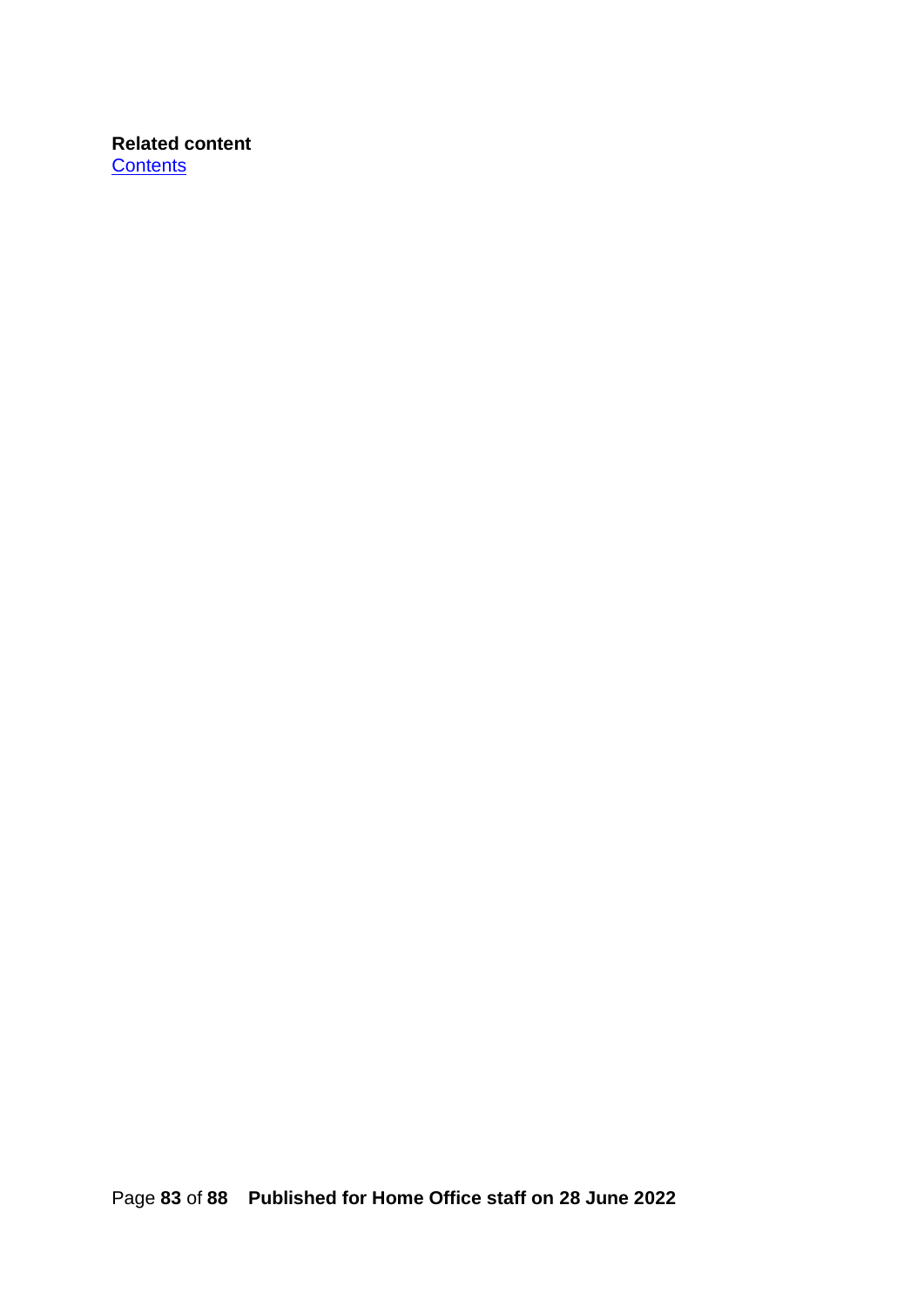**Related content**
[Contents]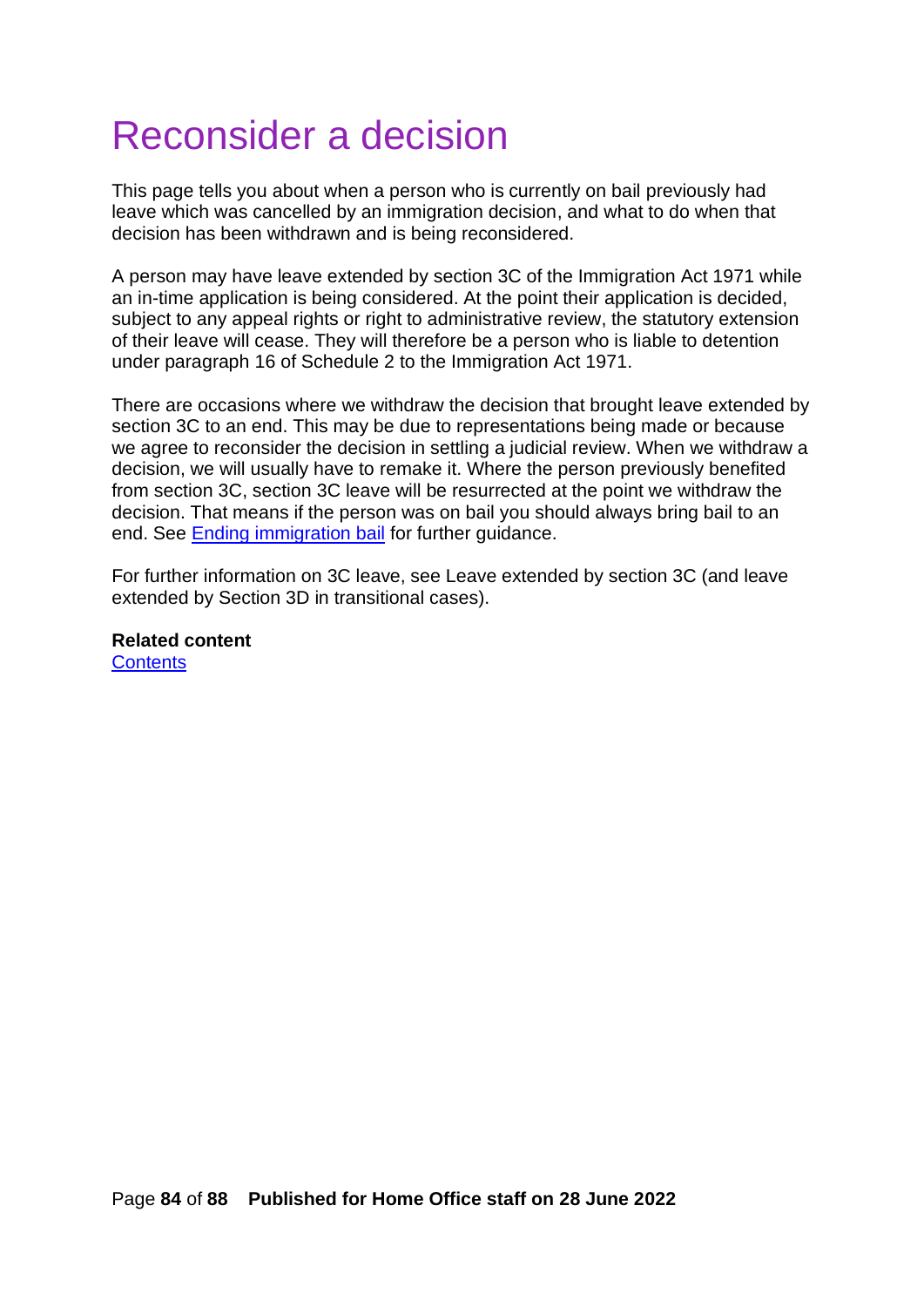# Reconsider a decision

This page tells you about when a person who is currently on bail previously had leave which was cancelled by an immigration decision, and what to do when that decision has been withdrawn and is being reconsidered.

A person may have leave extended by section 3C of the Immigration Act 1971 while an in-time application is being considered. At the point their application is decided, subject to any appeal rights or right to administrative review, the statutory extension of their leave will cease. They will therefore be a person who is liable to detention under paragraph 16 of Schedule 2 to the Immigration Act 1971.

There are occasions where we withdraw the decision that brought leave extended by section 3C to an end. This may be due to representations being made or because we agree to reconsider the decision in settling a judicial review. When we withdraw a decision, we will usually have to remake it. Where the person previously benefited from section 3C, section 3C leave will be resurrected at the point we withdraw the decision. That means if the person was on bail you should always bring bail to an end. See [Ending immigration bail](#) for further guidance.

For further information on 3C leave, see Leave extended by section 3C (and leave extended by Section 3D in transitional cases).

**Related content**
[Contents](#)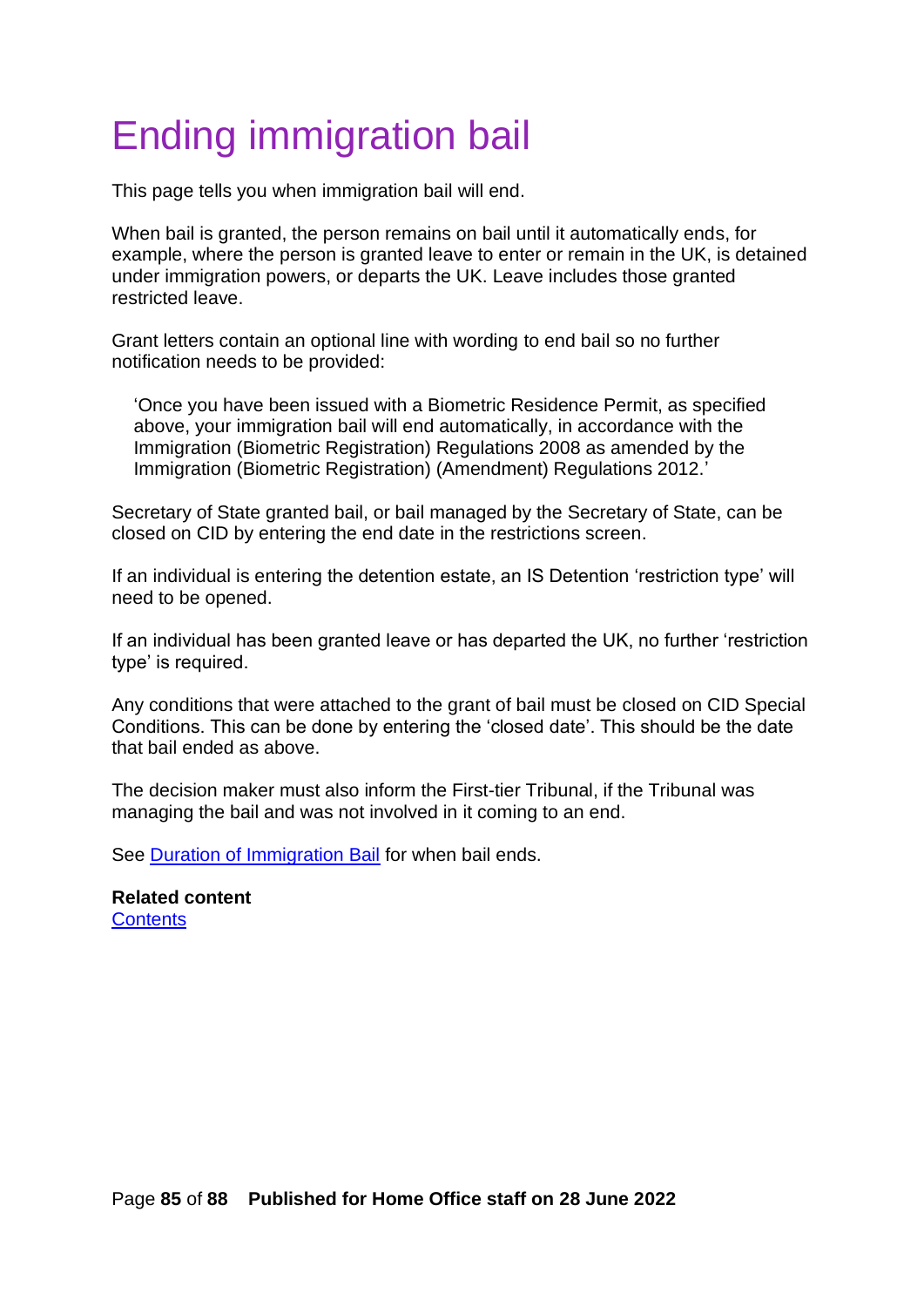# Ending immigration bail

This page tells you when immigration bail will end.

When bail is granted, the person remains on bail until it automatically ends, for example, where the person is granted leave to enter or remain in the UK, is detained under immigration powers, or departs the UK. Leave includes those granted restricted leave.

Grant letters contain an optional line with wording to end bail so no further notification needs to be provided:

> 'Once you have been issued with a Biometric Residence Permit, as specified above, your immigration bail will end automatically, in accordance with the Immigration (Biometric Registration) Regulations 2008 as amended by the Immigration (Biometric Registration) (Amendment) Regulations 2012.'

Secretary of State granted bail, or bail managed by the Secretary of State, can be closed on CID by entering the end date in the restrictions screen.

If an individual is entering the detention estate, an IS Detention 'restriction type' will need to be opened.

If an individual has been granted leave or has departed the UK, no further 'restriction type' is required.

Any conditions that were attached to the grant of bail must be closed on CID Special Conditions. This can be done by entering the 'closed date'. This should be the date that bail ended as above.

The decision maker must also inform the First-tier Tribunal, if the Tribunal was managing the bail and was not involved in it coming to an end.

See [Duration of Immigration Bail](#) for when bail ends.

**Related content**
[Contents](#)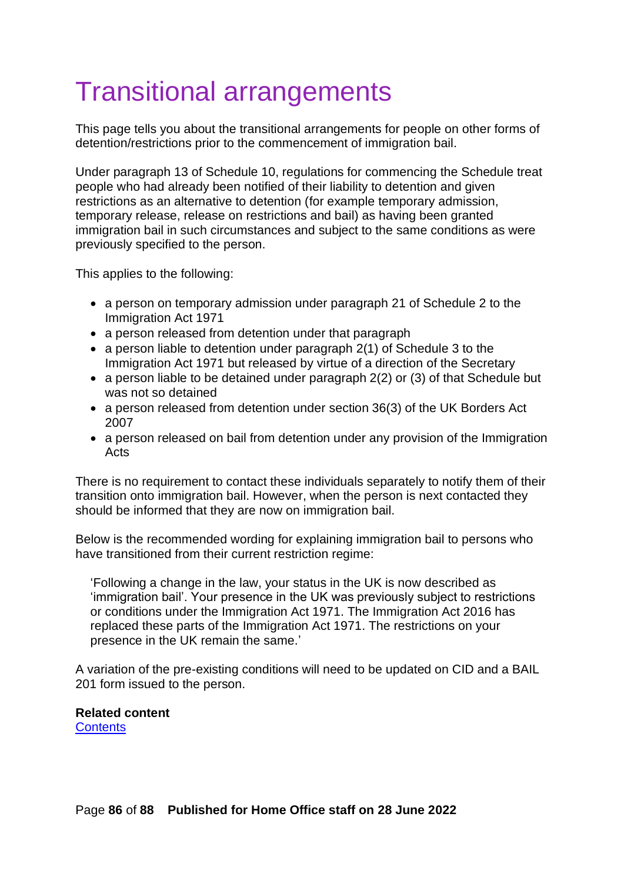# Transitional arrangements

This page tells you about the transitional arrangements for people on other forms of detention/restrictions prior to the commencement of immigration bail.

Under paragraph 13 of Schedule 10, regulations for commencing the Schedule treat people who had already been notified of their liability to detention and given restrictions as an alternative to detention (for example temporary admission, temporary release, release on restrictions and bail) as having been granted immigration bail in such circumstances and subject to the same conditions as were previously specified to the person.

This applies to the following:

- a person on temporary admission under paragraph 21 of Schedule 2 to the Immigration Act 1971
- a person released from detention under that paragraph
- a person liable to detention under paragraph 2(1) of Schedule 3 to the Immigration Act 1971 but released by virtue of a direction of the Secretary
- a person liable to be detained under paragraph 2(2) or (3) of that Schedule but was not so detained
- a person released from detention under section 36(3) of the UK Borders Act 2007
- a person released on bail from detention under any provision of the Immigration Acts

There is no requirement to contact these individuals separately to notify them of their transition onto immigration bail. However, when the person is next contacted they should be informed that they are now on immigration bail.

Below is the recommended wording for explaining immigration bail to persons who have transitioned from their current restriction regime:

> 'Following a change in the law, your status in the UK is now described as 'immigration bail'. Your presence in the UK was previously subject to restrictions or conditions under the Immigration Act 1971. The Immigration Act 2016 has replaced these parts of the Immigration Act 1971. The restrictions on your presence in the UK remain the same.'

A variation of the pre-existing conditions will need to be updated on CID and a BAIL 201 form issued to the person.

**Related content**
Contents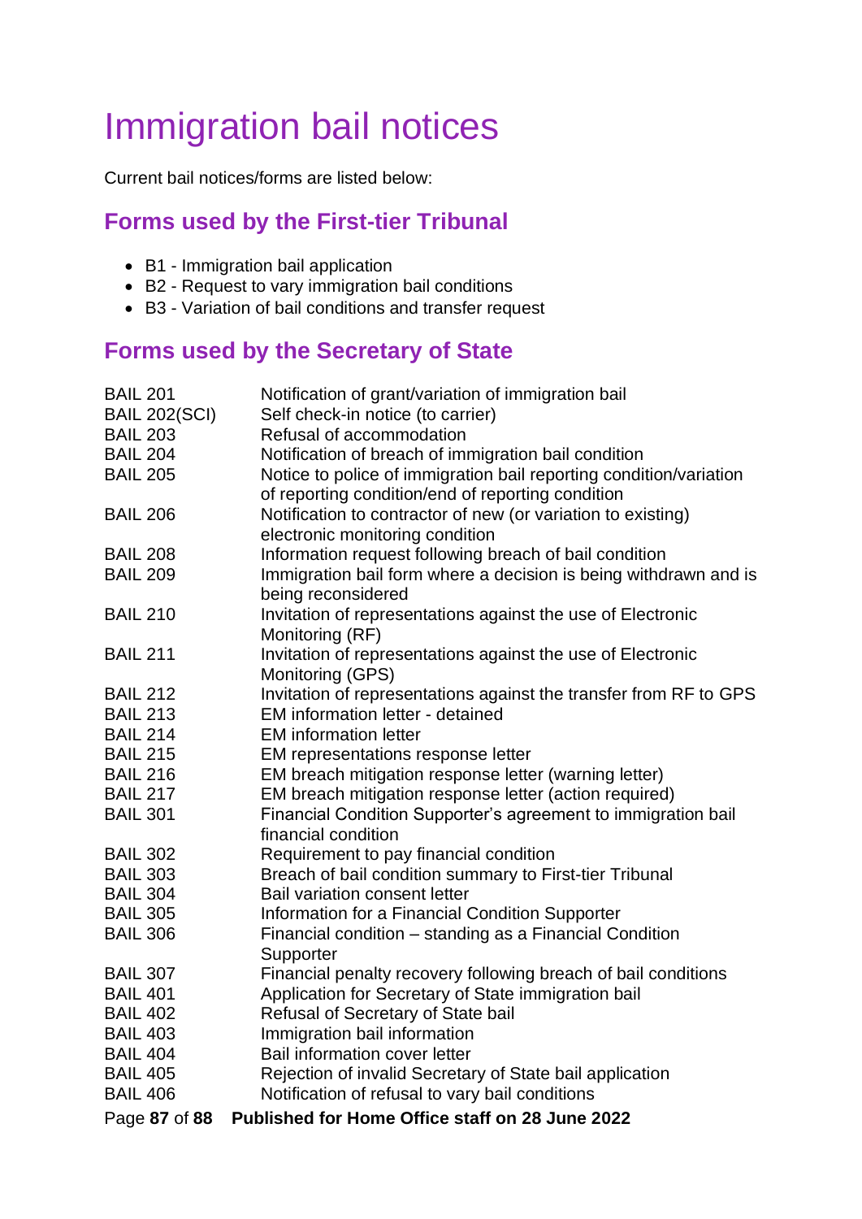# Immigration bail notices

Current bail notices/forms are listed below:

## Forms used by the First-tier Tribunal

- B1 - Immigration bail application
- B2 - Request to vary immigration bail conditions
- B3 - Variation of bail conditions and transfer request

## Forms used by the Secretary of State

| | |
|---|---|
| BAIL 201 | Notification of grant/variation of immigration bail |
| BAIL 202(SCI) | Self check-in notice (to carrier) |
| BAIL 203 | Refusal of accommodation |
| BAIL 204 | Notification of breach of immigration bail condition |
| BAIL 205 | Notice to police of immigration bail reporting condition/variation of reporting condition/end of reporting condition |
| BAIL 206 | Notification to contractor of new (or variation to existing) electronic monitoring condition |
| BAIL 208 | Information request following breach of bail condition |
| BAIL 209 | Immigration bail form where a decision is being withdrawn and is being reconsidered |
| BAIL 210 | Invitation of representations against the use of Electronic Monitoring (RF) |
| BAIL 211 | Invitation of representations against the use of Electronic Monitoring (GPS) |
| BAIL 212 | Invitation of representations against the transfer from RF to GPS |
| BAIL 213 | EM information letter - detained |
| BAIL 214 | EM information letter |
| BAIL 215 | EM representations response letter |
| BAIL 216 | EM breach mitigation response letter (warning letter) |
| BAIL 217 | EM breach mitigation response letter (action required) |
| BAIL 301 | Financial Condition Supporter's agreement to immigration bail financial condition |
| BAIL 302 | Requirement to pay financial condition |
| BAIL 303 | Breach of bail condition summary to First-tier Tribunal |
| BAIL 304 | Bail variation consent letter |
| BAIL 305 | Information for a Financial Condition Supporter |
| BAIL 306 | Financial condition – standing as a Financial Condition Supporter |
| BAIL 307 | Financial penalty recovery following breach of bail conditions |
| BAIL 401 | Application for Secretary of State immigration bail |
| BAIL 402 | Refusal of Secretary of State bail |
| BAIL 403 | Immigration bail information |
| BAIL 404 | Bail information cover letter |
| BAIL 405 | Rejection of invalid Secretary of State bail application |
| BAIL 406 | Notification of refusal to vary bail conditions |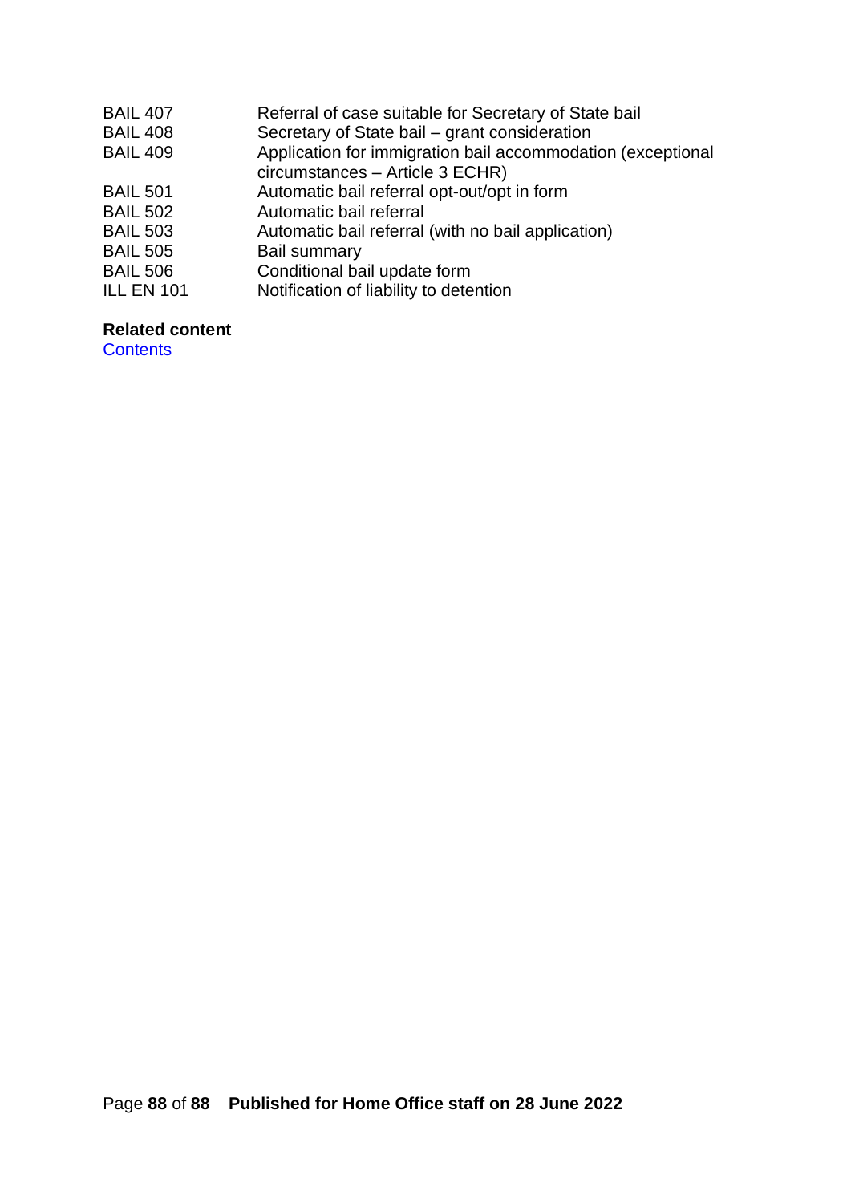| | |
|---|---|
| BAIL 407 | Referral of case suitable for Secretary of State bail |
| BAIL 408 | Secretary of State bail – grant consideration |
| BAIL 409 | Application for immigration bail accommodation (exceptional circumstances – Article 3 ECHR) |
| BAIL 501 | Automatic bail referral opt-out/opt in form |
| BAIL 502 | Automatic bail referral |
| BAIL 503 | Automatic bail referral (with no bail application) |
| BAIL 505 | Bail summary |
| BAIL 506 | Conditional bail update form |
| ILL EN 101 | Notification of liability to detention |

**Related content**

[Contents]